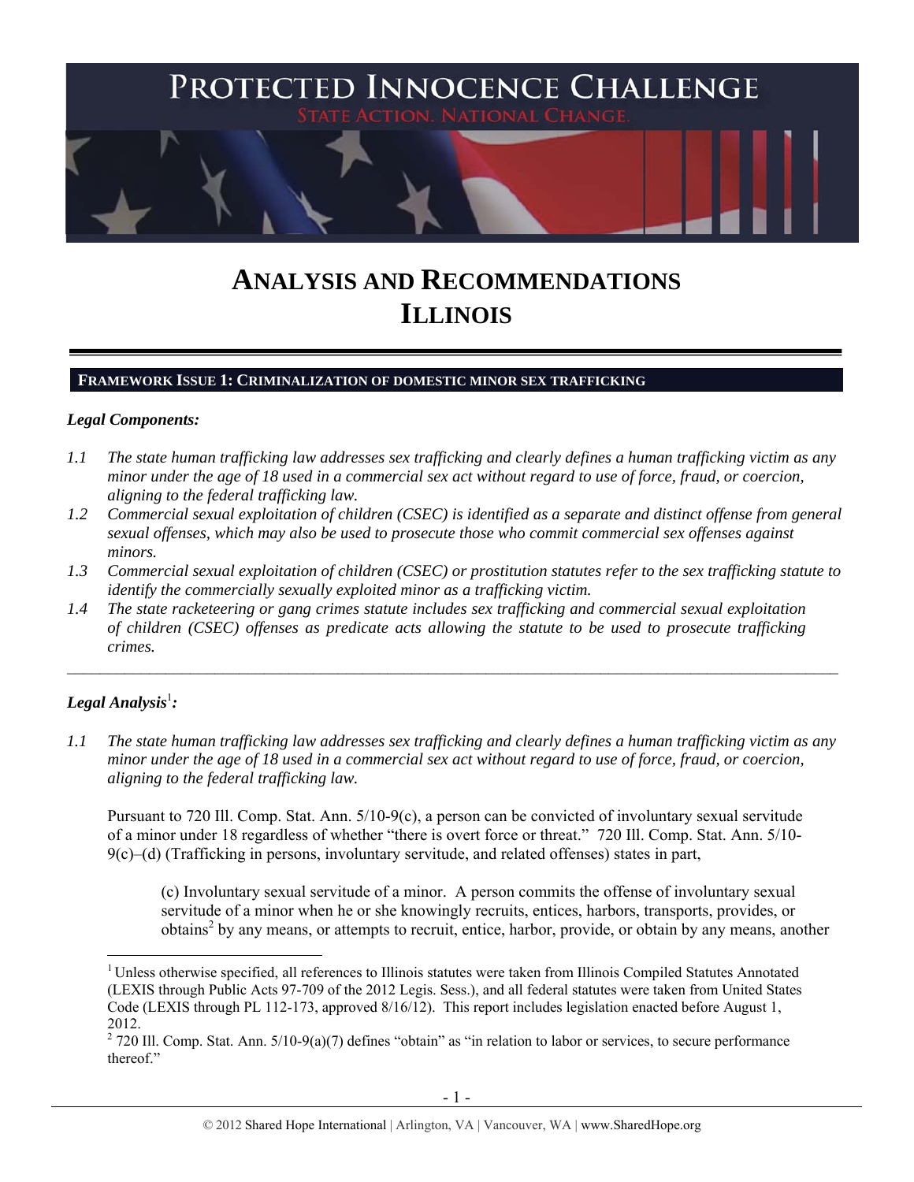# PROTECTED INNOCENCE CHALLENGE

STATE ACTION. NATIONAL CHANGE.

# ANALYSIS AND RECOMMENDATIONS
# ILLINOIS

## FRAMEWORK ISSUE 1: CRIMINALIZATION OF DOMESTIC MINOR SEX TRAFFICKING

***Legal Components:***

*1.1 The state human trafficking law addresses sex trafficking and clearly defines a human trafficking victim as any minor under the age of 18 used in a commercial sex act without regard to use of force, fraud, or coercion, aligning to the federal trafficking law.*

*1.2 Commercial sexual exploitation of children (CSEC) is identified as a separate and distinct offense from general sexual offenses, which may also be used to prosecute those who commit commercial sex offenses against minors.*

*1.3 Commercial sexual exploitation of children (CSEC) or prostitution statutes refer to the sex trafficking statute to identify the commercially sexually exploited minor as a trafficking victim.*

*1.4 The state racketeering or gang crimes statute includes sex trafficking and commercial sexual exploitation of children (CSEC) offenses as predicate acts allowing the statute to be used to prosecute trafficking crimes.*

---

***Legal Analysis*[1]*:***

*1.1 The state human trafficking law addresses sex trafficking and clearly defines a human trafficking victim as any minor under the age of 18 used in a commercial sex act without regard to use of force, fraud, or coercion, aligning to the federal trafficking law.*

Pursuant to 720 Ill. Comp. Stat. Ann. 5/10-9(c), a person can be convicted of involuntary sexual servitude of a minor under 18 regardless of whether "there is overt force or threat." 720 Ill. Comp. Stat. Ann. 5/10-9(c)–(d) (Trafficking in persons, involuntary servitude, and related offenses) states in part,

> (c) Involuntary sexual servitude of a minor. A person commits the offense of involuntary sexual servitude of a minor when he or she knowingly recruits, entices, harbors, transports, provides, or obtains[2] by any means, or attempts to recruit, entice, harbor, provide, or obtain by any means, another

---

[1] Unless otherwise specified, all references to Illinois statutes were taken from Illinois Compiled Statutes Annotated (LEXIS through Public Acts 97-709 of the 2012 Legis. Sess.), and all federal statutes were taken from United States Code (LEXIS through PL 112-173, approved 8/16/12). This report includes legislation enacted before August 1, 2012.

[2] 720 Ill. Comp. Stat. Ann. 5/10-9(a)(7) defines "obtain" as "in relation to labor or services, to secure performance thereof."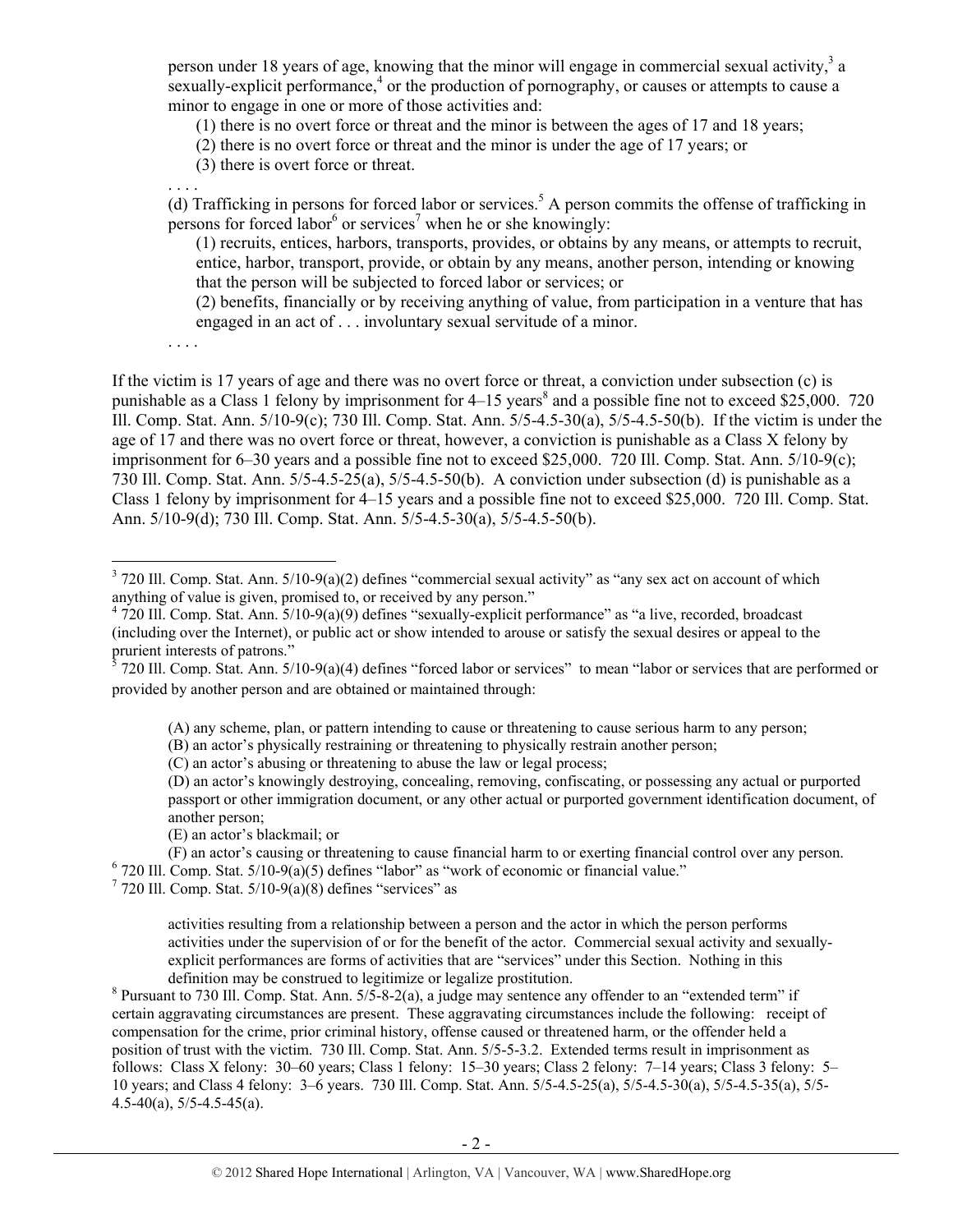person under 18 years of age, knowing that the minor will engage in commercial sexual activity,[3] a sexually-explicit performance,[4] or the production of pornography, or causes or attempts to cause a minor to engage in one or more of those activities and:

> (1) there is no overt force or threat and the minor is between the ages of 17 and 18 years;
>
> (2) there is no overt force or threat and the minor is under the age of 17 years; or
>
> (3) there is overt force or threat.

. . . .

(d) Trafficking in persons for forced labor or services.[5] A person commits the offense of trafficking in persons for forced labor[6] or services[7] when he or she knowingly:

> (1) recruits, entices, harbors, transports, provides, or obtains by any means, or attempts to recruit, entice, harbor, transport, provide, or obtain by any means, another person, intending or knowing that the person will be subjected to forced labor or services; or
>
> (2) benefits, financially or by receiving anything of value, from participation in a venture that has engaged in an act of . . . involuntary sexual servitude of a minor.

. . . .

If the victim is 17 years of age and there was no overt force or threat, a conviction under subsection (c) is punishable as a Class 1 felony by imprisonment for 4–15 years[8] and a possible fine not to exceed $25,000. 720 Ill. Comp. Stat. Ann. 5/10-9(c); 730 Ill. Comp. Stat. Ann. 5/5-4.5-30(a), 5/5-4.5-50(b). If the victim is under the age of 17 and there was no overt force or threat, however, a conviction is punishable as a Class X felony by imprisonment for 6–30 years and a possible fine not to exceed $25,000. 720 Ill. Comp. Stat. Ann. 5/10-9(c); 730 Ill. Comp. Stat. Ann. 5/5-4.5-25(a), 5/5-4.5-50(b). A conviction under subsection (d) is punishable as a Class 1 felony by imprisonment for 4–15 years and a possible fine not to exceed $25,000. 720 Ill. Comp. Stat. Ann. 5/10-9(d); 730 Ill. Comp. Stat. Ann. 5/5-4.5-30(a), 5/5-4.5-50(b).

---

[3] 720 Ill. Comp. Stat. Ann. 5/10-9(a)(2) defines "commercial sexual activity" as "any sex act on account of which anything of value is given, promised to, or received by any person."

[4] 720 Ill. Comp. Stat. Ann. 5/10-9(a)(9) defines "sexually-explicit performance" as "a live, recorded, broadcast (including over the Internet), or public act or show intended to arouse or satisfy the sexual desires or appeal to the prurient interests of patrons."

[5] 720 Ill. Comp. Stat. Ann. 5/10-9(a)(4) defines "forced labor or services" to mean "labor or services that are performed or provided by another person and are obtained or maintained through:

> (A) any scheme, plan, or pattern intending to cause or threatening to cause serious harm to any person;
>
> (B) an actor's physically restraining or threatening to physically restrain another person;
>
> (C) an actor's abusing or threatening to abuse the law or legal process;
>
> (D) an actor's knowingly destroying, concealing, removing, confiscating, or possessing any actual or purported passport or other immigration document, or any other actual or purported government identification document, of another person;
>
> (E) an actor's blackmail; or
>
> (F) an actor's causing or threatening to cause financial harm to or exerting financial control over any person.

[6] 720 Ill. Comp. Stat. 5/10-9(a)(5) defines "labor" as "work of economic or financial value."

[7] 720 Ill. Comp. Stat. 5/10-9(a)(8) defines "services" as

> activities resulting from a relationship between a person and the actor in which the person performs activities under the supervision of or for the benefit of the actor. Commercial sexual activity and sexually-explicit performances are forms of activities that are "services" under this Section. Nothing in this definition may be construed to legitimize or legalize prostitution.

[8] Pursuant to 730 Ill. Comp. Stat. Ann. 5/5-8-2(a), a judge may sentence any offender to an "extended term" if certain aggravating circumstances are present. These aggravating circumstances include the following: receipt of compensation for the crime, prior criminal history, offense caused or threatened harm, or the offender held a position of trust with the victim. 730 Ill. Comp. Stat. Ann. 5/5-5-3.2. Extended terms result in imprisonment as follows: Class X felony: 30–60 years; Class 1 felony: 15–30 years; Class 2 felony: 7–14 years; Class 3 felony: 5–10 years; and Class 4 felony: 3–6 years. 730 Ill. Comp. Stat. Ann. 5/5-4.5-25(a), 5/5-4.5-30(a), 5/5-4.5-35(a), 5/5-4.5-40(a), 5/5-4.5-45(a).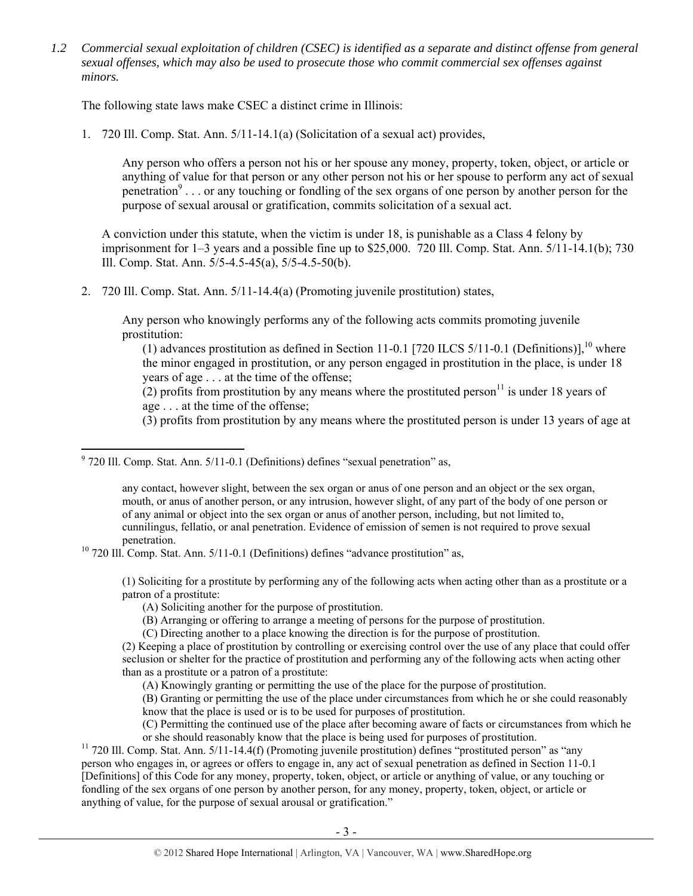*1.2 Commercial sexual exploitation of children (CSEC) is identified as a separate and distinct offense from general sexual offenses, which may also be used to prosecute those who commit commercial sex offenses against minors.*

The following state laws make CSEC a distinct crime in Illinois:

1. 720 Ill. Comp. Stat. Ann. 5/11-14.1(a) (Solicitation of a sexual act) provides,

 Any person who offers a person not his or her spouse any money, property, token, object, or article or anything of value for that person or any other person not his or her spouse to perform any act of sexual penetration[9] . . . or any touching or fondling of the sex organs of one person by another person for the purpose of sexual arousal or gratification, commits solicitation of a sexual act.

 A conviction under this statute, when the victim is under 18, is punishable as a Class 4 felony by imprisonment for 1–3 years and a possible fine up to $25,000. 720 Ill. Comp. Stat. Ann. 5/11-14.1(b); 730 Ill. Comp. Stat. Ann. 5/5-4.5-45(a), 5/5-4.5-50(b).

2. 720 Ill. Comp. Stat. Ann. 5/11-14.4(a) (Promoting juvenile prostitution) states,

 Any person who knowingly performs any of the following acts commits promoting juvenile prostitution:

 (1) advances prostitution as defined in Section 11-0.1 [720 ILCS 5/11-0.1 (Definitions)],[10] where the minor engaged in prostitution, or any person engaged in prostitution in the place, is under 18 years of age . . . at the time of the offense;

 (2) profits from prostitution by any means where the prostituted person[11] is under 18 years of age . . . at the time of the offense;

 (3) profits from prostitution by any means where the prostituted person is under 13 years of age at

---

[9] 720 Ill. Comp. Stat. Ann. 5/11-0.1 (Definitions) defines "sexual penetration" as,

> any contact, however slight, between the sex organ or anus of one person and an object or the sex organ, mouth, or anus of another person, or any intrusion, however slight, of any part of the body of one person or of any animal or object into the sex organ or anus of another person, including, but not limited to, cunnilingus, fellatio, or anal penetration. Evidence of emission of semen is not required to prove sexual penetration.

[10] 720 Ill. Comp. Stat. Ann. 5/11-0.1 (Definitions) defines "advance prostitution" as,

> (1) Soliciting for a prostitute by performing any of the following acts when acting other than as a prostitute or a patron of a prostitute:
> (A) Soliciting another for the purpose of prostitution.
> (B) Arranging or offering to arrange a meeting of persons for the purpose of prostitution.
> (C) Directing another to a place knowing the direction is for the purpose of prostitution.
> (2) Keeping a place of prostitution by controlling or exercising control over the use of any place that could offer seclusion or shelter for the practice of prostitution and performing any of the following acts when acting other than as a prostitute or a patron of a prostitute:
> (A) Knowingly granting or permitting the use of the place for the purpose of prostitution.
> (B) Granting or permitting the use of the place under circumstances from which he or she could reasonably know that the place is used or is to be used for purposes of prostitution.
> (C) Permitting the continued use of the place after becoming aware of facts or circumstances from which he or she should reasonably know that the place is being used for purposes of prostitution.

[11] 720 Ill. Comp. Stat. Ann. 5/11-14.4(f) (Promoting juvenile prostitution) defines "prostituted person" as "any person who engages in, or agrees or offers to engage in, any act of sexual penetration as defined in Section 11-0.1 [Definitions] of this Code for any money, property, token, object, or article or anything of value, or any touching or fondling of the sex organs of one person by another person, for any money, property, token, object, or article or anything of value, for the purpose of sexual arousal or gratification."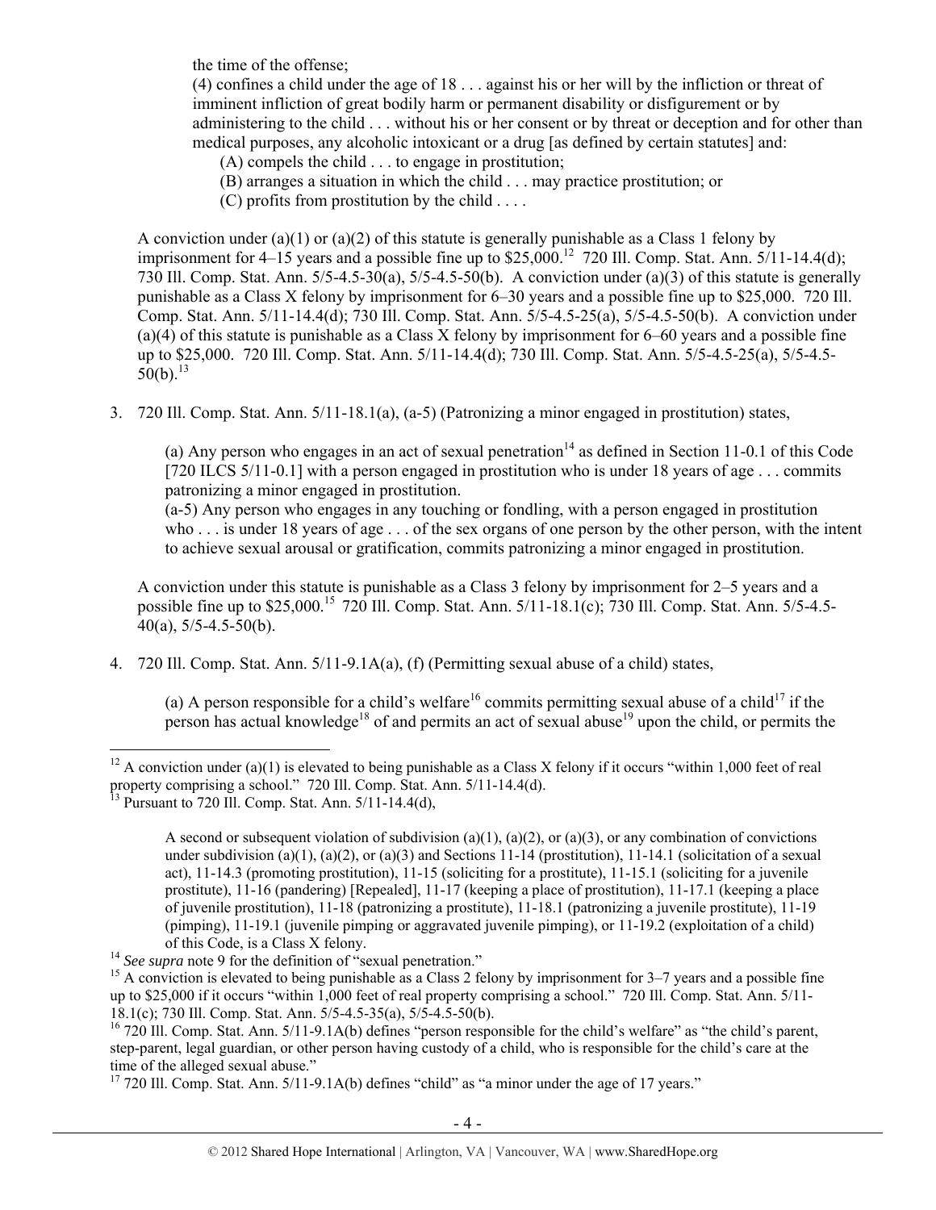the time of the offense;

(4) confines a child under the age of 18 . . . against his or her will by the infliction or threat of imminent infliction of great bodily harm or permanent disability or disfigurement or by administering to the child . . . without his or her consent or by threat or deception and for other than medical purposes, any alcoholic intoxicant or a drug [as defined by certain statutes] and:

(A) compels the child . . . to engage in prostitution;

(B) arranges a situation in which the child . . . may practice prostitution; or

(C) profits from prostitution by the child . . . .

A conviction under (a)(1) or (a)(2) of this statute is generally punishable as a Class 1 felony by imprisonment for 4–15 years and a possible fine up to $25,000.[12] 720 Ill. Comp. Stat. Ann. 5/11-14.4(d); 730 Ill. Comp. Stat. Ann. 5/5-4.5-30(a), 5/5-4.5-50(b). A conviction under (a)(3) of this statute is generally punishable as a Class X felony by imprisonment for 6–30 years and a possible fine up to $25,000. 720 Ill. Comp. Stat. Ann. 5/11-14.4(d); 730 Ill. Comp. Stat. Ann. 5/5-4.5-25(a), 5/5-4.5-50(b). A conviction under (a)(4) of this statute is punishable as a Class X felony by imprisonment for 6–60 years and a possible fine up to $25,000. 720 Ill. Comp. Stat. Ann. 5/11-14.4(d); 730 Ill. Comp. Stat. Ann. 5/5-4.5-25(a), 5/5-4.5-50(b).[13]

3. 720 Ill. Comp. Stat. Ann. 5/11-18.1(a), (a-5) (Patronizing a minor engaged in prostitution) states,

(a) Any person who engages in an act of sexual penetration[14] as defined in Section 11-0.1 of this Code [720 ILCS 5/11-0.1] with a person engaged in prostitution who is under 18 years of age . . . commits patronizing a minor engaged in prostitution.

(a-5) Any person who engages in any touching or fondling, with a person engaged in prostitution who . . . is under 18 years of age . . . of the sex organs of one person by the other person, with the intent to achieve sexual arousal or gratification, commits patronizing a minor engaged in prostitution.

A conviction under this statute is punishable as a Class 3 felony by imprisonment for 2–5 years and a possible fine up to $25,000.[15] 720 Ill. Comp. Stat. Ann. 5/11-18.1(c); 730 Ill. Comp. Stat. Ann. 5/5-4.5-40(a), 5/5-4.5-50(b).

4. 720 Ill. Comp. Stat. Ann. 5/11-9.1A(a), (f) (Permitting sexual abuse of a child) states,

(a) A person responsible for a child's welfare[16] commits permitting sexual abuse of a child[17] if the person has actual knowledge[18] of and permits an act of sexual abuse[19] upon the child, or permits the

---

[12] A conviction under (a)(1) is elevated to being punishable as a Class X felony if it occurs "within 1,000 feet of real property comprising a school." 720 Ill. Comp. Stat. Ann. 5/11-14.4(d).

[13] Pursuant to 720 Ill. Comp. Stat. Ann. 5/11-14.4(d),

> A second or subsequent violation of subdivision (a)(1), (a)(2), or (a)(3), or any combination of convictions under subdivision (a)(1), (a)(2), or (a)(3) and Sections 11-14 (prostitution), 11-14.1 (solicitation of a sexual act), 11-14.3 (promoting prostitution), 11-15 (soliciting for a prostitute), 11-15.1 (soliciting for a juvenile prostitute), 11-16 (pandering) [Repealed], 11-17 (keeping a place of prostitution), 11-17.1 (keeping a place of juvenile prostitution), 11-18 (patronizing a prostitute), 11-18.1 (patronizing a juvenile prostitute), 11-19 (pimping), 11-19.1 (juvenile pimping or aggravated juvenile pimping), or 11-19.2 (exploitation of a child) of this Code, is a Class X felony.

[14] *See supra* note 9 for the definition of "sexual penetration."

[15] A conviction is elevated to being punishable as a Class 2 felony by imprisonment for 3–7 years and a possible fine up to $25,000 if it occurs "within 1,000 feet of real property comprising a school." 720 Ill. Comp. Stat. Ann. 5/11-18.1(c); 730 Ill. Comp. Stat. Ann. 5/5-4.5-35(a), 5/5-4.5-50(b).

[16] 720 Ill. Comp. Stat. Ann. 5/11-9.1A(b) defines "person responsible for the child's welfare" as "the child's parent, step-parent, legal guardian, or other person having custody of a child, who is responsible for the child's care at the time of the alleged sexual abuse."

[17] 720 Ill. Comp. Stat. Ann. 5/11-9.1A(b) defines "child" as "a minor under the age of 17 years."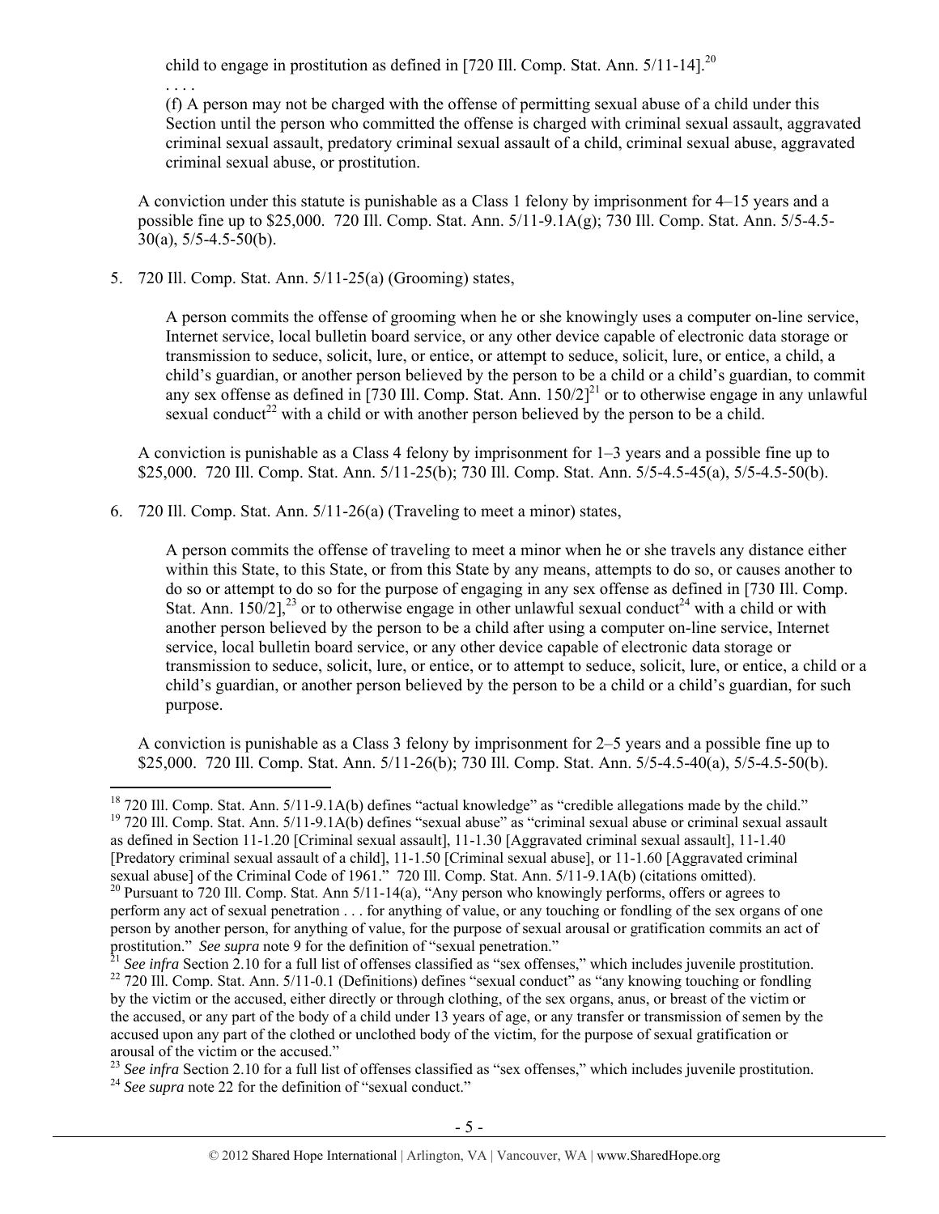child to engage in prostitution as defined in [720 Ill. Comp. Stat. Ann. 5/11-14].[20]

. . . .

(f) A person may not be charged with the offense of permitting sexual abuse of a child under this Section until the person who committed the offense is charged with criminal sexual assault, aggravated criminal sexual assault, predatory criminal sexual assault of a child, criminal sexual abuse, aggravated criminal sexual abuse, or prostitution.

A conviction under this statute is punishable as a Class 1 felony by imprisonment for 4–15 years and a possible fine up to $25,000. 720 Ill. Comp. Stat. Ann. 5/11-9.1A(g); 730 Ill. Comp. Stat. Ann. 5/5-4.5-30(a), 5/5-4.5-50(b).

5. 720 Ill. Comp. Stat. Ann. 5/11-25(a) (Grooming) states,

   A person commits the offense of grooming when he or she knowingly uses a computer on-line service, Internet service, local bulletin board service, or any other device capable of electronic data storage or transmission to seduce, solicit, lure, or entice, or attempt to seduce, solicit, lure, or entice, a child, a child's guardian, or another person believed by the person to be a child or a child's guardian, to commit any sex offense as defined in [730 Ill. Comp. Stat. Ann. 150/2][21] or to otherwise engage in any unlawful sexual conduct[22] with a child or with another person believed by the person to be a child.

   A conviction is punishable as a Class 4 felony by imprisonment for 1–3 years and a possible fine up to $25,000. 720 Ill. Comp. Stat. Ann. 5/11-25(b); 730 Ill. Comp. Stat. Ann. 5/5-4.5-45(a), 5/5-4.5-50(b).

6. 720 Ill. Comp. Stat. Ann. 5/11-26(a) (Traveling to meet a minor) states,

   A person commits the offense of traveling to meet a minor when he or she travels any distance either within this State, to this State, or from this State by any means, attempts to do so, or causes another to do so or attempt to do so for the purpose of engaging in any sex offense as defined in [730 Ill. Comp. Stat. Ann. 150/2],[23] or to otherwise engage in other unlawful sexual conduct[24] with a child or with another person believed by the person to be a child after using a computer on-line service, Internet service, local bulletin board service, or any other device capable of electronic data storage or transmission to seduce, solicit, lure, or entice, or to attempt to seduce, solicit, lure, or entice, a child or a child's guardian, or another person believed by the person to be a child or a child's guardian, for such purpose.

   A conviction is punishable as a Class 3 felony by imprisonment for 2–5 years and a possible fine up to $25,000. 720 Ill. Comp. Stat. Ann. 5/11-26(b); 730 Ill. Comp. Stat. Ann. 5/5-4.5-40(a), 5/5-4.5-50(b).

---

[18] 720 Ill. Comp. Stat. Ann. 5/11-9.1A(b) defines "actual knowledge" as "credible allegations made by the child."

[19] 720 Ill. Comp. Stat. Ann. 5/11-9.1A(b) defines "sexual abuse" as "criminal sexual abuse or criminal sexual assault as defined in Section 11-1.20 [Criminal sexual assault], 11-1.30 [Aggravated criminal sexual assault], 11-1.40 [Predatory criminal sexual assault of a child], 11-1.50 [Criminal sexual abuse], or 11-1.60 [Aggravated criminal sexual abuse] of the Criminal Code of 1961." 720 Ill. Comp. Stat. Ann. 5/11-9.1A(b) (citations omitted).

[20] Pursuant to 720 Ill. Comp. Stat. Ann 5/11-14(a), "Any person who knowingly performs, offers or agrees to perform any act of sexual penetration . . . for anything of value, or any touching or fondling of the sex organs of one person by another person, for anything of value, for the purpose of sexual arousal or gratification commits an act of prostitution." *See supra* note 9 for the definition of "sexual penetration."

[21] *See infra* Section 2.10 for a full list of offenses classified as "sex offenses," which includes juvenile prostitution.

[22] 720 Ill. Comp. Stat. Ann. 5/11-0.1 (Definitions) defines "sexual conduct" as "any knowing touching or fondling by the victim or the accused, either directly or through clothing, of the sex organs, anus, or breast of the victim or the accused, or any part of the body of a child under 13 years of age, or any transfer or transmission of semen by the accused upon any part of the clothed or unclothed body of the victim, for the purpose of sexual gratification or arousal of the victim or the accused."

[23] *See infra* Section 2.10 for a full list of offenses classified as "sex offenses," which includes juvenile prostitution.

[24] *See supra* note 22 for the definition of "sexual conduct."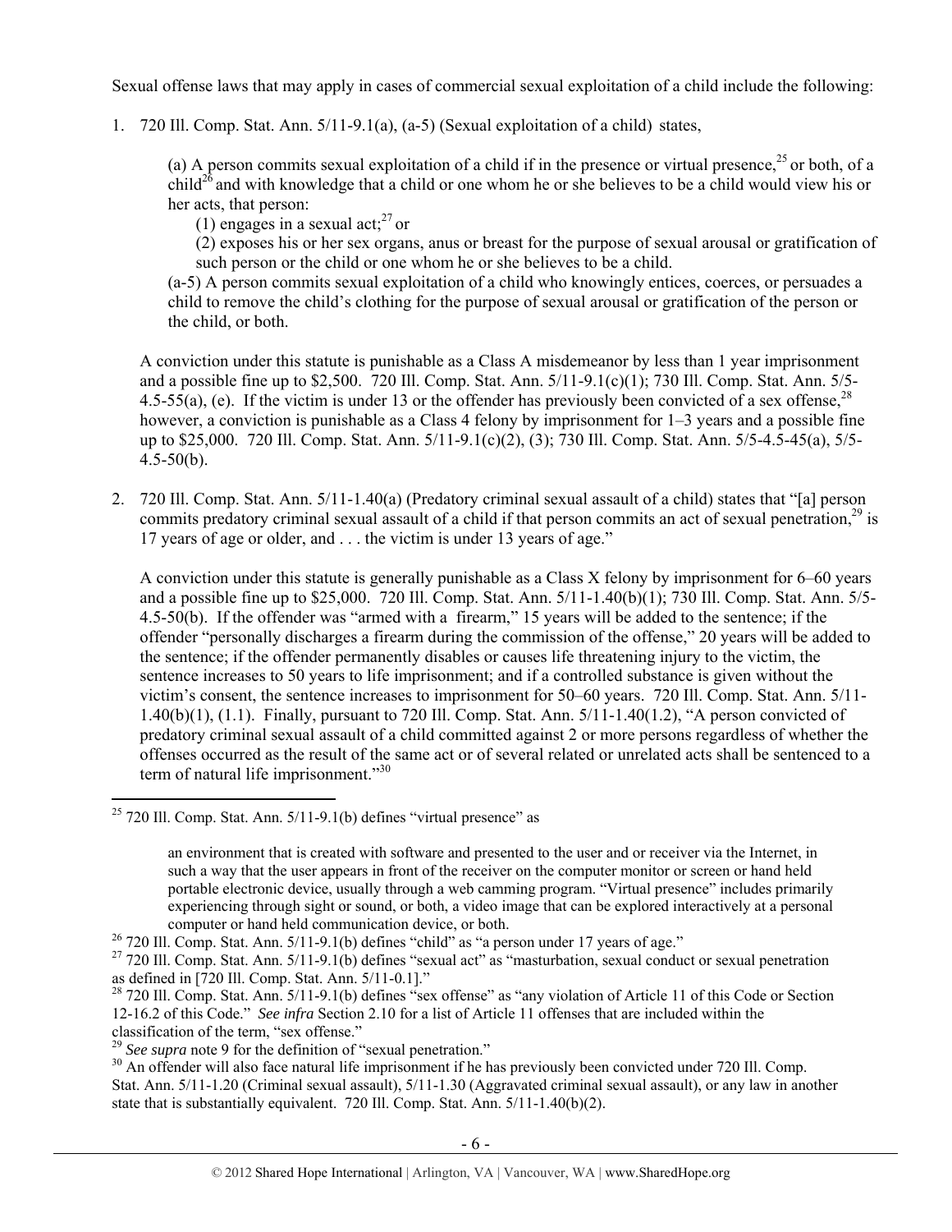Sexual offense laws that may apply in cases of commercial sexual exploitation of a child include the following:

1. 720 Ill. Comp. Stat. Ann. 5/11-9.1(a), (a-5) (Sexual exploitation of a child) states,

   > (a) A person commits sexual exploitation of a child if in the presence or virtual presence,[25] or both, of a child[26] and with knowledge that a child or one whom he or she believes to be a child would view his or her acts, that person:
   >
   > (1) engages in a sexual act;[27] or
   >
   > (2) exposes his or her sex organs, anus or breast for the purpose of sexual arousal or gratification of such person or the child or one whom he or she believes to be a child.
   >
   > (a-5) A person commits sexual exploitation of a child who knowingly entices, coerces, or persuades a child to remove the child's clothing for the purpose of sexual arousal or gratification of the person or the child, or both.

   A conviction under this statute is punishable as a Class A misdemeanor by less than 1 year imprisonment and a possible fine up to $2,500. 720 Ill. Comp. Stat. Ann. 5/11-9.1(c)(1); 730 Ill. Comp. Stat. Ann. 5/5-4.5-55(a), (e). If the victim is under 13 or the offender has previously been convicted of a sex offense,[28] however, a conviction is punishable as a Class 4 felony by imprisonment for 1–3 years and a possible fine up to $25,000. 720 Ill. Comp. Stat. Ann. 5/11-9.1(c)(2), (3); 730 Ill. Comp. Stat. Ann. 5/5-4.5-45(a), 5/5-4.5-50(b).

2. 720 Ill. Comp. Stat. Ann. 5/11-1.40(a) (Predatory criminal sexual assault of a child) states that "[a] person commits predatory criminal sexual assault of a child if that person commits an act of sexual penetration,[29] is 17 years of age or older, and . . . the victim is under 13 years of age."

   A conviction under this statute is generally punishable as a Class X felony by imprisonment for 6–60 years and a possible fine up to $25,000. 720 Ill. Comp. Stat. Ann. 5/11-1.40(b)(1); 730 Ill. Comp. Stat. Ann. 5/5-4.5-50(b). If the offender was "armed with a firearm," 15 years will be added to the sentence; if the offender "personally discharges a firearm during the commission of the offense," 20 years will be added to the sentence; if the offender permanently disables or causes life threatening injury to the victim, the sentence increases to 50 years to life imprisonment; and if a controlled substance is given without the victim's consent, the sentence increases to imprisonment for 50–60 years. 720 Ill. Comp. Stat. Ann. 5/11-1.40(b)(1), (1.1). Finally, pursuant to 720 Ill. Comp. Stat. Ann. 5/11-1.40(1.2), "A person convicted of predatory criminal sexual assault of a child committed against 2 or more persons regardless of whether the offenses occurred as the result of the same act or of several related or unrelated acts shall be sentenced to a term of natural life imprisonment."[30]

---

[25] 720 Ill. Comp. Stat. Ann. 5/11-9.1(b) defines "virtual presence" as

> an environment that is created with software and presented to the user and or receiver via the Internet, in such a way that the user appears in front of the receiver on the computer monitor or screen or hand held portable electronic device, usually through a web camming program. "Virtual presence" includes primarily experiencing through sight or sound, or both, a video image that can be explored interactively at a personal computer or hand held communication device, or both.

[26] 720 Ill. Comp. Stat. Ann. 5/11-9.1(b) defines "child" as "a person under 17 years of age."

[27] 720 Ill. Comp. Stat. Ann. 5/11-9.1(b) defines "sexual act" as "masturbation, sexual conduct or sexual penetration as defined in [720 Ill. Comp. Stat. Ann. 5/11-0.1]."

[28] 720 Ill. Comp. Stat. Ann. 5/11-9.1(b) defines "sex offense" as "any violation of Article 11 of this Code or Section 12-16.2 of this Code." *See infra* Section 2.10 for a list of Article 11 offenses that are included within the classification of the term, "sex offense."

[29] *See supra* note 9 for the definition of "sexual penetration."

[30] An offender will also face natural life imprisonment if he has previously been convicted under 720 Ill. Comp. Stat. Ann. 5/11-1.20 (Criminal sexual assault), 5/11-1.30 (Aggravated criminal sexual assault), or any law in another state that is substantially equivalent. 720 Ill. Comp. Stat. Ann. 5/11-1.40(b)(2).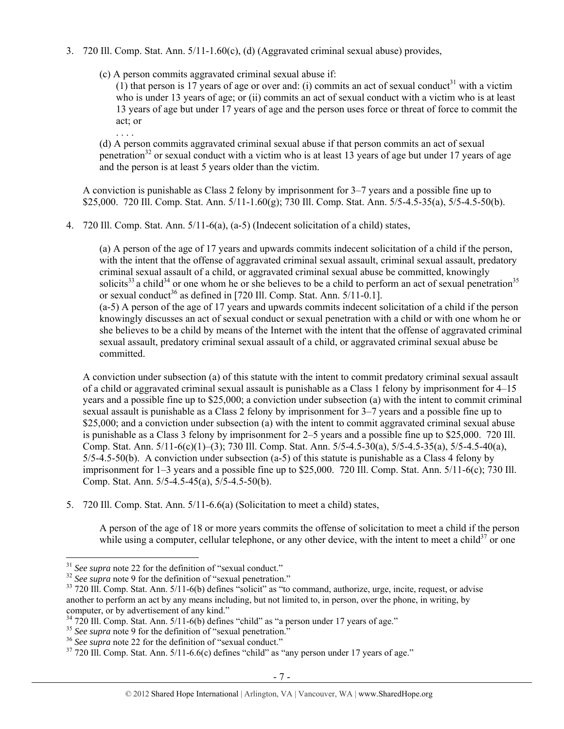3. 720 Ill. Comp. Stat. Ann. 5/11-1.60(c), (d) (Aggravated criminal sexual abuse) provides,

   (c) A person commits aggravated criminal sexual abuse if:
   
   (1) that person is 17 years of age or over and: (i) commits an act of sexual conduct[31] with a victim who is under 13 years of age; or (ii) commits an act of sexual conduct with a victim who is at least 13 years of age but under 17 years of age and the person uses force or threat of force to commit the act; or
   
   . . . .
   
   (d) A person commits aggravated criminal sexual abuse if that person commits an act of sexual penetration[32] or sexual conduct with a victim who is at least 13 years of age but under 17 years of age and the person is at least 5 years older than the victim.

   A conviction is punishable as Class 2 felony by imprisonment for 3–7 years and a possible fine up to $25,000. 720 Ill. Comp. Stat. Ann. 5/11-1.60(g); 730 Ill. Comp. Stat. Ann. 5/5-4.5-35(a), 5/5-4.5-50(b).

4. 720 Ill. Comp. Stat. Ann. 5/11-6(a), (a-5) (Indecent solicitation of a child) states,

   (a) A person of the age of 17 years and upwards commits indecent solicitation of a child if the person, with the intent that the offense of aggravated criminal sexual assault, criminal sexual assault, predatory criminal sexual assault of a child, or aggravated criminal sexual abuse be committed, knowingly solicits[33] a child[34] or one whom he or she believes to be a child to perform an act of sexual penetration[35] or sexual conduct[36] as defined in [720 Ill. Comp. Stat. Ann. 5/11-0.1].
   
   (a-5) A person of the age of 17 years and upwards commits indecent solicitation of a child if the person knowingly discusses an act of sexual conduct or sexual penetration with a child or with one whom he or she believes to be a child by means of the Internet with the intent that the offense of aggravated criminal sexual assault, predatory criminal sexual assault of a child, or aggravated criminal sexual abuse be committed.

   A conviction under subsection (a) of this statute with the intent to commit predatory criminal sexual assault of a child or aggravated criminal sexual assault is punishable as a Class 1 felony by imprisonment for 4–15 years and a possible fine up to $25,000; a conviction under subsection (a) with the intent to commit criminal sexual assault is punishable as a Class 2 felony by imprisonment for 3–7 years and a possible fine up to $25,000; and a conviction under subsection (a) with the intent to commit aggravated criminal sexual abuse is punishable as a Class 3 felony by imprisonment for 2–5 years and a possible fine up to $25,000. 720 Ill. Comp. Stat. Ann. 5/11-6(c)(1)–(3); 730 Ill. Comp. Stat. Ann. 5/5-4.5-30(a), 5/5-4.5-35(a), 5/5-4.5-40(a), 5/5-4.5-50(b). A conviction under subsection (a-5) of this statute is punishable as a Class 4 felony by imprisonment for 1–3 years and a possible fine up to $25,000. 720 Ill. Comp. Stat. Ann. 5/11-6(c); 730 Ill. Comp. Stat. Ann. 5/5-4.5-45(a), 5/5-4.5-50(b).

5. 720 Ill. Comp. Stat. Ann. 5/11-6.6(a) (Solicitation to meet a child) states,

   A person of the age of 18 or more years commits the offense of solicitation to meet a child if the person while using a computer, cellular telephone, or any other device, with the intent to meet a child[37] or one

---

[31] *See supra* note 22 for the definition of "sexual conduct."

[32] *See supra* note 9 for the definition of "sexual penetration."

[33] 720 Ill. Comp. Stat. Ann. 5/11-6(b) defines "solicit" as "to command, authorize, urge, incite, request, or advise another to perform an act by any means including, but not limited to, in person, over the phone, in writing, by computer, or by advertisement of any kind."

[34] 720 Ill. Comp. Stat. Ann. 5/11-6(b) defines "child" as "a person under 17 years of age."

[35] *See supra* note 9 for the definition of "sexual penetration."

[36] *See supra* note 22 for the definition of "sexual conduct."

[37] 720 Ill. Comp. Stat. Ann. 5/11-6.6(c) defines "child" as "any person under 17 years of age."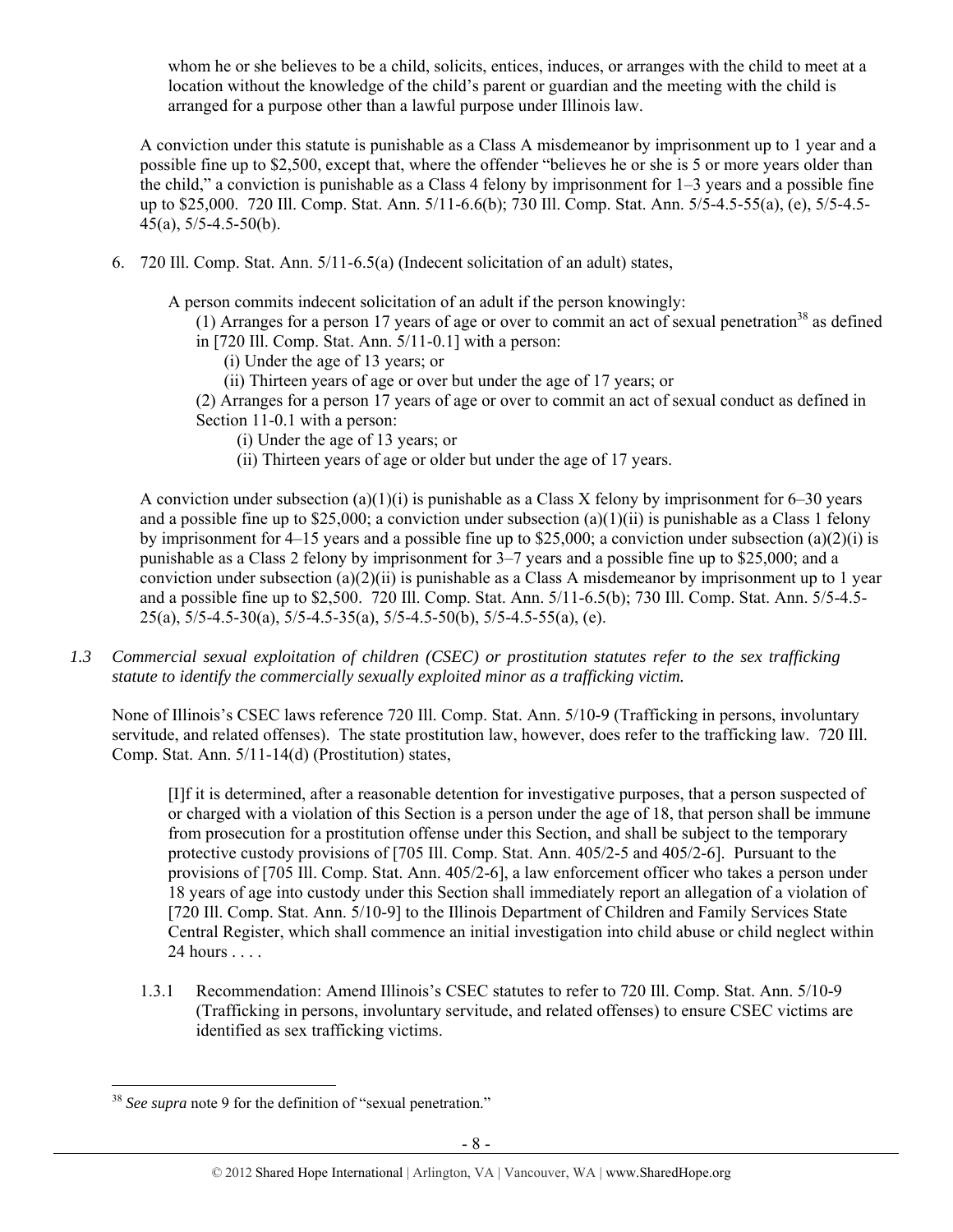whom he or she believes to be a child, solicits, entices, induces, or arranges with the child to meet at a location without the knowledge of the child's parent or guardian and the meeting with the child is arranged for a purpose other than a lawful purpose under Illinois law.

A conviction under this statute is punishable as a Class A misdemeanor by imprisonment up to 1 year and a possible fine up to $2,500, except that, where the offender "believes he or she is 5 or more years older than the child," a conviction is punishable as a Class 4 felony by imprisonment for 1–3 years and a possible fine up to $25,000. 720 Ill. Comp. Stat. Ann. 5/11-6.6(b); 730 Ill. Comp. Stat. Ann. 5/5-4.5-55(a), (e), 5/5-4.5-45(a), 5/5-4.5-50(b).

6. 720 Ill. Comp. Stat. Ann. 5/11-6.5(a) (Indecent solicitation of an adult) states,

   A person commits indecent solicitation of an adult if the person knowingly:
   (1) Arranges for a person 17 years of age or over to commit an act of sexual penetration[38] as defined in [720 Ill. Comp. Stat. Ann. 5/11-0.1] with a person:
   (i) Under the age of 13 years; or
   (ii) Thirteen years of age or over but under the age of 17 years; or
   (2) Arranges for a person 17 years of age or over to commit an act of sexual conduct as defined in Section 11-0.1 with a person:
   (i) Under the age of 13 years; or
   (ii) Thirteen years of age or older but under the age of 17 years.

   A conviction under subsection (a)(1)(i) is punishable as a Class X felony by imprisonment for 6–30 years and a possible fine up to $25,000; a conviction under subsection (a)(1)(ii) is punishable as a Class 1 felony by imprisonment for 4–15 years and a possible fine up to $25,000; a conviction under subsection (a)(2)(i) is punishable as a Class 2 felony by imprisonment for 3–7 years and a possible fine up to $25,000; and a conviction under subsection (a)(2)(ii) is punishable as a Class A misdemeanor by imprisonment up to 1 year and a possible fine up to $2,500. 720 Ill. Comp. Stat. Ann. 5/11-6.5(b); 730 Ill. Comp. Stat. Ann. 5/5-4.5-25(a), 5/5-4.5-30(a), 5/5-4.5-35(a), 5/5-4.5-50(b), 5/5-4.5-55(a), (e).

*1.3 Commercial sexual exploitation of children (CSEC) or prostitution statutes refer to the sex trafficking statute to identify the commercially sexually exploited minor as a trafficking victim.*

None of Illinois's CSEC laws reference 720 Ill. Comp. Stat. Ann. 5/10-9 (Trafficking in persons, involuntary servitude, and related offenses). The state prostitution law, however, does refer to the trafficking law. 720 Ill. Comp. Stat. Ann. 5/11-14(d) (Prostitution) states,

> [I]f it is determined, after a reasonable detention for investigative purposes, that a person suspected of or charged with a violation of this Section is a person under the age of 18, that person shall be immune from prosecution for a prostitution offense under this Section, and shall be subject to the temporary protective custody provisions of [705 Ill. Comp. Stat. Ann. 405/2-5 and 405/2-6]. Pursuant to the provisions of [705 Ill. Comp. Stat. Ann. 405/2-6], a law enforcement officer who takes a person under 18 years of age into custody under this Section shall immediately report an allegation of a violation of [720 Ill. Comp. Stat. Ann. 5/10-9] to the Illinois Department of Children and Family Services State Central Register, which shall commence an initial investigation into child abuse or child neglect within 24 hours . . . .

1.3.1 Recommendation: Amend Illinois's CSEC statutes to refer to 720 Ill. Comp. Stat. Ann. 5/10-9 (Trafficking in persons, involuntary servitude, and related offenses) to ensure CSEC victims are identified as sex trafficking victims.

---

[38] *See supra* note 9 for the definition of "sexual penetration."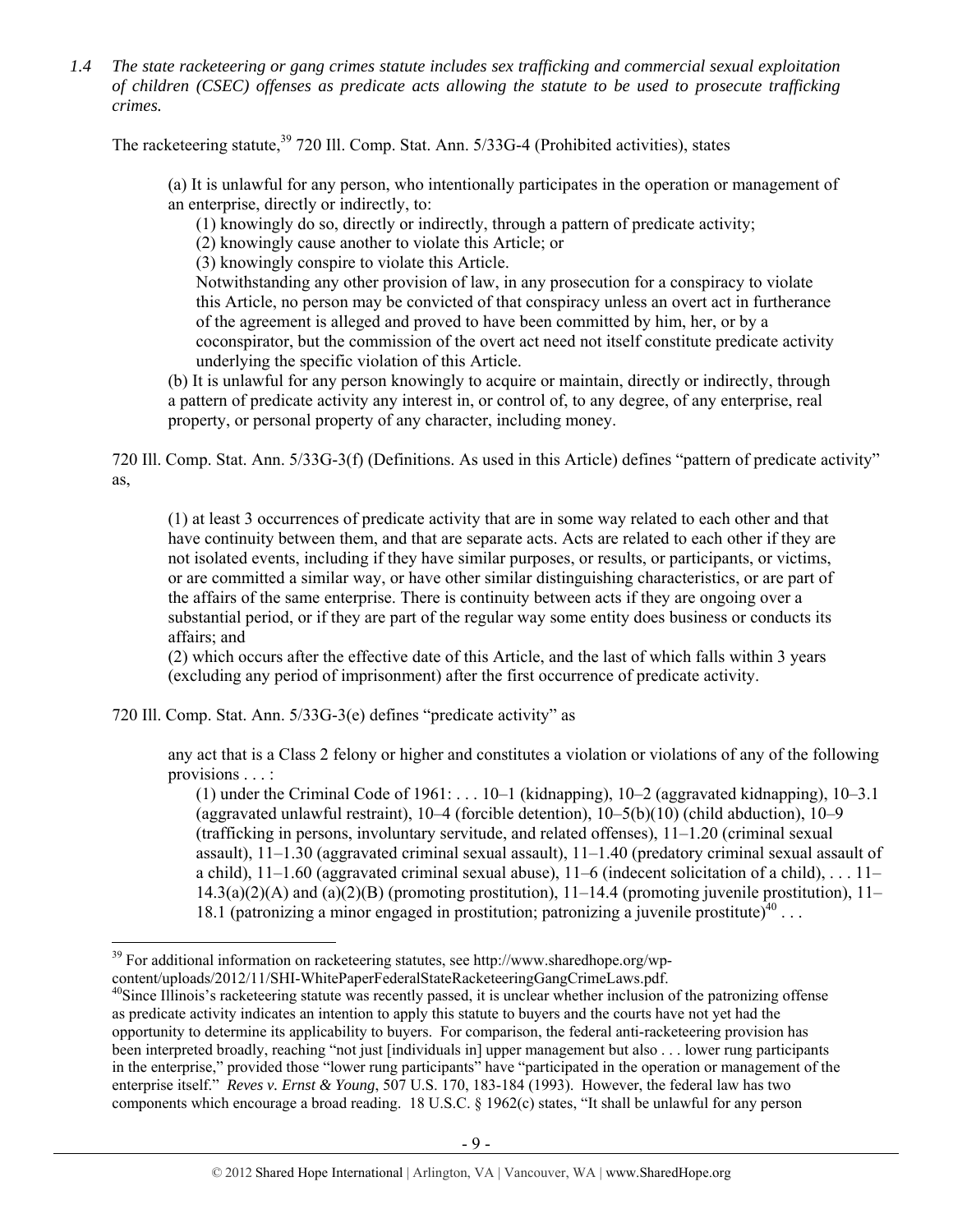*1.4 The state racketeering or gang crimes statute includes sex trafficking and commercial sexual exploitation of children (CSEC) offenses as predicate acts allowing the statute to be used to prosecute trafficking crimes.*

The racketeering statute,[39] 720 Ill. Comp. Stat. Ann. 5/33G-4 (Prohibited activities), states

> (a) It is unlawful for any person, who intentionally participates in the operation or management of an enterprise, directly or indirectly, to:
>
> (1) knowingly do so, directly or indirectly, through a pattern of predicate activity;
>
> (2) knowingly cause another to violate this Article; or
>
> (3) knowingly conspire to violate this Article.
>
> Notwithstanding any other provision of law, in any prosecution for a conspiracy to violate this Article, no person may be convicted of that conspiracy unless an overt act in furtherance of the agreement is alleged and proved to have been committed by him, her, or by a coconspirator, but the commission of the overt act need not itself constitute predicate activity underlying the specific violation of this Article.
>
> (b) It is unlawful for any person knowingly to acquire or maintain, directly or indirectly, through a pattern of predicate activity any interest in, or control of, to any degree, of any enterprise, real property, or personal property of any character, including money.

720 Ill. Comp. Stat. Ann. 5/33G-3(f) (Definitions. As used in this Article) defines "pattern of predicate activity" as,

> (1) at least 3 occurrences of predicate activity that are in some way related to each other and that have continuity between them, and that are separate acts. Acts are related to each other if they are not isolated events, including if they have similar purposes, or results, or participants, or victims, or are committed a similar way, or have other similar distinguishing characteristics, or are part of the affairs of the same enterprise. There is continuity between acts if they are ongoing over a substantial period, or if they are part of the regular way some entity does business or conducts its affairs; and
>
> (2) which occurs after the effective date of this Article, and the last of which falls within 3 years (excluding any period of imprisonment) after the first occurrence of predicate activity.

720 Ill. Comp. Stat. Ann. 5/33G-3(e) defines "predicate activity" as

> any act that is a Class 2 felony or higher and constitutes a violation or violations of any of the following provisions . . . :
>
> (1) under the Criminal Code of 1961: . . . 10–1 (kidnapping), 10–2 (aggravated kidnapping), 10–3.1 (aggravated unlawful restraint), 10–4 (forcible detention), 10–5(b)(10) (child abduction), 10–9 (trafficking in persons, involuntary servitude, and related offenses), 11–1.20 (criminal sexual assault), 11–1.30 (aggravated criminal sexual assault), 11–1.40 (predatory criminal sexual assault of a child), 11–1.60 (aggravated criminal sexual abuse), 11–6 (indecent solicitation of a child), . . . 11–14.3(a)(2)(A) and (a)(2)(B) (promoting prostitution), 11–14.4 (promoting juvenile prostitution), 11–18.1 (patronizing a minor engaged in prostitution; patronizing a juvenile prostitute)[40] . . .

---

[39] For additional information on racketeering statutes, see http://www.sharedhope.org/wp-content/uploads/2012/11/SHI-WhitePaperFederalStateRacketeeringGangCrimeLaws.pdf.

[40] Since Illinois's racketeering statute was recently passed, it is unclear whether inclusion of the patronizing offense as predicate activity indicates an intention to apply this statute to buyers and the courts have not yet had the opportunity to determine its applicability to buyers. For comparison, the federal anti-racketeering provision has been interpreted broadly, reaching "not just [individuals in] upper management but also . . . lower rung participants in the enterprise," provided those "lower rung participants" have "participated in the operation or management of the enterprise itself." *Reves v. Ernst & Young*, 507 U.S. 170, 183-184 (1993). However, the federal law has two components which encourage a broad reading. 18 U.S.C. § 1962(c) states, "It shall be unlawful for any person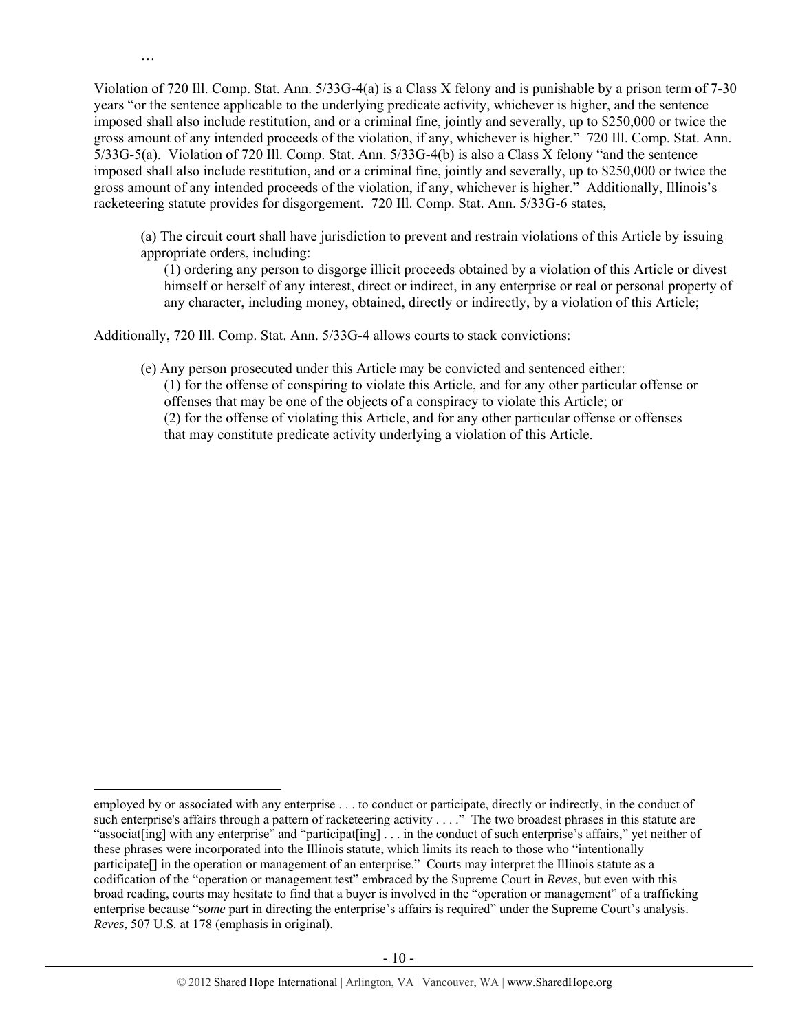…

Violation of 720 Ill. Comp. Stat. Ann. 5/33G-4(a) is a Class X felony and is punishable by a prison term of 7-30 years "or the sentence applicable to the underlying predicate activity, whichever is higher, and the sentence imposed shall also include restitution, and or a criminal fine, jointly and severally, up to $250,000 or twice the gross amount of any intended proceeds of the violation, if any, whichever is higher." 720 Ill. Comp. Stat. Ann. 5/33G-5(a). Violation of 720 Ill. Comp. Stat. Ann. 5/33G-4(b) is also a Class X felony "and the sentence imposed shall also include restitution, and or a criminal fine, jointly and severally, up to $250,000 or twice the gross amount of any intended proceeds of the violation, if any, whichever is higher." Additionally, Illinois's racketeering statute provides for disgorgement. 720 Ill. Comp. Stat. Ann. 5/33G-6 states,

> (a) The circuit court shall have jurisdiction to prevent and restrain violations of this Article by issuing appropriate orders, including:
>
> (1) ordering any person to disgorge illicit proceeds obtained by a violation of this Article or divest himself or herself of any interest, direct or indirect, in any enterprise or real or personal property of any character, including money, obtained, directly or indirectly, by a violation of this Article;

Additionally, 720 Ill. Comp. Stat. Ann. 5/33G-4 allows courts to stack convictions:

> (e) Any person prosecuted under this Article may be convicted and sentenced either:
>
> (1) for the offense of conspiring to violate this Article, and for any other particular offense or offenses that may be one of the objects of a conspiracy to violate this Article; or
>
> (2) for the offense of violating this Article, and for any other particular offense or offenses that may constitute predicate activity underlying a violation of this Article.

---

employed by or associated with any enterprise . . . to conduct or participate, directly or indirectly, in the conduct of such enterprise's affairs through a pattern of racketeering activity . . . ." The two broadest phrases in this statute are "associat[ing] with any enterprise" and "participat[ing] . . . in the conduct of such enterprise's affairs," yet neither of these phrases were incorporated into the Illinois statute, which limits its reach to those who "intentionally participate[] in the operation or management of an enterprise." Courts may interpret the Illinois statute as a codification of the "operation or management test" embraced by the Supreme Court in *Reves*, but even with this broad reading, courts may hesitate to find that a buyer is involved in the "operation or management" of a trafficking enterprise because "*some* part in directing the enterprise's affairs is required" under the Supreme Court's analysis. *Reves*, 507 U.S. at 178 (emphasis in original).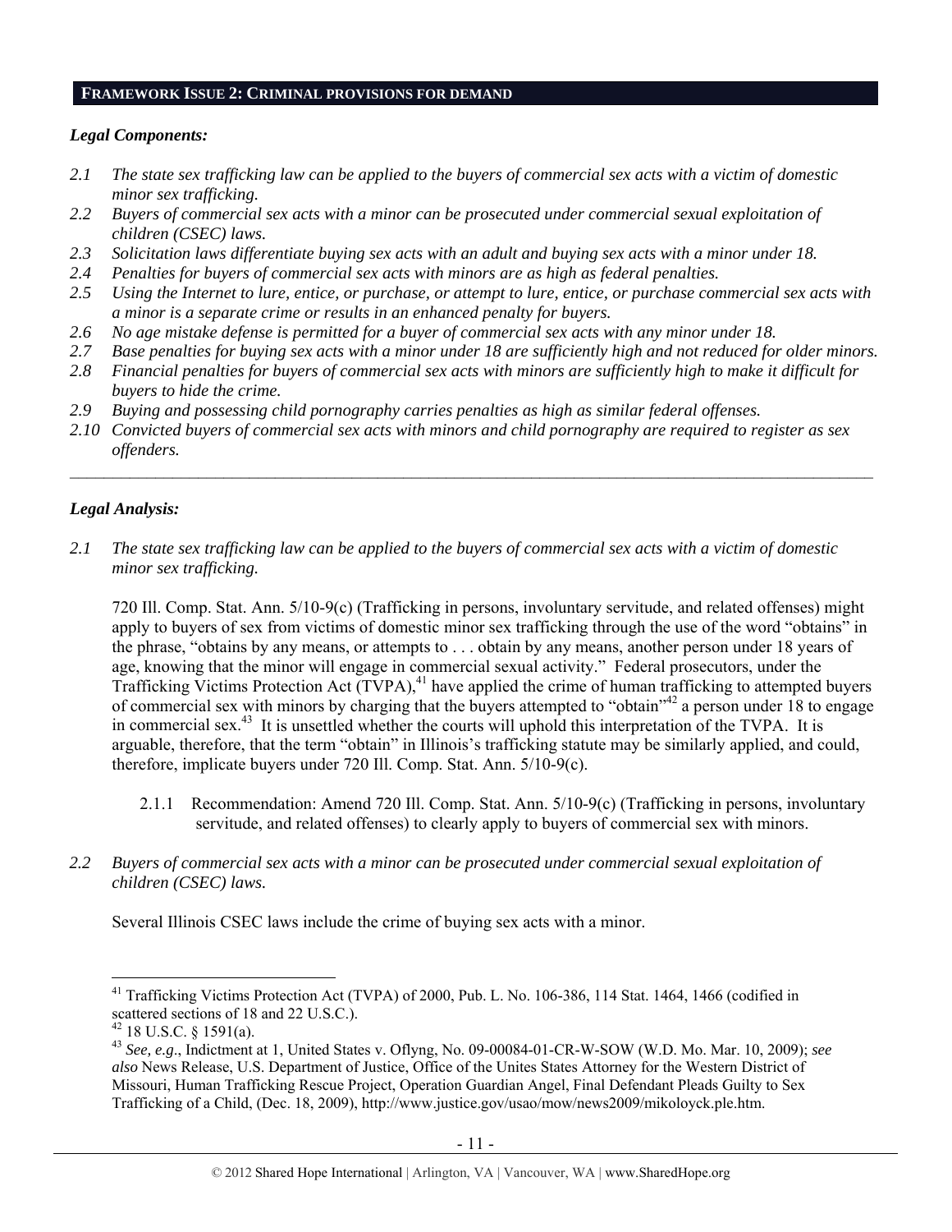## FRAMEWORK ISSUE 2: CRIMINAL PROVISIONS FOR DEMAND

### *Legal Components:*

*2.1 The state sex trafficking law can be applied to the buyers of commercial sex acts with a victim of domestic minor sex trafficking.*

*2.2 Buyers of commercial sex acts with a minor can be prosecuted under commercial sexual exploitation of children (CSEC) laws.*

*2.3 Solicitation laws differentiate buying sex acts with an adult and buying sex acts with a minor under 18.*

*2.4 Penalties for buyers of commercial sex acts with minors are as high as federal penalties.*

*2.5 Using the Internet to lure, entice, or purchase, or attempt to lure, entice, or purchase commercial sex acts with a minor is a separate crime or results in an enhanced penalty for buyers.*

*2.6 No age mistake defense is permitted for a buyer of commercial sex acts with any minor under 18.*

*2.7 Base penalties for buying sex acts with a minor under 18 are sufficiently high and not reduced for older minors.*

*2.8 Financial penalties for buyers of commercial sex acts with minors are sufficiently high to make it difficult for buyers to hide the crime.*

*2.9 Buying and possessing child pornography carries penalties as high as similar federal offenses.*

*2.10 Convicted buyers of commercial sex acts with minors and child pornography are required to register as sex offenders.*

---

### *Legal Analysis:*

*2.1 The state sex trafficking law can be applied to the buyers of commercial sex acts with a victim of domestic minor sex trafficking.*

720 Ill. Comp. Stat. Ann. 5/10-9(c) (Trafficking in persons, involuntary servitude, and related offenses) might apply to buyers of sex from victims of domestic minor sex trafficking through the use of the word "obtains" in the phrase, "obtains by any means, or attempts to . . . obtain by any means, another person under 18 years of age, knowing that the minor will engage in commercial sexual activity." Federal prosecutors, under the Trafficking Victims Protection Act (TVPA),[41] have applied the crime of human trafficking to attempted buyers of commercial sex with minors by charging that the buyers attempted to "obtain"[42] a person under 18 to engage in commercial sex.[43] It is unsettled whether the courts will uphold this interpretation of the TVPA. It is arguable, therefore, that the term "obtain" in Illinois's trafficking statute may be similarly applied, and could, therefore, implicate buyers under 720 Ill. Comp. Stat. Ann. 5/10-9(c).

2.1.1 Recommendation: Amend 720 Ill. Comp. Stat. Ann. 5/10-9(c) (Trafficking in persons, involuntary servitude, and related offenses) to clearly apply to buyers of commercial sex with minors.

*2.2 Buyers of commercial sex acts with a minor can be prosecuted under commercial sexual exploitation of children (CSEC) laws.*

Several Illinois CSEC laws include the crime of buying sex acts with a minor.

---

[41] Trafficking Victims Protection Act (TVPA) of 2000, Pub. L. No. 106-386, 114 Stat. 1464, 1466 (codified in scattered sections of 18 and 22 U.S.C.).

[42] 18 U.S.C. § 1591(a).

[43] *See, e.g*., Indictment at 1, United States v. Oflyng, No. 09-00084-01-CR-W-SOW (W.D. Mo. Mar. 10, 2009); *see also* News Release, U.S. Department of Justice, Office of the Unites States Attorney for the Western District of Missouri, Human Trafficking Rescue Project, Operation Guardian Angel, Final Defendant Pleads Guilty to Sex Trafficking of a Child, (Dec. 18, 2009), http://www.justice.gov/usao/mow/news2009/mikoloyck.ple.htm.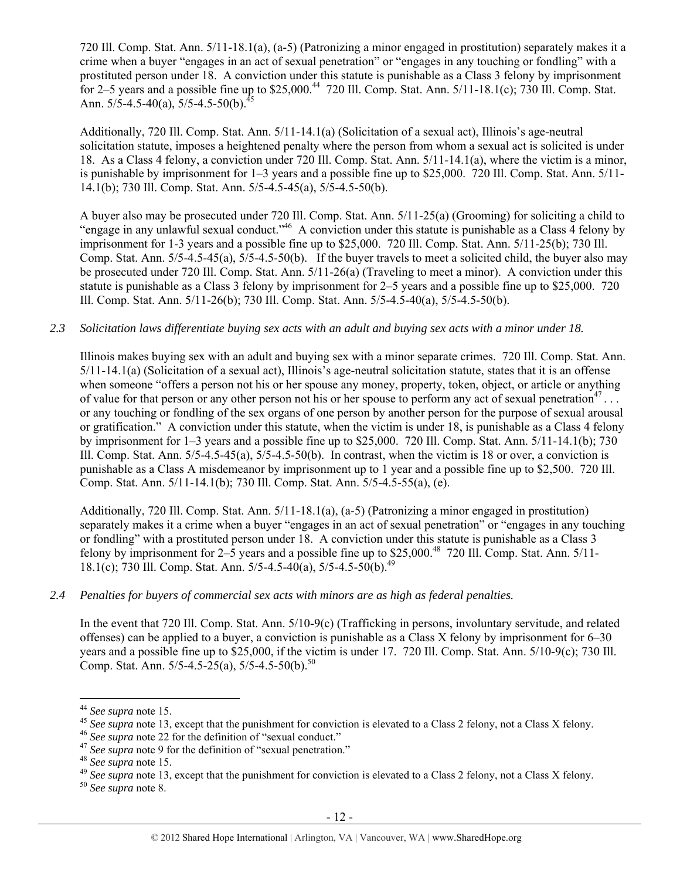720 Ill. Comp. Stat. Ann. 5/11-18.1(a), (a-5) (Patronizing a minor engaged in prostitution) separately makes it a crime when a buyer "engages in an act of sexual penetration" or "engages in any touching or fondling" with a prostituted person under 18. A conviction under this statute is punishable as a Class 3 felony by imprisonment for 2–5 years and a possible fine up to $25,000.[44] 720 Ill. Comp. Stat. Ann. 5/11-18.1(c); 730 Ill. Comp. Stat. Ann. 5/5-4.5-40(a), 5/5-4.5-50(b).[45]

Additionally, 720 Ill. Comp. Stat. Ann. 5/11-14.1(a) (Solicitation of a sexual act), Illinois's age-neutral solicitation statute, imposes a heightened penalty where the person from whom a sexual act is solicited is under 18. As a Class 4 felony, a conviction under 720 Ill. Comp. Stat. Ann. 5/11-14.1(a), where the victim is a minor, is punishable by imprisonment for 1–3 years and a possible fine up to $25,000. 720 Ill. Comp. Stat. Ann. 5/11-14.1(b); 730 Ill. Comp. Stat. Ann. 5/5-4.5-45(a), 5/5-4.5-50(b).

A buyer also may be prosecuted under 720 Ill. Comp. Stat. Ann. 5/11-25(a) (Grooming) for soliciting a child to "engage in any unlawful sexual conduct."[46] A conviction under this statute is punishable as a Class 4 felony by imprisonment for 1-3 years and a possible fine up to $25,000. 720 Ill. Comp. Stat. Ann. 5/11-25(b); 730 Ill. Comp. Stat. Ann. 5/5-4.5-45(a), 5/5-4.5-50(b). If the buyer travels to meet a solicited child, the buyer also may be prosecuted under 720 Ill. Comp. Stat. Ann. 5/11-26(a) (Traveling to meet a minor). A conviction under this statute is punishable as a Class 3 felony by imprisonment for 2–5 years and a possible fine up to $25,000. 720 Ill. Comp. Stat. Ann. 5/11-26(b); 730 Ill. Comp. Stat. Ann. 5/5-4.5-40(a), 5/5-4.5-50(b).

*2.3 Solicitation laws differentiate buying sex acts with an adult and buying sex acts with a minor under 18.*

Illinois makes buying sex with an adult and buying sex with a minor separate crimes. 720 Ill. Comp. Stat. Ann. 5/11-14.1(a) (Solicitation of a sexual act), Illinois's age-neutral solicitation statute, states that it is an offense when someone "offers a person not his or her spouse any money, property, token, object, or article or anything of value for that person or any other person not his or her spouse to perform any act of sexual penetration[47] . . . or any touching or fondling of the sex organs of one person by another person for the purpose of sexual arousal or gratification." A conviction under this statute, when the victim is under 18, is punishable as a Class 4 felony by imprisonment for 1–3 years and a possible fine up to $25,000. 720 Ill. Comp. Stat. Ann. 5/11-14.1(b); 730 Ill. Comp. Stat. Ann. 5/5-4.5-45(a), 5/5-4.5-50(b). In contrast, when the victim is 18 or over, a conviction is punishable as a Class A misdemeanor by imprisonment up to 1 year and a possible fine up to $2,500. 720 Ill. Comp. Stat. Ann. 5/11-14.1(b); 730 Ill. Comp. Stat. Ann. 5/5-4.5-55(a), (e).

Additionally, 720 Ill. Comp. Stat. Ann. 5/11-18.1(a), (a-5) (Patronizing a minor engaged in prostitution) separately makes it a crime when a buyer "engages in an act of sexual penetration" or "engages in any touching or fondling" with a prostituted person under 18. A conviction under this statute is punishable as a Class 3 felony by imprisonment for 2–5 years and a possible fine up to $25,000.[48] 720 Ill. Comp. Stat. Ann. 5/11-18.1(c); 730 Ill. Comp. Stat. Ann. 5/5-4.5-40(a), 5/5-4.5-50(b).[49]

*2.4 Penalties for buyers of commercial sex acts with minors are as high as federal penalties.*

In the event that 720 Ill. Comp. Stat. Ann. 5/10-9(c) (Trafficking in persons, involuntary servitude, and related offenses) can be applied to a buyer, a conviction is punishable as a Class X felony by imprisonment for 6–30 years and a possible fine up to $25,000, if the victim is under 17. 720 Ill. Comp. Stat. Ann. 5/10-9(c); 730 Ill. Comp. Stat. Ann. 5/5-4.5-25(a), 5/5-4.5-50(b).[50]

---

[44] *See supra* note 15.
[45] *See supra* note 13, except that the punishment for conviction is elevated to a Class 2 felony, not a Class X felony.
[46] *See supra* note 22 for the definition of "sexual conduct."
[47] *See supra* note 9 for the definition of "sexual penetration."
[48] *See supra* note 15.
[49] *See supra* note 13, except that the punishment for conviction is elevated to a Class 2 felony, not a Class X felony.
[50] *See supra* note 8.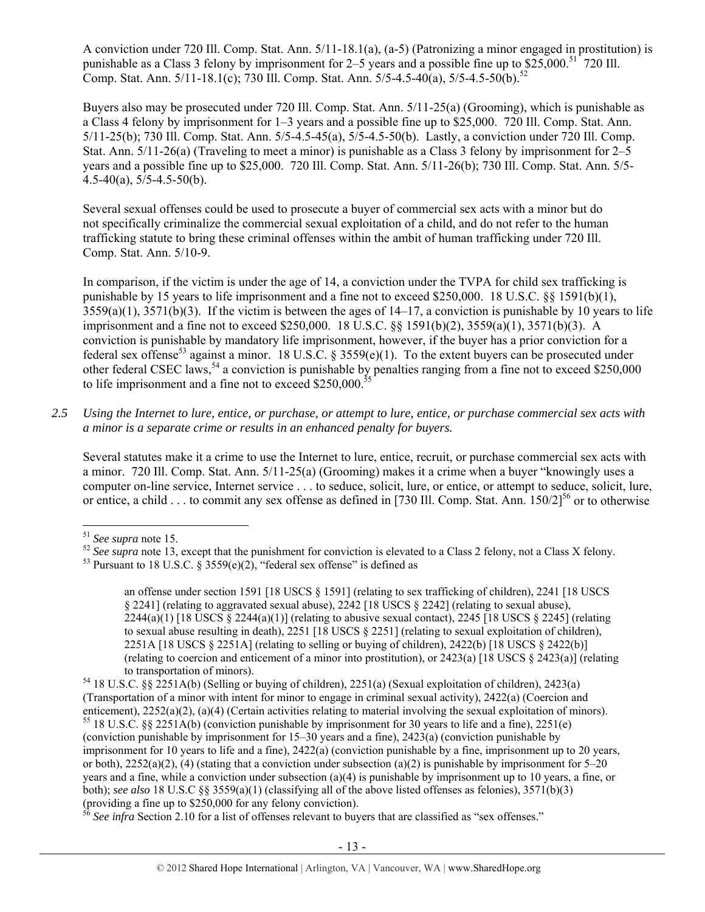A conviction under 720 Ill. Comp. Stat. Ann. 5/11-18.1(a), (a-5) (Patronizing a minor engaged in prostitution) is punishable as a Class 3 felony by imprisonment for 2–5 years and a possible fine up to $25,000.[51] 720 Ill. Comp. Stat. Ann. 5/11-18.1(c); 730 Ill. Comp. Stat. Ann. 5/5-4.5-40(a), 5/5-4.5-50(b).[52]

Buyers also may be prosecuted under 720 Ill. Comp. Stat. Ann. 5/11-25(a) (Grooming), which is punishable as a Class 4 felony by imprisonment for 1–3 years and a possible fine up to $25,000. 720 Ill. Comp. Stat. Ann. 5/11-25(b); 730 Ill. Comp. Stat. Ann. 5/5-4.5-45(a), 5/5-4.5-50(b). Lastly, a conviction under 720 Ill. Comp. Stat. Ann. 5/11-26(a) (Traveling to meet a minor) is punishable as a Class 3 felony by imprisonment for 2–5 years and a possible fine up to $25,000. 720 Ill. Comp. Stat. Ann. 5/11-26(b); 730 Ill. Comp. Stat. Ann. 5/5-4.5-40(a), 5/5-4.5-50(b).

Several sexual offenses could be used to prosecute a buyer of commercial sex acts with a minor but do not specifically criminalize the commercial sexual exploitation of a child, and do not refer to the human trafficking statute to bring these criminal offenses within the ambit of human trafficking under 720 Ill. Comp. Stat. Ann. 5/10-9.

In comparison, if the victim is under the age of 14, a conviction under the TVPA for child sex trafficking is punishable by 15 years to life imprisonment and a fine not to exceed $250,000. 18 U.S.C. §§ 1591(b)(1), 3559(a)(1), 3571(b)(3). If the victim is between the ages of 14–17, a conviction is punishable by 10 years to life imprisonment and a fine not to exceed $250,000. 18 U.S.C. §§ 1591(b)(2), 3559(a)(1), 3571(b)(3). A conviction is punishable by mandatory life imprisonment, however, if the buyer has a prior conviction for a federal sex offense[53] against a minor. 18 U.S.C. § 3559(e)(1). To the extent buyers can be prosecuted under other federal CSEC laws,[54] a conviction is punishable by penalties ranging from a fine not to exceed $250,000 to life imprisonment and a fine not to exceed $250,000.[55]

*2.5 Using the Internet to lure, entice, or purchase, or attempt to lure, entice, or purchase commercial sex acts with a minor is a separate crime or results in an enhanced penalty for buyers.*

Several statutes make it a crime to use the Internet to lure, entice, recruit, or purchase commercial sex acts with a minor. 720 Ill. Comp. Stat. Ann. 5/11-25(a) (Grooming) makes it a crime when a buyer "knowingly uses a computer on-line service, Internet service . . . to seduce, solicit, lure, or entice, or attempt to seduce, solicit, lure, or entice, a child . . . to commit any sex offense as defined in [730 Ill. Comp. Stat. Ann. 150/2][56] or to otherwise

---

[51] *See supra* note 15.

[52] *See supra* note 13, except that the punishment for conviction is elevated to a Class 2 felony, not a Class X felony.

[53] Pursuant to 18 U.S.C. § 3559(e)(2), "federal sex offense" is defined as

> an offense under section 1591 [18 USCS § 1591] (relating to sex trafficking of children), 2241 [18 USCS § 2241] (relating to aggravated sexual abuse), 2242 [18 USCS § 2242] (relating to sexual abuse), 2244(a)(1) [18 USCS § 2244(a)(1)] (relating to abusive sexual contact), 2245 [18 USCS § 2245] (relating to sexual abuse resulting in death), 2251 [18 USCS § 2251] (relating to sexual exploitation of children), 2251A [18 USCS § 2251A] (relating to selling or buying of children), 2422(b) [18 USCS § 2422(b)] (relating to coercion and enticement of a minor into prostitution), or 2423(a) [18 USCS § 2423(a)] (relating to transportation of minors).

[54] 18 U.S.C. §§ 2251A(b) (Selling or buying of children), 2251(a) (Sexual exploitation of children), 2423(a) (Transportation of a minor with intent for minor to engage in criminal sexual activity), 2422(a) (Coercion and enticement), 2252(a)(2), (a)(4) (Certain activities relating to material involving the sexual exploitation of minors).

[55] 18 U.S.C. §§ 2251A(b) (conviction punishable by imprisonment for 30 years to life and a fine), 2251(e) (conviction punishable by imprisonment for 15–30 years and a fine), 2423(a) (conviction punishable by imprisonment for 10 years to life and a fine), 2422(a) (conviction punishable by a fine, imprisonment up to 20 years, or both), 2252(a)(2), (4) (stating that a conviction under subsection (a)(2) is punishable by imprisonment for 5–20 years and a fine, while a conviction under subsection (a)(4) is punishable by imprisonment up to 10 years, a fine, or both); *see also* 18 U.S.C §§ 3559(a)(1) (classifying all of the above listed offenses as felonies), 3571(b)(3) (providing a fine up to $250,000 for any felony conviction).

[56] *See infra* Section 2.10 for a list of offenses relevant to buyers that are classified as "sex offenses."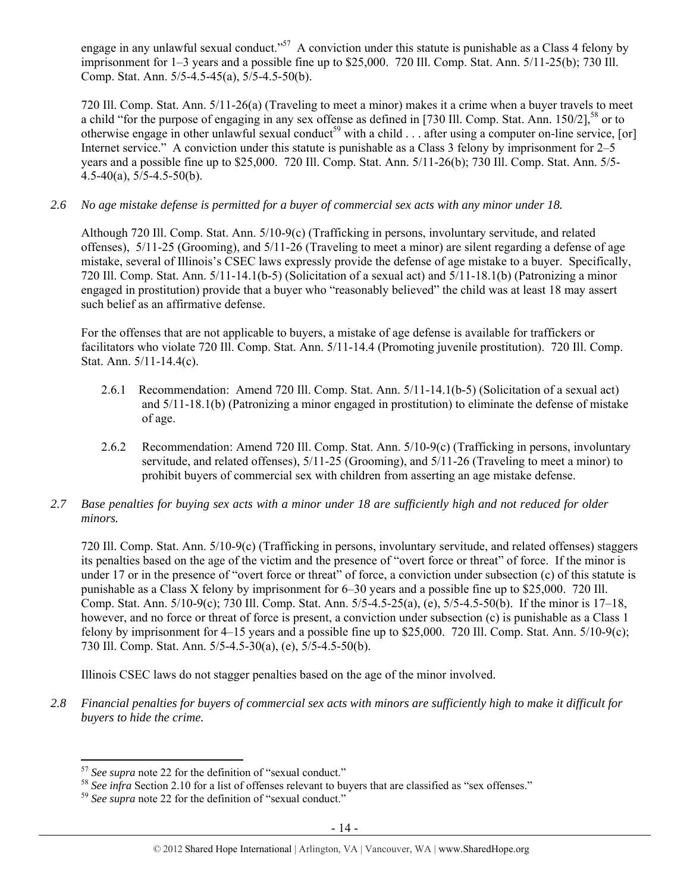engage in any unlawful sexual conduct."[57] A conviction under this statute is punishable as a Class 4 felony by imprisonment for 1–3 years and a possible fine up to $25,000. 720 Ill. Comp. Stat. Ann. 5/11-25(b); 730 Ill. Comp. Stat. Ann. 5/5-4.5-45(a), 5/5-4.5-50(b).

720 Ill. Comp. Stat. Ann. 5/11-26(a) (Traveling to meet a minor) makes it a crime when a buyer travels to meet a child "for the purpose of engaging in any sex offense as defined in [730 Ill. Comp. Stat. Ann. 150/2],[58] or to otherwise engage in other unlawful sexual conduct[59] with a child . . . after using a computer on-line service, [or] Internet service." A conviction under this statute is punishable as a Class 3 felony by imprisonment for 2–5 years and a possible fine up to $25,000. 720 Ill. Comp. Stat. Ann. 5/11-26(b); 730 Ill. Comp. Stat. Ann. 5/5-4.5-40(a), 5/5-4.5-50(b).

*2.6 No age mistake defense is permitted for a buyer of commercial sex acts with any minor under 18.*

Although 720 Ill. Comp. Stat. Ann. 5/10-9(c) (Trafficking in persons, involuntary servitude, and related offenses), 5/11-25 (Grooming), and 5/11-26 (Traveling to meet a minor) are silent regarding a defense of age mistake, several of Illinois's CSEC laws expressly provide the defense of age mistake to a buyer. Specifically, 720 Ill. Comp. Stat. Ann. 5/11-14.1(b-5) (Solicitation of a sexual act) and 5/11-18.1(b) (Patronizing a minor engaged in prostitution) provide that a buyer who "reasonably believed" the child was at least 18 may assert such belief as an affirmative defense.

For the offenses that are not applicable to buyers, a mistake of age defense is available for traffickers or facilitators who violate 720 Ill. Comp. Stat. Ann. 5/11-14.4 (Promoting juvenile prostitution). 720 Ill. Comp. Stat. Ann. 5/11-14.4(c).

2.6.1 Recommendation: Amend 720 Ill. Comp. Stat. Ann. 5/11-14.1(b-5) (Solicitation of a sexual act) and 5/11-18.1(b) (Patronizing a minor engaged in prostitution) to eliminate the defense of mistake of age.

2.6.2 Recommendation: Amend 720 Ill. Comp. Stat. Ann. 5/10-9(c) (Trafficking in persons, involuntary servitude, and related offenses), 5/11-25 (Grooming), and 5/11-26 (Traveling to meet a minor) to prohibit buyers of commercial sex with children from asserting an age mistake defense.

*2.7 Base penalties for buying sex acts with a minor under 18 are sufficiently high and not reduced for older minors.*

720 Ill. Comp. Stat. Ann. 5/10-9(c) (Trafficking in persons, involuntary servitude, and related offenses) staggers its penalties based on the age of the victim and the presence of "overt force or threat" of force. If the minor is under 17 or in the presence of "overt force or threat" of force, a conviction under subsection (c) of this statute is punishable as a Class X felony by imprisonment for 6–30 years and a possible fine up to $25,000. 720 Ill. Comp. Stat. Ann. 5/10-9(c); 730 Ill. Comp. Stat. Ann. 5/5-4.5-25(a), (e), 5/5-4.5-50(b). If the minor is 17–18, however, and no force or threat of force is present, a conviction under subsection (c) is punishable as a Class 1 felony by imprisonment for 4–15 years and a possible fine up to $25,000. 720 Ill. Comp. Stat. Ann. 5/10-9(c); 730 Ill. Comp. Stat. Ann. 5/5-4.5-30(a), (e), 5/5-4.5-50(b).

Illinois CSEC laws do not stagger penalties based on the age of the minor involved.

*2.8 Financial penalties for buyers of commercial sex acts with minors are sufficiently high to make it difficult for buyers to hide the crime.*

---

[57] *See supra* note 22 for the definition of "sexual conduct."
[58] *See infra* Section 2.10 for a list of offenses relevant to buyers that are classified as "sex offenses."
[59] *See supra* note 22 for the definition of "sexual conduct."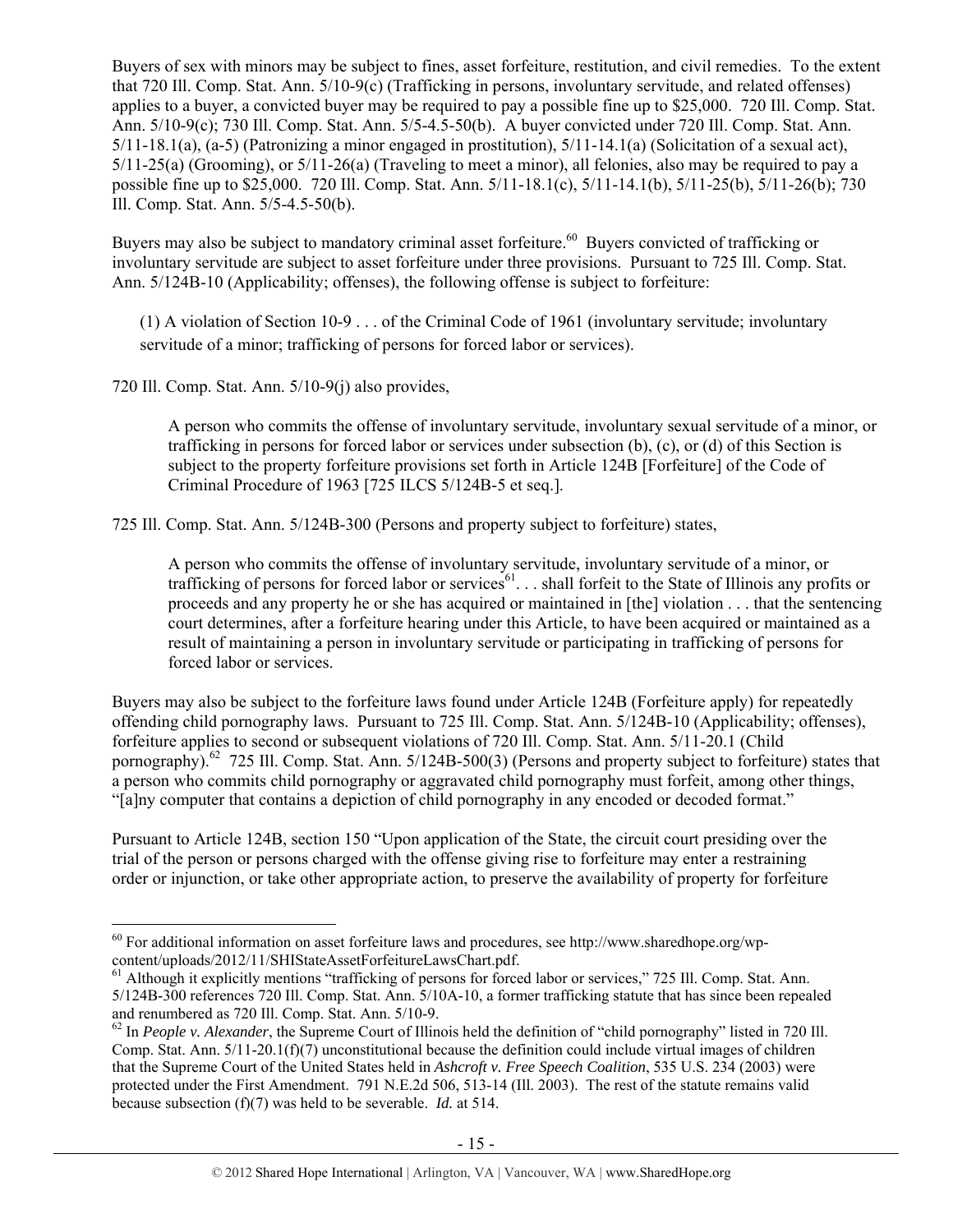Buyers of sex with minors may be subject to fines, asset forfeiture, restitution, and civil remedies. To the extent that 720 Ill. Comp. Stat. Ann. 5/10-9(c) (Trafficking in persons, involuntary servitude, and related offenses) applies to a buyer, a convicted buyer may be required to pay a possible fine up to $25,000. 720 Ill. Comp. Stat. Ann. 5/10-9(c); 730 Ill. Comp. Stat. Ann. 5/5-4.5-50(b). A buyer convicted under 720 Ill. Comp. Stat. Ann. 5/11-18.1(a), (a-5) (Patronizing a minor engaged in prostitution), 5/11-14.1(a) (Solicitation of a sexual act), 5/11-25(a) (Grooming), or 5/11-26(a) (Traveling to meet a minor), all felonies, also may be required to pay a possible fine up to $25,000. 720 Ill. Comp. Stat. Ann. 5/11-18.1(c), 5/11-14.1(b), 5/11-25(b), 5/11-26(b); 730 Ill. Comp. Stat. Ann. 5/5-4.5-50(b).

Buyers may also be subject to mandatory criminal asset forfeiture.[60] Buyers convicted of trafficking or involuntary servitude are subject to asset forfeiture under three provisions. Pursuant to 725 Ill. Comp. Stat. Ann. 5/124B-10 (Applicability; offenses), the following offense is subject to forfeiture:

> (1) A violation of Section 10-9 . . . of the Criminal Code of 1961 (involuntary servitude; involuntary servitude of a minor; trafficking of persons for forced labor or services).

720 Ill. Comp. Stat. Ann. 5/10-9(j) also provides,

> A person who commits the offense of involuntary servitude, involuntary sexual servitude of a minor, or trafficking in persons for forced labor or services under subsection (b), (c), or (d) of this Section is subject to the property forfeiture provisions set forth in Article 124B [Forfeiture] of the Code of Criminal Procedure of 1963 [725 ILCS 5/124B-5 et seq.].

725 Ill. Comp. Stat. Ann. 5/124B-300 (Persons and property subject to forfeiture) states,

> A person who commits the offense of involuntary servitude, involuntary servitude of a minor, or trafficking of persons for forced labor or services[61]. . . shall forfeit to the State of Illinois any profits or proceeds and any property he or she has acquired or maintained in [the] violation . . . that the sentencing court determines, after a forfeiture hearing under this Article, to have been acquired or maintained as a result of maintaining a person in involuntary servitude or participating in trafficking of persons for forced labor or services.

Buyers may also be subject to the forfeiture laws found under Article 124B (Forfeiture apply) for repeatedly offending child pornography laws. Pursuant to 725 Ill. Comp. Stat. Ann. 5/124B-10 (Applicability; offenses), forfeiture applies to second or subsequent violations of 720 Ill. Comp. Stat. Ann. 5/11-20.1 (Child pornography).[62] 725 Ill. Comp. Stat. Ann. 5/124B-500(3) (Persons and property subject to forfeiture) states that a person who commits child pornography or aggravated child pornography must forfeit, among other things, "[a]ny computer that contains a depiction of child pornography in any encoded or decoded format."

Pursuant to Article 124B, section 150 "Upon application of the State, the circuit court presiding over the trial of the person or persons charged with the offense giving rise to forfeiture may enter a restraining order or injunction, or take other appropriate action, to preserve the availability of property for forfeiture

---

[60] For additional information on asset forfeiture laws and procedures, see http://www.sharedhope.org/wp-content/uploads/2012/11/SHIStateAssetForfeitureLawsChart.pdf.

[61] Although it explicitly mentions "trafficking of persons for forced labor or services," 725 Ill. Comp. Stat. Ann. 5/124B-300 references 720 Ill. Comp. Stat. Ann. 5/10A-10, a former trafficking statute that has since been repealed and renumbered as 720 Ill. Comp. Stat. Ann. 5/10-9.

[62] In *People v. Alexander*, the Supreme Court of Illinois held the definition of "child pornography" listed in 720 Ill. Comp. Stat. Ann. 5/11-20.1(f)(7) unconstitutional because the definition could include virtual images of children that the Supreme Court of the United States held in *Ashcroft v. Free Speech Coalition*, 535 U.S. 234 (2003) were protected under the First Amendment. 791 N.E.2d 506, 513-14 (Ill. 2003). The rest of the statute remains valid because subsection (f)(7) was held to be severable. *Id.* at 514.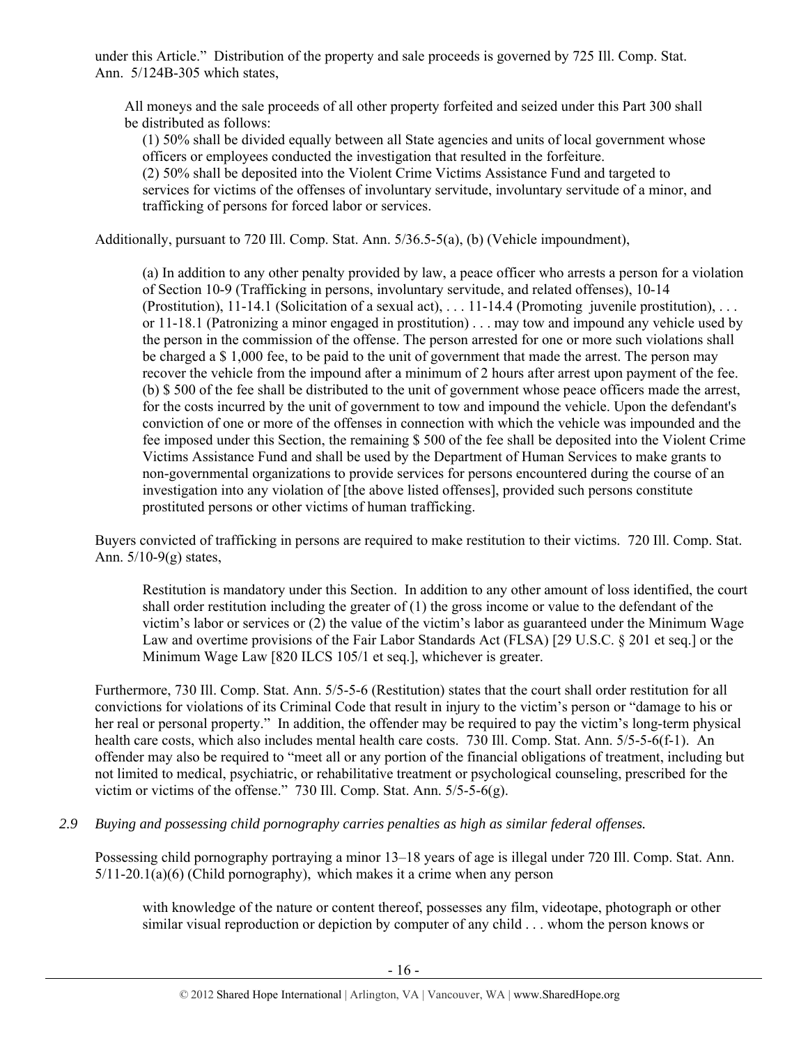under this Article." Distribution of the property and sale proceeds is governed by 725 Ill. Comp. Stat. Ann. 5/124B-305 which states,

> All moneys and the sale proceeds of all other property forfeited and seized under this Part 300 shall be distributed as follows:
>
> (1) 50% shall be divided equally between all State agencies and units of local government whose officers or employees conducted the investigation that resulted in the forfeiture.
>
> (2) 50% shall be deposited into the Violent Crime Victims Assistance Fund and targeted to services for victims of the offenses of involuntary servitude, involuntary servitude of a minor, and trafficking of persons for forced labor or services.

Additionally, pursuant to 720 Ill. Comp. Stat. Ann. 5/36.5-5(a), (b) (Vehicle impoundment),

> (a) In addition to any other penalty provided by law, a peace officer who arrests a person for a violation of Section 10-9 (Trafficking in persons, involuntary servitude, and related offenses), 10-14 (Prostitution), 11-14.1 (Solicitation of a sexual act), . . . 11-14.4 (Promoting juvenile prostitution), . . . or 11-18.1 (Patronizing a minor engaged in prostitution) . . . may tow and impound any vehicle used by the person in the commission of the offense. The person arrested for one or more such violations shall be charged a $ 1,000 fee, to be paid to the unit of government that made the arrest. The person may recover the vehicle from the impound after a minimum of 2 hours after arrest upon payment of the fee.
>
> (b) $ 500 of the fee shall be distributed to the unit of government whose peace officers made the arrest, for the costs incurred by the unit of government to tow and impound the vehicle. Upon the defendant's conviction of one or more of the offenses in connection with which the vehicle was impounded and the fee imposed under this Section, the remaining $ 500 of the fee shall be deposited into the Violent Crime Victims Assistance Fund and shall be used by the Department of Human Services to make grants to non-governmental organizations to provide services for persons encountered during the course of an investigation into any violation of [the above listed offenses], provided such persons constitute prostituted persons or other victims of human trafficking.

Buyers convicted of trafficking in persons are required to make restitution to their victims. 720 Ill. Comp. Stat. Ann. 5/10-9(g) states,

> Restitution is mandatory under this Section. In addition to any other amount of loss identified, the court shall order restitution including the greater of (1) the gross income or value to the defendant of the victim's labor or services or (2) the value of the victim's labor as guaranteed under the Minimum Wage Law and overtime provisions of the Fair Labor Standards Act (FLSA) [29 U.S.C. § 201 et seq.] or the Minimum Wage Law [820 ILCS 105/1 et seq.], whichever is greater.

Furthermore, 730 Ill. Comp. Stat. Ann. 5/5-5-6 (Restitution) states that the court shall order restitution for all convictions for violations of its Criminal Code that result in injury to the victim's person or "damage to his or her real or personal property." In addition, the offender may be required to pay the victim's long-term physical health care costs, which also includes mental health care costs. 730 Ill. Comp. Stat. Ann. 5/5-5-6(f-1). An offender may also be required to "meet all or any portion of the financial obligations of treatment, including but not limited to medical, psychiatric, or rehabilitative treatment or psychological counseling, prescribed for the victim or victims of the offense." 730 Ill. Comp. Stat. Ann. 5/5-5-6(g).

*2.9 Buying and possessing child pornography carries penalties as high as similar federal offenses.*

Possessing child pornography portraying a minor 13–18 years of age is illegal under 720 Ill. Comp. Stat. Ann. 5/11-20.1(a)(6) (Child pornography), which makes it a crime when any person

> with knowledge of the nature or content thereof, possesses any film, videotape, photograph or other similar visual reproduction or depiction by computer of any child . . . whom the person knows or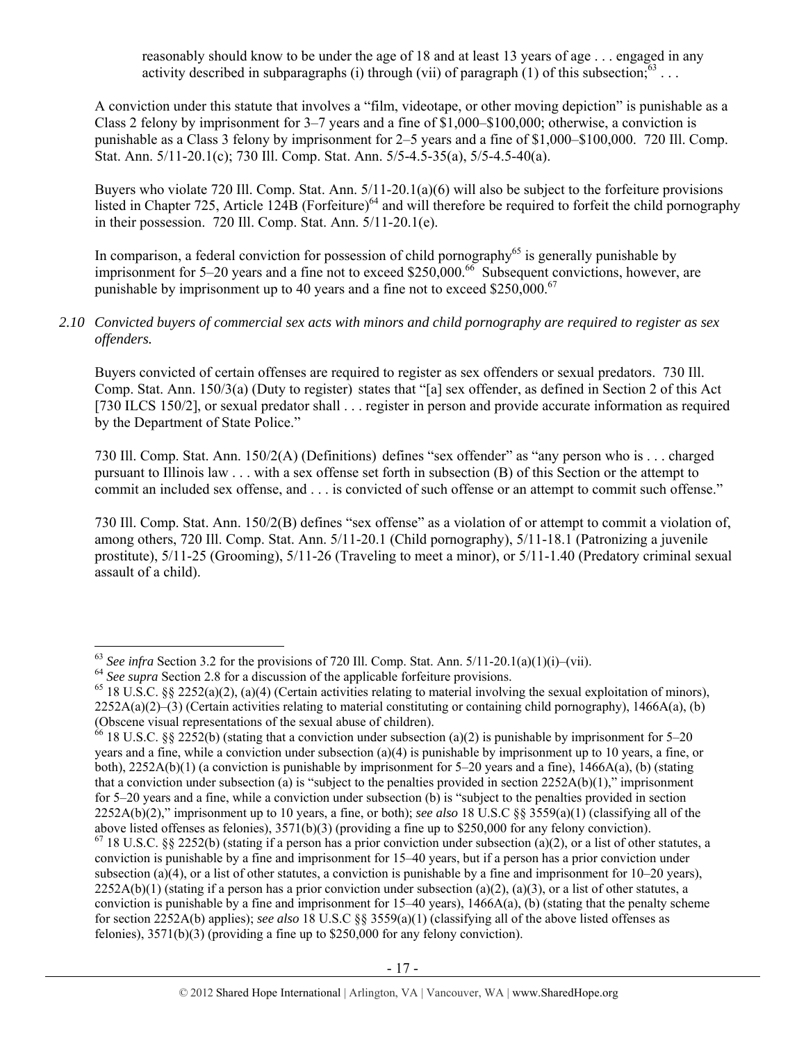reasonably should know to be under the age of 18 and at least 13 years of age . . . engaged in any activity described in subparagraphs (i) through (vii) of paragraph (1) of this subsection;[63] . . .

A conviction under this statute that involves a "film, videotape, or other moving depiction" is punishable as a Class 2 felony by imprisonment for 3–7 years and a fine of $1,000–$100,000; otherwise, a conviction is punishable as a Class 3 felony by imprisonment for 2–5 years and a fine of $1,000–$100,000. 720 Ill. Comp. Stat. Ann. 5/11-20.1(c); 730 Ill. Comp. Stat. Ann. 5/5-4.5-35(a), 5/5-4.5-40(a).

Buyers who violate 720 Ill. Comp. Stat. Ann. 5/11-20.1(a)(6) will also be subject to the forfeiture provisions listed in Chapter 725, Article 124B (Forfeiture)[64] and will therefore be required to forfeit the child pornography in their possession. 720 Ill. Comp. Stat. Ann. 5/11-20.1(e).

In comparison, a federal conviction for possession of child pornography[65] is generally punishable by imprisonment for 5–20 years and a fine not to exceed $250,000.[66] Subsequent convictions, however, are punishable by imprisonment up to 40 years and a fine not to exceed $250,000.[67]

*2.10 Convicted buyers of commercial sex acts with minors and child pornography are required to register as sex offenders.*

Buyers convicted of certain offenses are required to register as sex offenders or sexual predators. 730 Ill. Comp. Stat. Ann. 150/3(a) (Duty to register) states that "[a] sex offender, as defined in Section 2 of this Act [730 ILCS 150/2], or sexual predator shall . . . register in person and provide accurate information as required by the Department of State Police."

730 Ill. Comp. Stat. Ann. 150/2(A) (Definitions) defines "sex offender" as "any person who is . . . charged pursuant to Illinois law . . . with a sex offense set forth in subsection (B) of this Section or the attempt to commit an included sex offense, and . . . is convicted of such offense or an attempt to commit such offense."

730 Ill. Comp. Stat. Ann. 150/2(B) defines "sex offense" as a violation of or attempt to commit a violation of, among others, 720 Ill. Comp. Stat. Ann. 5/11-20.1 (Child pornography), 5/11-18.1 (Patronizing a juvenile prostitute), 5/11-25 (Grooming), 5/11-26 (Traveling to meet a minor), or 5/11-1.40 (Predatory criminal sexual assault of a child).

---

[63] *See infra* Section 3.2 for the provisions of 720 Ill. Comp. Stat. Ann. 5/11-20.1(a)(1)(i)–(vii).

[64] *See supra* Section 2.8 for a discussion of the applicable forfeiture provisions.

[65] 18 U.S.C. §§ 2252(a)(2), (a)(4) (Certain activities relating to material involving the sexual exploitation of minors), 2252A(a)(2)–(3) (Certain activities relating to material constituting or containing child pornography), 1466A(a), (b) (Obscene visual representations of the sexual abuse of children).

[66] 18 U.S.C. §§ 2252(b) (stating that a conviction under subsection (a)(2) is punishable by imprisonment for 5–20 years and a fine, while a conviction under subsection (a)(4) is punishable by imprisonment up to 10 years, a fine, or both), 2252A(b)(1) (a conviction is punishable by imprisonment for 5–20 years and a fine), 1466A(a), (b) (stating that a conviction under subsection (a) is "subject to the penalties provided in section 2252A(b)(1)," imprisonment for 5–20 years and a fine, while a conviction under subsection (b) is "subject to the penalties provided in section 2252A(b)(2)," imprisonment up to 10 years, a fine, or both); *see also* 18 U.S.C §§ 3559(a)(1) (classifying all of the above listed offenses as felonies), 3571(b)(3) (providing a fine up to $250,000 for any felony conviction).

[67] 18 U.S.C. §§ 2252(b) (stating if a person has a prior conviction under subsection (a)(2), or a list of other statutes, a conviction is punishable by a fine and imprisonment for 15–40 years, but if a person has a prior conviction under subsection (a)(4), or a list of other statutes, a conviction is punishable by a fine and imprisonment for 10–20 years), 2252A(b)(1) (stating if a person has a prior conviction under subsection (a)(2), (a)(3), or a list of other statutes, a conviction is punishable by a fine and imprisonment for 15–40 years), 1466A(a), (b) (stating that the penalty scheme for section 2252A(b) applies); *see also* 18 U.S.C §§ 3559(a)(1) (classifying all of the above listed offenses as felonies), 3571(b)(3) (providing a fine up to $250,000 for any felony conviction).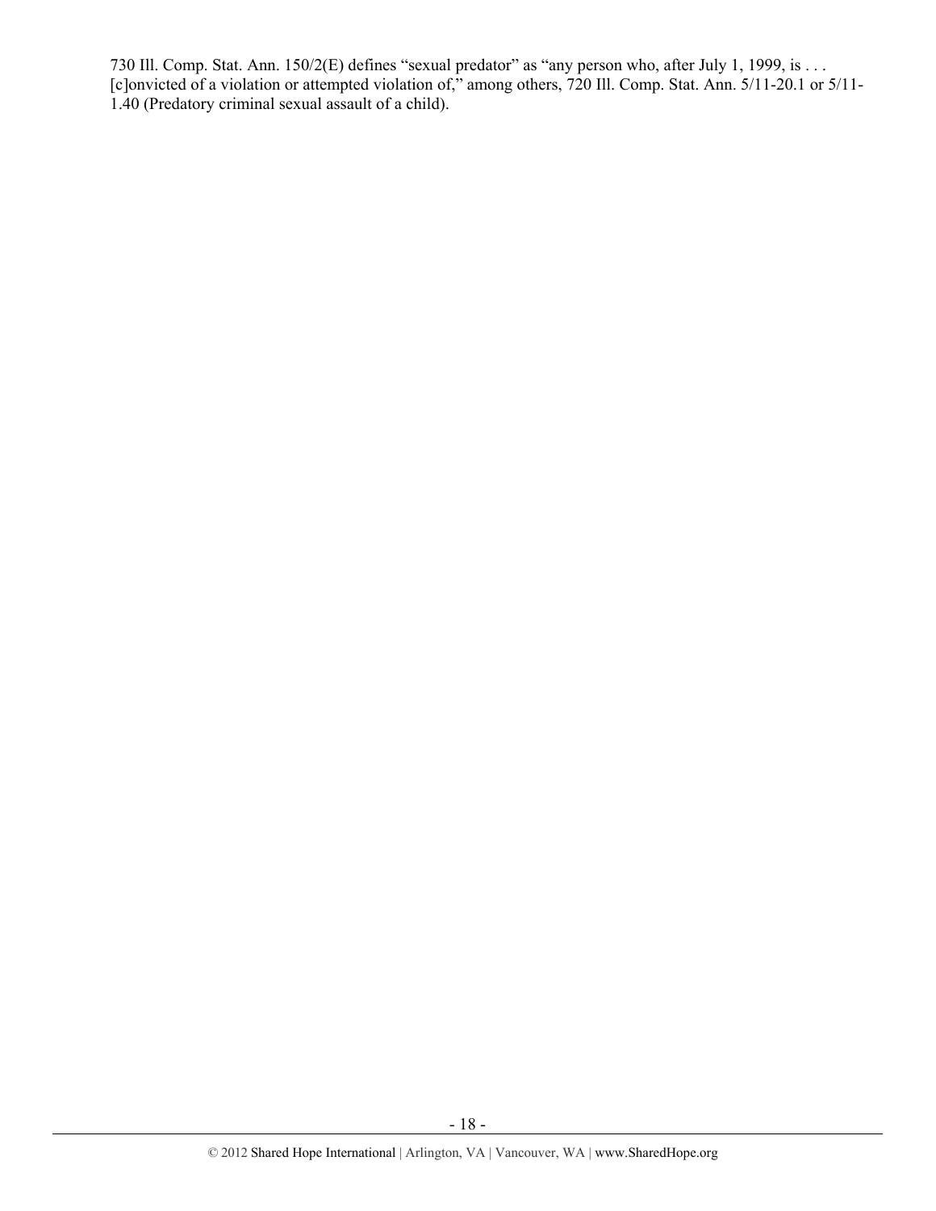730 Ill. Comp. Stat. Ann. 150/2(E) defines "sexual predator" as "any person who, after July 1, 1999, is . . . [c]onvicted of a violation or attempted violation of," among others, 720 Ill. Comp. Stat. Ann. 5/11-20.1 or 5/11-1.40 (Predatory criminal sexual assault of a child).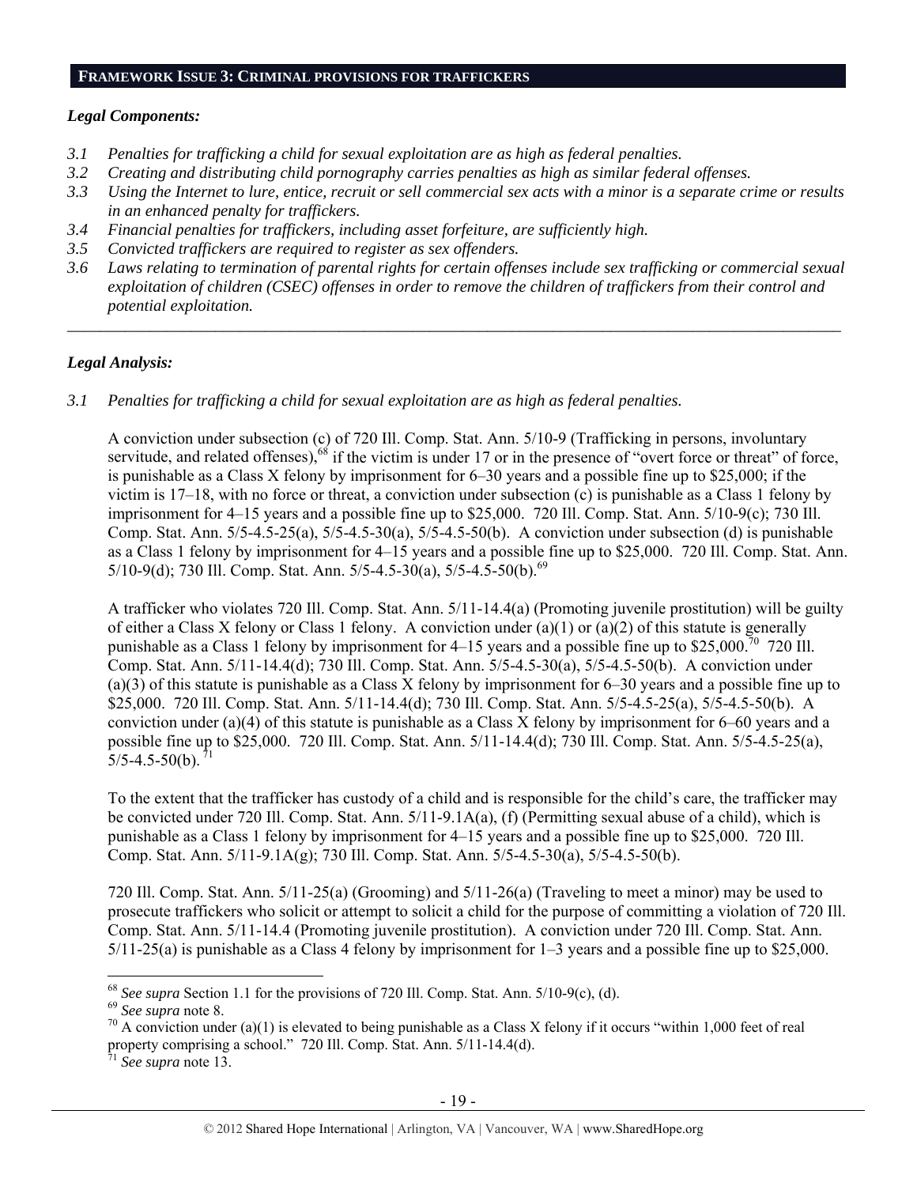## FRAMEWORK ISSUE 3: CRIMINAL PROVISIONS FOR TRAFFICKERS

### *Legal Components:*

*3.1 Penalties for trafficking a child for sexual exploitation are as high as federal penalties.*

*3.2 Creating and distributing child pornography carries penalties as high as similar federal offenses.*

*3.3 Using the Internet to lure, entice, recruit or sell commercial sex acts with a minor is a separate crime or results in an enhanced penalty for traffickers.*

*3.4 Financial penalties for traffickers, including asset forfeiture, are sufficiently high.*

*3.5 Convicted traffickers are required to register as sex offenders.*

*3.6 Laws relating to termination of parental rights for certain offenses include sex trafficking or commercial sexual exploitation of children (CSEC) offenses in order to remove the children of traffickers from their control and potential exploitation.*

---

### *Legal Analysis:*

*3.1 Penalties for trafficking a child for sexual exploitation are as high as federal penalties.*

A conviction under subsection (c) of 720 Ill. Comp. Stat. Ann. 5/10-9 (Trafficking in persons, involuntary servitude, and related offenses),[68] if the victim is under 17 or in the presence of "overt force or threat" of force, is punishable as a Class X felony by imprisonment for 6–30 years and a possible fine up to $25,000; if the victim is 17–18, with no force or threat, a conviction under subsection (c) is punishable as a Class 1 felony by imprisonment for 4–15 years and a possible fine up to $25,000. 720 Ill. Comp. Stat. Ann. 5/10-9(c); 730 Ill. Comp. Stat. Ann. 5/5-4.5-25(a), 5/5-4.5-30(a), 5/5-4.5-50(b). A conviction under subsection (d) is punishable as a Class 1 felony by imprisonment for 4–15 years and a possible fine up to $25,000. 720 Ill. Comp. Stat. Ann. 5/10-9(d); 730 Ill. Comp. Stat. Ann. 5/5-4.5-30(a), 5/5-4.5-50(b).[69]

A trafficker who violates 720 Ill. Comp. Stat. Ann. 5/11-14.4(a) (Promoting juvenile prostitution) will be guilty of either a Class X felony or Class 1 felony. A conviction under (a)(1) or (a)(2) of this statute is generally punishable as a Class 1 felony by imprisonment for 4–15 years and a possible fine up to $25,000.[70] 720 Ill. Comp. Stat. Ann. 5/11-14.4(d); 730 Ill. Comp. Stat. Ann. 5/5-4.5-30(a), 5/5-4.5-50(b). A conviction under (a)(3) of this statute is punishable as a Class X felony by imprisonment for 6–30 years and a possible fine up to $25,000. 720 Ill. Comp. Stat. Ann. 5/11-14.4(d); 730 Ill. Comp. Stat. Ann. 5/5-4.5-25(a), 5/5-4.5-50(b). A conviction under (a)(4) of this statute is punishable as a Class X felony by imprisonment for 6–60 years and a possible fine up to $25,000. 720 Ill. Comp. Stat. Ann. 5/11-14.4(d); 730 Ill. Comp. Stat. Ann. 5/5-4.5-25(a), 5/5-4.5-50(b).[71]

To the extent that the trafficker has custody of a child and is responsible for the child's care, the trafficker may be convicted under 720 Ill. Comp. Stat. Ann. 5/11-9.1A(a), (f) (Permitting sexual abuse of a child), which is punishable as a Class 1 felony by imprisonment for 4–15 years and a possible fine up to $25,000. 720 Ill. Comp. Stat. Ann. 5/11-9.1A(g); 730 Ill. Comp. Stat. Ann. 5/5-4.5-30(a), 5/5-4.5-50(b).

720 Ill. Comp. Stat. Ann. 5/11-25(a) (Grooming) and 5/11-26(a) (Traveling to meet a minor) may be used to prosecute traffickers who solicit or attempt to solicit a child for the purpose of committing a violation of 720 Ill. Comp. Stat. Ann. 5/11-14.4 (Promoting juvenile prostitution). A conviction under 720 Ill. Comp. Stat. Ann. 5/11-25(a) is punishable as a Class 4 felony by imprisonment for 1–3 years and a possible fine up to $25,000.

---

[68] *See supra* Section 1.1 for the provisions of 720 Ill. Comp. Stat. Ann. 5/10-9(c), (d).

[69] *See supra* note 8.

[70] A conviction under (a)(1) is elevated to being punishable as a Class X felony if it occurs "within 1,000 feet of real property comprising a school." 720 Ill. Comp. Stat. Ann. 5/11-14.4(d).

[71] *See supra* note 13.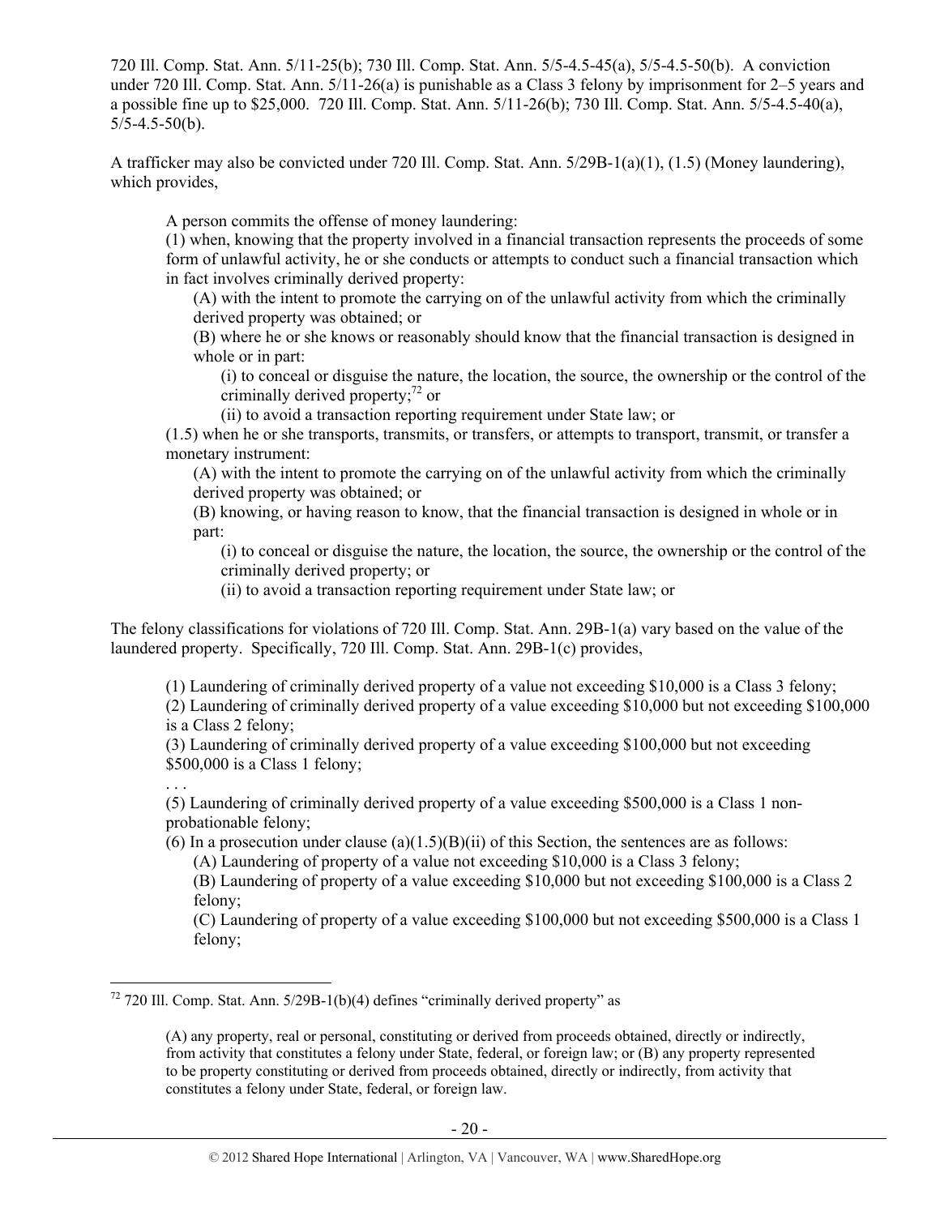720 Ill. Comp. Stat. Ann. 5/11-25(b); 730 Ill. Comp. Stat. Ann. 5/5-4.5-45(a), 5/5-4.5-50(b). A conviction under 720 Ill. Comp. Stat. Ann. 5/11-26(a) is punishable as a Class 3 felony by imprisonment for 2–5 years and a possible fine up to $25,000. 720 Ill. Comp. Stat. Ann. 5/11-26(b); 730 Ill. Comp. Stat. Ann. 5/5-4.5-40(a), 5/5-4.5-50(b).

A trafficker may also be convicted under 720 Ill. Comp. Stat. Ann. 5/29B-1(a)(1), (1.5) (Money laundering), which provides,

> A person commits the offense of money laundering:
> (1) when, knowing that the property involved in a financial transaction represents the proceeds of some form of unlawful activity, he or she conducts or attempts to conduct such a financial transaction which in fact involves criminally derived property:
> (A) with the intent to promote the carrying on of the unlawful activity from which the criminally derived property was obtained; or
> (B) where he or she knows or reasonably should know that the financial transaction is designed in whole or in part:
> (i) to conceal or disguise the nature, the location, the source, the ownership or the control of the criminally derived property;[72] or
> (ii) to avoid a transaction reporting requirement under State law; or
> (1.5) when he or she transports, transmits, or transfers, or attempts to transport, transmit, or transfer a monetary instrument:
> (A) with the intent to promote the carrying on of the unlawful activity from which the criminally derived property was obtained; or
> (B) knowing, or having reason to know, that the financial transaction is designed in whole or in part:
> (i) to conceal or disguise the nature, the location, the source, the ownership or the control of the criminally derived property; or
> (ii) to avoid a transaction reporting requirement under State law; or

The felony classifications for violations of 720 Ill. Comp. Stat. Ann. 29B-1(a) vary based on the value of the laundered property. Specifically, 720 Ill. Comp. Stat. Ann. 29B-1(c) provides,

> (1) Laundering of criminally derived property of a value not exceeding $10,000 is a Class 3 felony;
> (2) Laundering of criminally derived property of a value exceeding $10,000 but not exceeding $100,000 is a Class 2 felony;
> (3) Laundering of criminally derived property of a value exceeding $100,000 but not exceeding $500,000 is a Class 1 felony;
> . . .
> (5) Laundering of criminally derived property of a value exceeding $500,000 is a Class 1 non-probationable felony;
> (6) In a prosecution under clause (a)(1.5)(B)(ii) of this Section, the sentences are as follows:
> (A) Laundering of property of a value not exceeding $10,000 is a Class 3 felony;
> (B) Laundering of property of a value exceeding $10,000 but not exceeding $100,000 is a Class 2 felony;
> (C) Laundering of property of a value exceeding $100,000 but not exceeding $500,000 is a Class 1 felony;

---

[72] 720 Ill. Comp. Stat. Ann. 5/29B-1(b)(4) defines "criminally derived property" as

> (A) any property, real or personal, constituting or derived from proceeds obtained, directly or indirectly, from activity that constitutes a felony under State, federal, or foreign law; or (B) any property represented to be property constituting or derived from proceeds obtained, directly or indirectly, from activity that constitutes a felony under State, federal, or foreign law.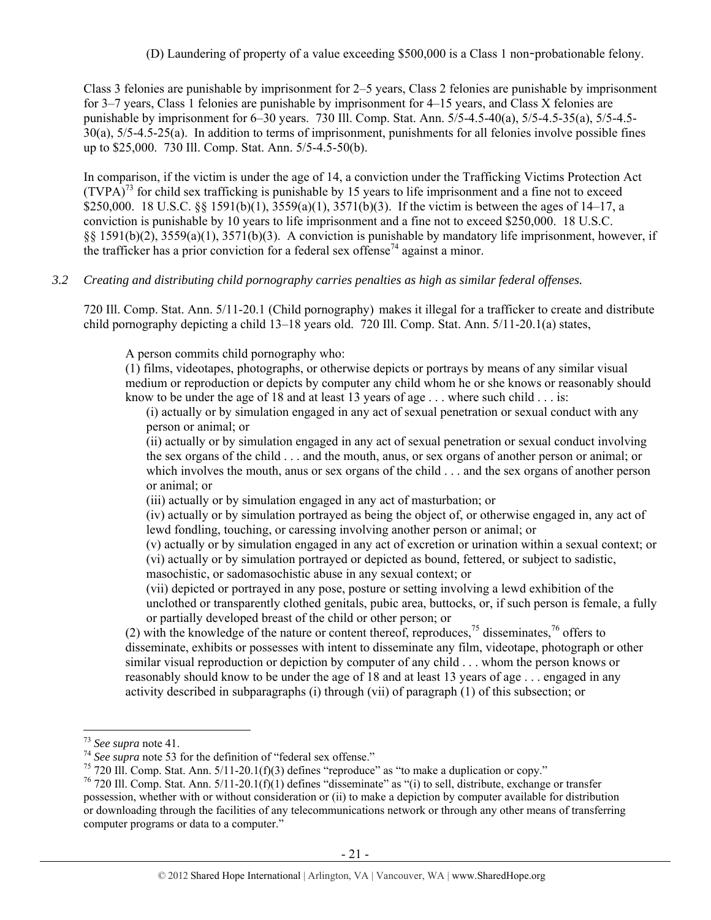(D) Laundering of property of a value exceeding $500,000 is a Class 1 non-probationable felony.

Class 3 felonies are punishable by imprisonment for 2–5 years, Class 2 felonies are punishable by imprisonment for 3–7 years, Class 1 felonies are punishable by imprisonment for 4–15 years, and Class X felonies are punishable by imprisonment for 6–30 years. 730 Ill. Comp. Stat. Ann. 5/5-4.5-40(a), 5/5-4.5-35(a), 5/5-4.5-30(a), 5/5-4.5-25(a). In addition to terms of imprisonment, punishments for all felonies involve possible fines up to $25,000. 730 Ill. Comp. Stat. Ann. 5/5-4.5-50(b).

In comparison, if the victim is under the age of 14, a conviction under the Trafficking Victims Protection Act (TVPA)[73] for child sex trafficking is punishable by 15 years to life imprisonment and a fine not to exceed $250,000. 18 U.S.C. §§ 1591(b)(1), 3559(a)(1), 3571(b)(3). If the victim is between the ages of 14–17, a conviction is punishable by 10 years to life imprisonment and a fine not to exceed $250,000. 18 U.S.C. §§ 1591(b)(2), 3559(a)(1), 3571(b)(3). A conviction is punishable by mandatory life imprisonment, however, if the trafficker has a prior conviction for a federal sex offense[74] against a minor.

*3.2 Creating and distributing child pornography carries penalties as high as similar federal offenses.*

720 Ill. Comp. Stat. Ann. 5/11-20.1 (Child pornography) makes it illegal for a trafficker to create and distribute child pornography depicting a child 13–18 years old. 720 Ill. Comp. Stat. Ann. 5/11-20.1(a) states,

> A person commits child pornography who:
>
> (1) films, videotapes, photographs, or otherwise depicts or portrays by means of any similar visual medium or reproduction or depicts by computer any child whom he or she knows or reasonably should know to be under the age of 18 and at least 13 years of age . . . where such child . . . is:
>
> (i) actually or by simulation engaged in any act of sexual penetration or sexual conduct with any person or animal; or
>
> (ii) actually or by simulation engaged in any act of sexual penetration or sexual conduct involving the sex organs of the child . . . and the mouth, anus, or sex organs of another person or animal; or which involves the mouth, anus or sex organs of the child . . . and the sex organs of another person or animal; or
>
> (iii) actually or by simulation engaged in any act of masturbation; or
>
> (iv) actually or by simulation portrayed as being the object of, or otherwise engaged in, any act of lewd fondling, touching, or caressing involving another person or animal; or
>
> (v) actually or by simulation engaged in any act of excretion or urination within a sexual context; or
>
> (vi) actually or by simulation portrayed or depicted as bound, fettered, or subject to sadistic, masochistic, or sadomasochistic abuse in any sexual context; or
>
> (vii) depicted or portrayed in any pose, posture or setting involving a lewd exhibition of the unclothed or transparently clothed genitals, pubic area, buttocks, or, if such person is female, a fully or partially developed breast of the child or other person; or
>
> (2) with the knowledge of the nature or content thereof, reproduces,[75] disseminates,[76] offers to disseminate, exhibits or possesses with intent to disseminate any film, videotape, photograph or other similar visual reproduction or depiction by computer of any child . . . whom the person knows or reasonably should know to be under the age of 18 and at least 13 years of age . . . engaged in any activity described in subparagraphs (i) through (vii) of paragraph (1) of this subsection; or

---

[73] *See supra* note 41.

[74] *See supra* note 53 for the definition of "federal sex offense."

[75] 720 Ill. Comp. Stat. Ann. 5/11-20.1(f)(3) defines "reproduce" as "to make a duplication or copy."

[76] 720 Ill. Comp. Stat. Ann. 5/11-20.1(f)(1) defines "disseminate" as "(i) to sell, distribute, exchange or transfer possession, whether with or without consideration or (ii) to make a depiction by computer available for distribution or downloading through the facilities of any telecommunications network or through any other means of transferring computer programs or data to a computer."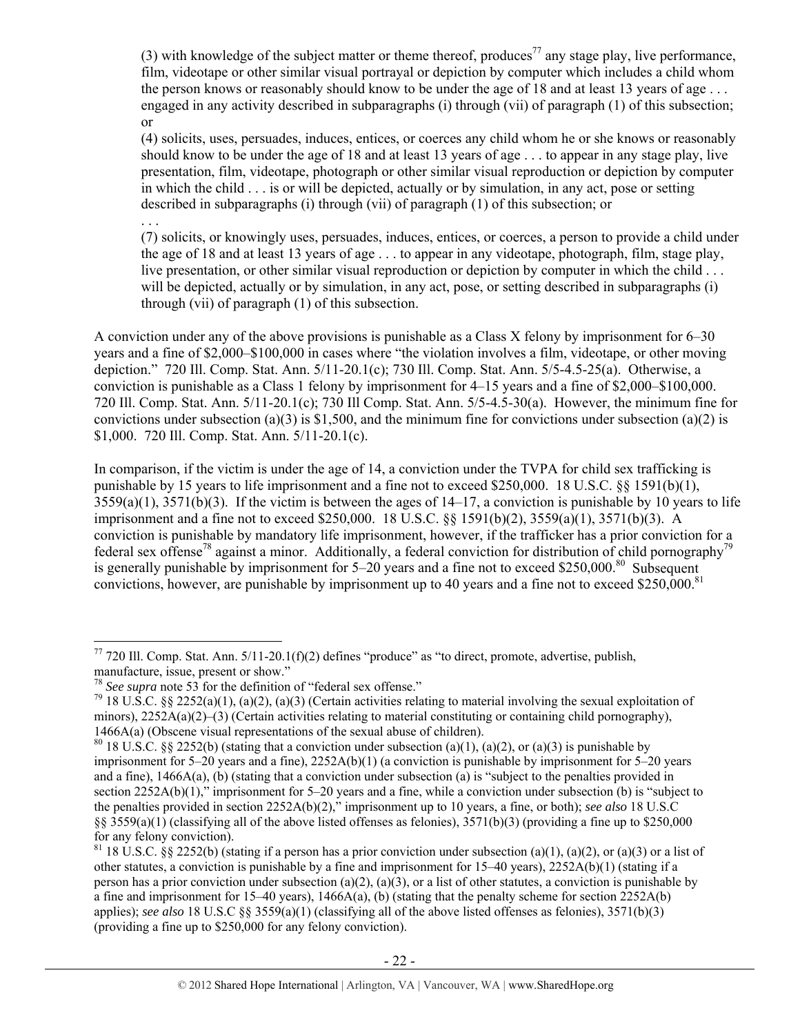(3) with knowledge of the subject matter or theme thereof, produces[77] any stage play, live performance, film, videotape or other similar visual portrayal or depiction by computer which includes a child whom the person knows or reasonably should know to be under the age of 18 and at least 13 years of age . . . engaged in any activity described in subparagraphs (i) through (vii) of paragraph (1) of this subsection; or

(4) solicits, uses, persuades, induces, entices, or coerces any child whom he or she knows or reasonably should know to be under the age of 18 and at least 13 years of age . . . to appear in any stage play, live presentation, film, videotape, photograph or other similar visual reproduction or depiction by computer in which the child . . . is or will be depicted, actually or by simulation, in any act, pose or setting described in subparagraphs (i) through (vii) of paragraph (1) of this subsection; or

. . .

(7) solicits, or knowingly uses, persuades, induces, entices, or coerces, a person to provide a child under the age of 18 and at least 13 years of age . . . to appear in any videotape, photograph, film, stage play, live presentation, or other similar visual reproduction or depiction by computer in which the child . . . will be depicted, actually or by simulation, in any act, pose, or setting described in subparagraphs (i) through (vii) of paragraph (1) of this subsection.

A conviction under any of the above provisions is punishable as a Class X felony by imprisonment for 6–30 years and a fine of $2,000–$100,000 in cases where "the violation involves a film, videotape, or other moving depiction." 720 Ill. Comp. Stat. Ann. 5/11-20.1(c); 730 Ill. Comp. Stat. Ann. 5/5-4.5-25(a). Otherwise, a conviction is punishable as a Class 1 felony by imprisonment for 4–15 years and a fine of $2,000–$100,000. 720 Ill. Comp. Stat. Ann. 5/11-20.1(c); 730 Ill Comp. Stat. Ann. 5/5-4.5-30(a). However, the minimum fine for convictions under subsection (a)(3) is $1,500, and the minimum fine for convictions under subsection (a)(2) is $1,000. 720 Ill. Comp. Stat. Ann. 5/11-20.1(c).

In comparison, if the victim is under the age of 14, a conviction under the TVPA for child sex trafficking is punishable by 15 years to life imprisonment and a fine not to exceed $250,000. 18 U.S.C. §§ 1591(b)(1), 3559(a)(1), 3571(b)(3). If the victim is between the ages of 14–17, a conviction is punishable by 10 years to life imprisonment and a fine not to exceed $250,000. 18 U.S.C. §§ 1591(b)(2), 3559(a)(1), 3571(b)(3). A conviction is punishable by mandatory life imprisonment, however, if the trafficker has a prior conviction for a federal sex offense[78] against a minor. Additionally, a federal conviction for distribution of child pornography[79] is generally punishable by imprisonment for 5–20 years and a fine not to exceed $250,000.[80] Subsequent convictions, however, are punishable by imprisonment up to 40 years and a fine not to exceed $250,000.[81]

---

[77] 720 Ill. Comp. Stat. Ann. 5/11-20.1(f)(2) defines "produce" as "to direct, promote, advertise, publish, manufacture, issue, present or show."

[78] *See supra* note 53 for the definition of "federal sex offense."

[79] 18 U.S.C. §§ 2252(a)(1), (a)(2), (a)(3) (Certain activities relating to material involving the sexual exploitation of minors), 2252A(a)(2)–(3) (Certain activities relating to material constituting or containing child pornography), 1466A(a) (Obscene visual representations of the sexual abuse of children).

[80] 18 U.S.C. §§ 2252(b) (stating that a conviction under subsection (a)(1), (a)(2), or (a)(3) is punishable by imprisonment for 5–20 years and a fine), 2252A(b)(1) (a conviction is punishable by imprisonment for 5–20 years and a fine), 1466A(a), (b) (stating that a conviction under subsection (a) is "subject to the penalties provided in section 2252A(b)(1)," imprisonment for 5–20 years and a fine, while a conviction under subsection (b) is "subject to the penalties provided in section 2252A(b)(2)," imprisonment up to 10 years, a fine, or both); *see also* 18 U.S.C §§ 3559(a)(1) (classifying all of the above listed offenses as felonies), 3571(b)(3) (providing a fine up to $250,000 for any felony conviction).

[81] 18 U.S.C. §§ 2252(b) (stating if a person has a prior conviction under subsection (a)(1), (a)(2), or (a)(3) or a list of other statutes, a conviction is punishable by a fine and imprisonment for 15–40 years), 2252A(b)(1) (stating if a person has a prior conviction under subsection (a)(2), (a)(3), or a list of other statutes, a conviction is punishable by a fine and imprisonment for 15–40 years), 1466A(a), (b) (stating that the penalty scheme for section 2252A(b) applies); *see also* 18 U.S.C §§ 3559(a)(1) (classifying all of the above listed offenses as felonies), 3571(b)(3) (providing a fine up to $250,000 for any felony conviction).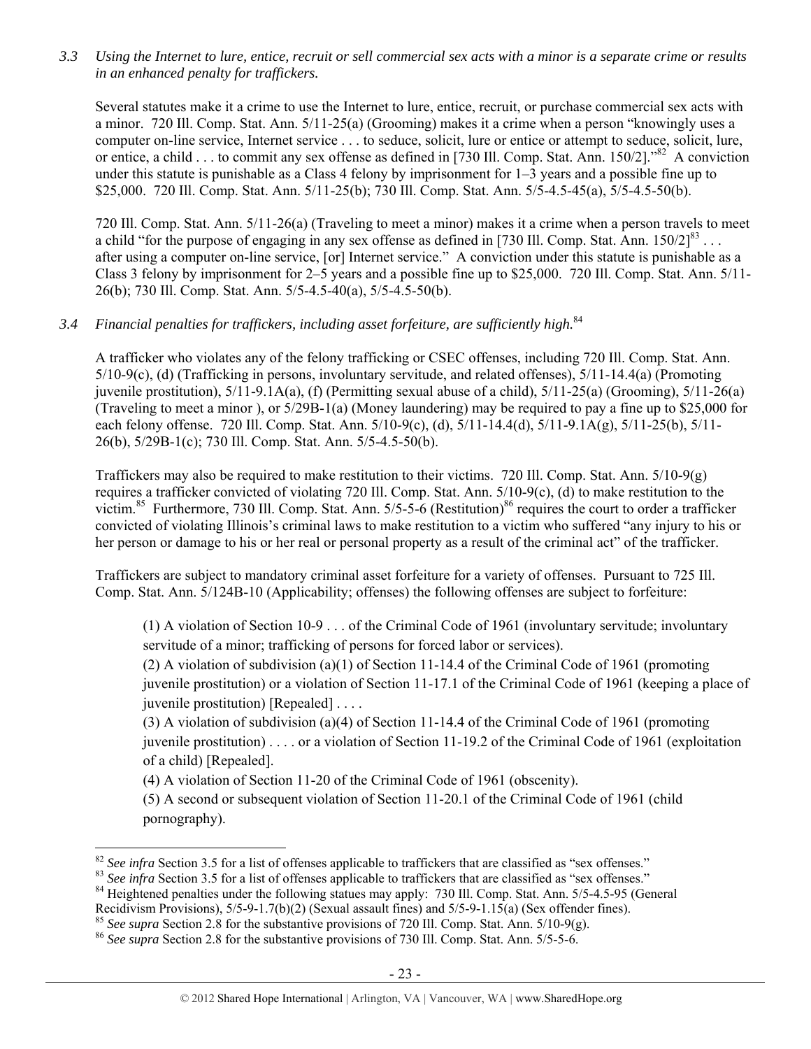*3.3 Using the Internet to lure, entice, recruit or sell commercial sex acts with a minor is a separate crime or results in an enhanced penalty for traffickers.*

Several statutes make it a crime to use the Internet to lure, entice, recruit, or purchase commercial sex acts with a minor. 720 Ill. Comp. Stat. Ann. 5/11-25(a) (Grooming) makes it a crime when a person "knowingly uses a computer on-line service, Internet service . . . to seduce, solicit, lure or entice or attempt to seduce, solicit, lure, or entice, a child . . . to commit any sex offense as defined in [730 Ill. Comp. Stat. Ann. 150/2]."[82] A conviction under this statute is punishable as a Class 4 felony by imprisonment for 1–3 years and a possible fine up to $25,000. 720 Ill. Comp. Stat. Ann. 5/11-25(b); 730 Ill. Comp. Stat. Ann. 5/5-4.5-45(a), 5/5-4.5-50(b).

720 Ill. Comp. Stat. Ann. 5/11-26(a) (Traveling to meet a minor) makes it a crime when a person travels to meet a child "for the purpose of engaging in any sex offense as defined in [730 Ill. Comp. Stat. Ann. 150/2][83] . . . after using a computer on-line service, [or] Internet service." A conviction under this statute is punishable as a Class 3 felony by imprisonment for 2–5 years and a possible fine up to $25,000. 720 Ill. Comp. Stat. Ann. 5/11-26(b); 730 Ill. Comp. Stat. Ann. 5/5-4.5-40(a), 5/5-4.5-50(b).

*3.4 Financial penalties for traffickers, including asset forfeiture, are sufficiently high.*[84]

A trafficker who violates any of the felony trafficking or CSEC offenses, including 720 Ill. Comp. Stat. Ann. 5/10-9(c), (d) (Trafficking in persons, involuntary servitude, and related offenses), 5/11-14.4(a) (Promoting juvenile prostitution), 5/11-9.1A(a), (f) (Permitting sexual abuse of a child), 5/11-25(a) (Grooming), 5/11-26(a) (Traveling to meet a minor ), or 5/29B-1(a) (Money laundering) may be required to pay a fine up to $25,000 for each felony offense. 720 Ill. Comp. Stat. Ann. 5/10-9(c), (d), 5/11-14.4(d), 5/11-9.1A(g), 5/11-25(b), 5/11-26(b), 5/29B-1(c); 730 Ill. Comp. Stat. Ann. 5/5-4.5-50(b).

Traffickers may also be required to make restitution to their victims. 720 Ill. Comp. Stat. Ann. 5/10-9(g) requires a trafficker convicted of violating 720 Ill. Comp. Stat. Ann. 5/10-9(c), (d) to make restitution to the victim.[85] Furthermore, 730 Ill. Comp. Stat. Ann. 5/5-5-6 (Restitution)[86] requires the court to order a trafficker convicted of violating Illinois's criminal laws to make restitution to a victim who suffered "any injury to his or her person or damage to his or her real or personal property as a result of the criminal act" of the trafficker.

Traffickers are subject to mandatory criminal asset forfeiture for a variety of offenses. Pursuant to 725 Ill. Comp. Stat. Ann. 5/124B-10 (Applicability; offenses) the following offenses are subject to forfeiture:

> (1) A violation of Section 10-9 . . . of the Criminal Code of 1961 (involuntary servitude; involuntary servitude of a minor; trafficking of persons for forced labor or services).
> (2) A violation of subdivision (a)(1) of Section 11-14.4 of the Criminal Code of 1961 (promoting juvenile prostitution) or a violation of Section 11-17.1 of the Criminal Code of 1961 (keeping a place of juvenile prostitution) [Repealed] . . . .
> (3) A violation of subdivision (a)(4) of Section 11-14.4 of the Criminal Code of 1961 (promoting juvenile prostitution) . . . . or a violation of Section 11-19.2 of the Criminal Code of 1961 (exploitation of a child) [Repealed].
> (4) A violation of Section 11-20 of the Criminal Code of 1961 (obscenity).
> (5) A second or subsequent violation of Section 11-20.1 of the Criminal Code of 1961 (child pornography).

---

[82] *See infra* Section 3.5 for a list of offenses applicable to traffickers that are classified as "sex offenses."
[83] *See infra* Section 3.5 for a list of offenses applicable to traffickers that are classified as "sex offenses."
[84] Heightened penalties under the following statues may apply: 730 Ill. Comp. Stat. Ann. 5/5-4.5-95 (General Recidivism Provisions), 5/5-9-1.7(b)(2) (Sexual assault fines) and 5/5-9-1.15(a) (Sex offender fines).
[85] *See supra* Section 2.8 for the substantive provisions of 720 Ill. Comp. Stat. Ann. 5/10-9(g).
[86] *See supra* Section 2.8 for the substantive provisions of 730 Ill. Comp. Stat. Ann. 5/5-5-6.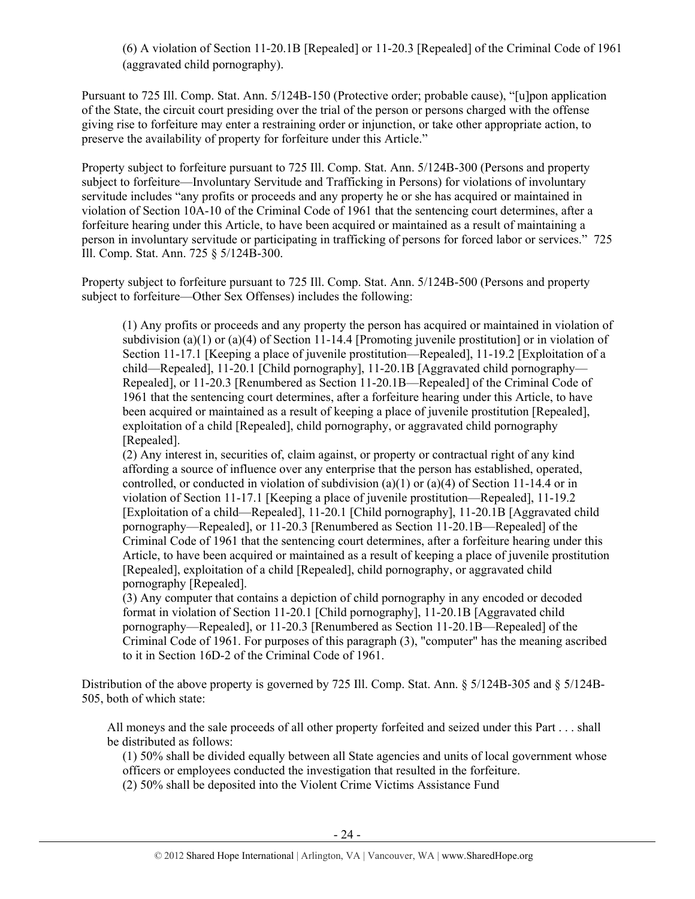(6) A violation of Section 11-20.1B [Repealed] or 11-20.3 [Repealed] of the Criminal Code of 1961 (aggravated child pornography).

Pursuant to 725 Ill. Comp. Stat. Ann. 5/124B-150 (Protective order; probable cause), "[u]pon application of the State, the circuit court presiding over the trial of the person or persons charged with the offense giving rise to forfeiture may enter a restraining order or injunction, or take other appropriate action, to preserve the availability of property for forfeiture under this Article."

Property subject to forfeiture pursuant to 725 Ill. Comp. Stat. Ann. 5/124B-300 (Persons and property subject to forfeiture—Involuntary Servitude and Trafficking in Persons) for violations of involuntary servitude includes "any profits or proceeds and any property he or she has acquired or maintained in violation of Section 10A-10 of the Criminal Code of 1961 that the sentencing court determines, after a forfeiture hearing under this Article, to have been acquired or maintained as a result of maintaining a person in involuntary servitude or participating in trafficking of persons for forced labor or services." 725 Ill. Comp. Stat. Ann. 725 § 5/124B-300.

Property subject to forfeiture pursuant to 725 Ill. Comp. Stat. Ann. 5/124B-500 (Persons and property subject to forfeiture—Other Sex Offenses) includes the following:

> (1) Any profits or proceeds and any property the person has acquired or maintained in violation of subdivision (a)(1) or (a)(4) of Section 11-14.4 [Promoting juvenile prostitution] or in violation of Section 11-17.1 [Keeping a place of juvenile prostitution—Repealed], 11-19.2 [Exploitation of a child—Repealed], 11-20.1 [Child pornography], 11-20.1B [Aggravated child pornography—Repealed], or 11-20.3 [Renumbered as Section 11-20.1B—Repealed] of the Criminal Code of 1961 that the sentencing court determines, after a forfeiture hearing under this Article, to have been acquired or maintained as a result of keeping a place of juvenile prostitution [Repealed], exploitation of a child [Repealed], child pornography, or aggravated child pornography [Repealed].
> (2) Any interest in, securities of, claim against, or property or contractual right of any kind affording a source of influence over any enterprise that the person has established, operated, controlled, or conducted in violation of subdivision (a)(1) or (a)(4) of Section 11-14.4 or in violation of Section 11-17.1 [Keeping a place of juvenile prostitution—Repealed], 11-19.2 [Exploitation of a child—Repealed], 11-20.1 [Child pornography], 11-20.1B [Aggravated child pornography—Repealed], or 11-20.3 [Renumbered as Section 11-20.1B—Repealed] of the Criminal Code of 1961 that the sentencing court determines, after a forfeiture hearing under this Article, to have been acquired or maintained as a result of keeping a place of juvenile prostitution [Repealed], exploitation of a child [Repealed], child pornography, or aggravated child pornography [Repealed].
> (3) Any computer that contains a depiction of child pornography in any encoded or decoded format in violation of Section 11-20.1 [Child pornography], 11-20.1B [Aggravated child pornography—Repealed], or 11-20.3 [Renumbered as Section 11-20.1B—Repealed] of the Criminal Code of 1961. For purposes of this paragraph (3), "computer" has the meaning ascribed to it in Section 16D-2 of the Criminal Code of 1961.

Distribution of the above property is governed by 725 Ill. Comp. Stat. Ann. § 5/124B-305 and § 5/124B-505, both of which state:

> All moneys and the sale proceeds of all other property forfeited and seized under this Part . . . shall be distributed as follows:
> (1) 50% shall be divided equally between all State agencies and units of local government whose officers or employees conducted the investigation that resulted in the forfeiture.
> (2) 50% shall be deposited into the Violent Crime Victims Assistance Fund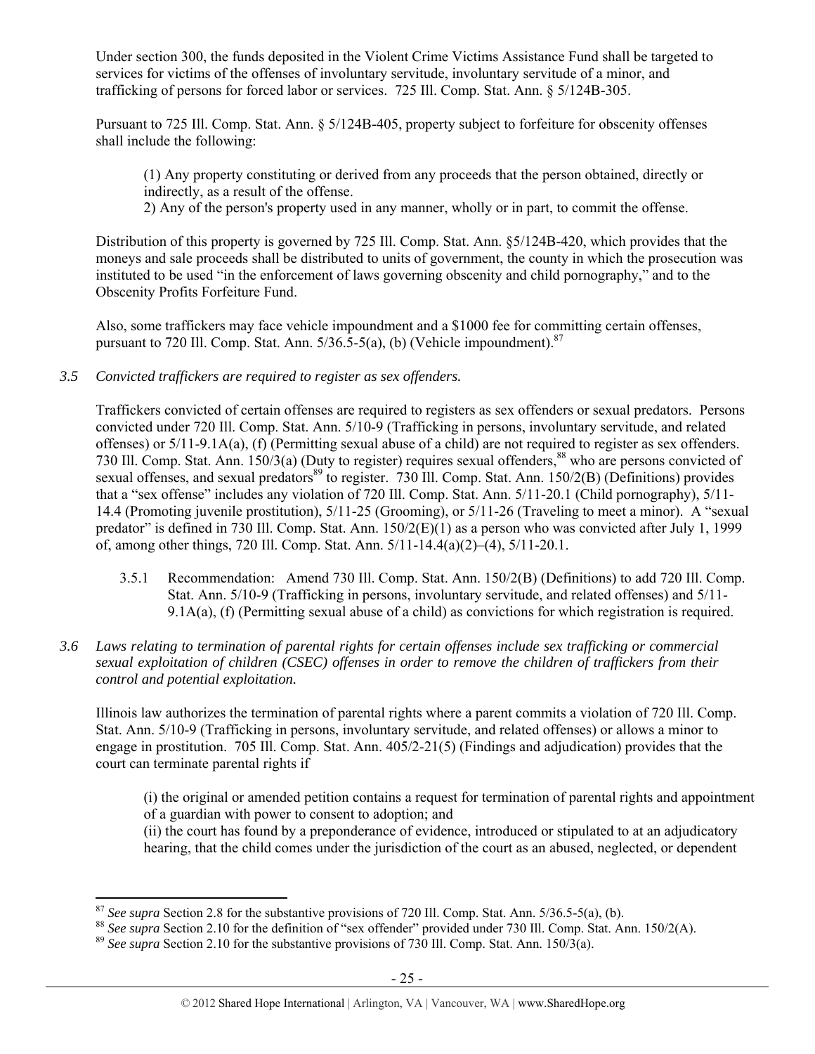Under section 300, the funds deposited in the Violent Crime Victims Assistance Fund shall be targeted to services for victims of the offenses of involuntary servitude, involuntary servitude of a minor, and trafficking of persons for forced labor or services. 725 Ill. Comp. Stat. Ann. § 5/124B-305.

Pursuant to 725 Ill. Comp. Stat. Ann. § 5/124B-405, property subject to forfeiture for obscenity offenses shall include the following:

> (1) Any property constituting or derived from any proceeds that the person obtained, directly or indirectly, as a result of the offense.
> 2) Any of the person's property used in any manner, wholly or in part, to commit the offense.

Distribution of this property is governed by 725 Ill. Comp. Stat. Ann. §5/124B-420, which provides that the moneys and sale proceeds shall be distributed to units of government, the county in which the prosecution was instituted to be used "in the enforcement of laws governing obscenity and child pornography," and to the Obscenity Profits Forfeiture Fund.

Also, some traffickers may face vehicle impoundment and a $1000 fee for committing certain offenses, pursuant to 720 Ill. Comp. Stat. Ann. 5/36.5-5(a), (b) (Vehicle impoundment).[87]

*3.5 Convicted traffickers are required to register as sex offenders.*

Traffickers convicted of certain offenses are required to registers as sex offenders or sexual predators. Persons convicted under 720 Ill. Comp. Stat. Ann. 5/10-9 (Trafficking in persons, involuntary servitude, and related offenses) or 5/11-9.1A(a), (f) (Permitting sexual abuse of a child) are not required to register as sex offenders. 730 Ill. Comp. Stat. Ann. 150/3(a) (Duty to register) requires sexual offenders,[88] who are persons convicted of sexual offenses, and sexual predators[89] to register. 730 Ill. Comp. Stat. Ann. 150/2(B) (Definitions) provides that a "sex offense" includes any violation of 720 Ill. Comp. Stat. Ann. 5/11-20.1 (Child pornography), 5/11-14.4 (Promoting juvenile prostitution), 5/11-25 (Grooming), or 5/11-26 (Traveling to meet a minor). A "sexual predator" is defined in 730 Ill. Comp. Stat. Ann. 150/2(E)(1) as a person who was convicted after July 1, 1999 of, among other things, 720 Ill. Comp. Stat. Ann. 5/11-14.4(a)(2)–(4), 5/11-20.1.

> 3.5.1 Recommendation: Amend 730 Ill. Comp. Stat. Ann. 150/2(B) (Definitions) to add 720 Ill. Comp. Stat. Ann. 5/10-9 (Trafficking in persons, involuntary servitude, and related offenses) and 5/11-9.1A(a), (f) (Permitting sexual abuse of a child) as convictions for which registration is required.

*3.6 Laws relating to termination of parental rights for certain offenses include sex trafficking or commercial sexual exploitation of children (CSEC) offenses in order to remove the children of traffickers from their control and potential exploitation.*

Illinois law authorizes the termination of parental rights where a parent commits a violation of 720 Ill. Comp. Stat. Ann. 5/10-9 (Trafficking in persons, involuntary servitude, and related offenses) or allows a minor to engage in prostitution. 705 Ill. Comp. Stat. Ann. 405/2-21(5) (Findings and adjudication) provides that the court can terminate parental rights if

> (i) the original or amended petition contains a request for termination of parental rights and appointment of a guardian with power to consent to adoption; and
> (ii) the court has found by a preponderance of evidence, introduced or stipulated to at an adjudicatory hearing, that the child comes under the jurisdiction of the court as an abused, neglected, or dependent

---

[87] *See supra* Section 2.8 for the substantive provisions of 720 Ill. Comp. Stat. Ann. 5/36.5-5(a), (b).
[88] *See supra* Section 2.10 for the definition of "sex offender" provided under 730 Ill. Comp. Stat. Ann. 150/2(A).
[89] *See supra* Section 2.10 for the substantive provisions of 730 Ill. Comp. Stat. Ann. 150/3(a).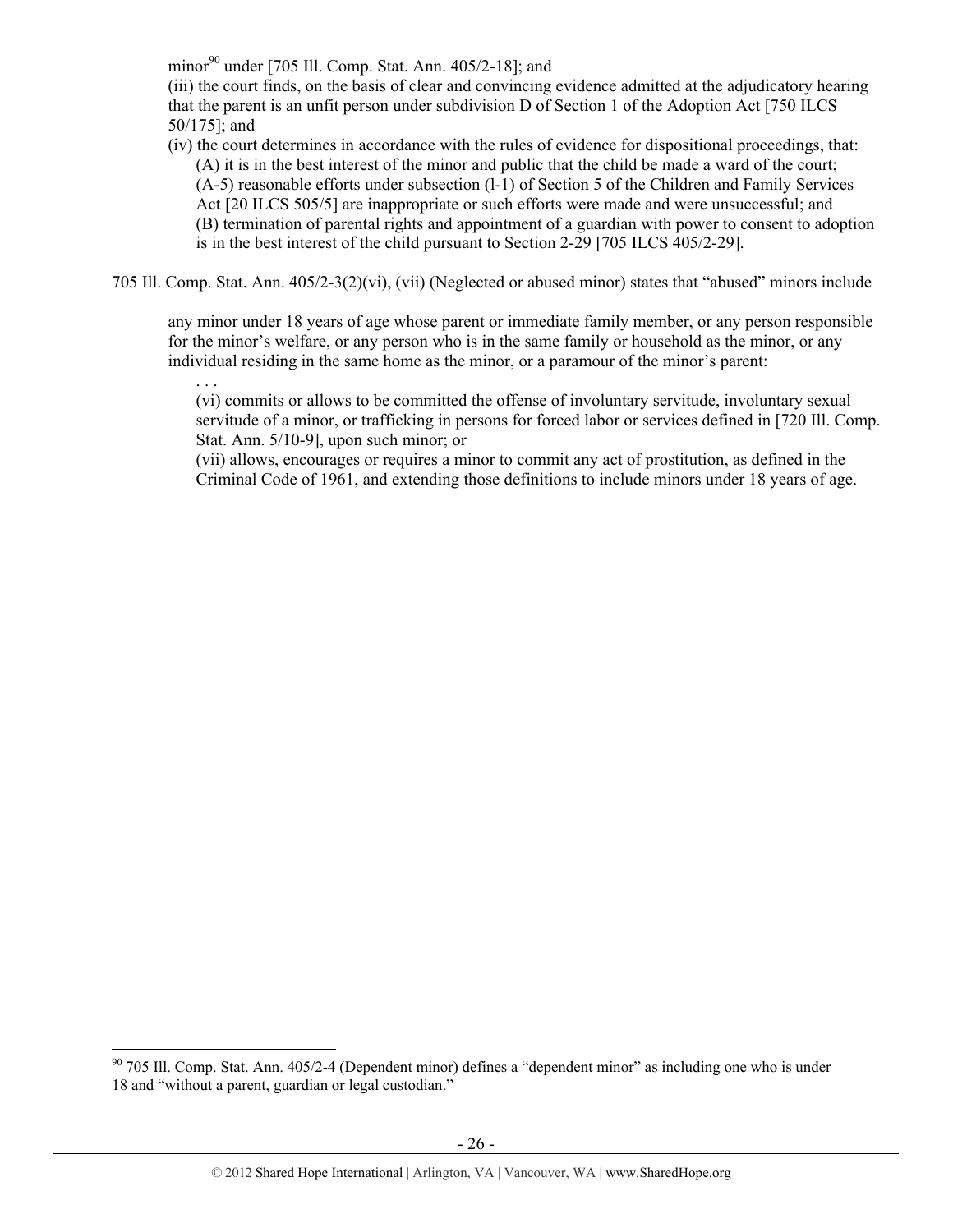minor[90] under [705 Ill. Comp. Stat. Ann. 405/2-18]; and

(iii) the court finds, on the basis of clear and convincing evidence admitted at the adjudicatory hearing that the parent is an unfit person under subdivision D of Section 1 of the Adoption Act [750 ILCS 50/175]; and

(iv) the court determines in accordance with the rules of evidence for dispositional proceedings, that:

(A) it is in the best interest of the minor and public that the child be made a ward of the court;

(A-5) reasonable efforts under subsection (l-1) of Section 5 of the Children and Family Services Act [20 ILCS 505/5] are inappropriate or such efforts were made and were unsuccessful; and

(B) termination of parental rights and appointment of a guardian with power to consent to adoption is in the best interest of the child pursuant to Section 2-29 [705 ILCS 405/2-29].

705 Ill. Comp. Stat. Ann. 405/2-3(2)(vi), (vii) (Neglected or abused minor) states that "abused" minors include

> any minor under 18 years of age whose parent or immediate family member, or any person responsible for the minor's welfare, or any person who is in the same family or household as the minor, or any individual residing in the same home as the minor, or a paramour of the minor's parent:
>
> . . .
>
> (vi) commits or allows to be committed the offense of involuntary servitude, involuntary sexual servitude of a minor, or trafficking in persons for forced labor or services defined in [720 Ill. Comp. Stat. Ann. 5/10-9], upon such minor; or
>
> (vii) allows, encourages or requires a minor to commit any act of prostitution, as defined in the Criminal Code of 1961, and extending those definitions to include minors under 18 years of age.

---

[90] 705 Ill. Comp. Stat. Ann. 405/2-4 (Dependent minor) defines a "dependent minor" as including one who is under 18 and "without a parent, guardian or legal custodian."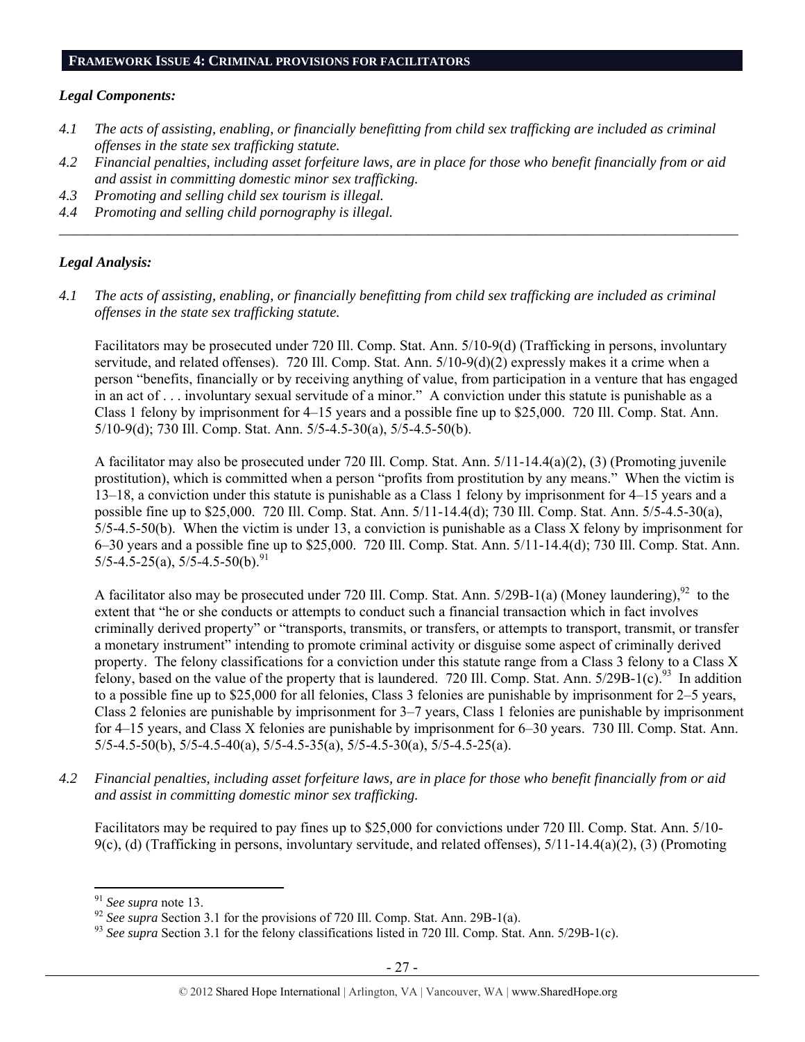## FRAMEWORK ISSUE 4: CRIMINAL PROVISIONS FOR FACILITATORS

### *Legal Components:*

*4.1 The acts of assisting, enabling, or financially benefitting from child sex trafficking are included as criminal offenses in the state sex trafficking statute.*

*4.2 Financial penalties, including asset forfeiture laws, are in place for those who benefit financially from or aid and assist in committing domestic minor sex trafficking.*

*4.3 Promoting and selling child sex tourism is illegal.*

*4.4 Promoting and selling child pornography is illegal.*

---

### *Legal Analysis:*

*4.1 The acts of assisting, enabling, or financially benefitting from child sex trafficking are included as criminal offenses in the state sex trafficking statute.*

Facilitators may be prosecuted under 720 Ill. Comp. Stat. Ann. 5/10-9(d) (Trafficking in persons, involuntary servitude, and related offenses). 720 Ill. Comp. Stat. Ann. 5/10-9(d)(2) expressly makes it a crime when a person "benefits, financially or by receiving anything of value, from participation in a venture that has engaged in an act of . . . involuntary sexual servitude of a minor." A conviction under this statute is punishable as a Class 1 felony by imprisonment for 4–15 years and a possible fine up to $25,000. 720 Ill. Comp. Stat. Ann. 5/10-9(d); 730 Ill. Comp. Stat. Ann. 5/5-4.5-30(a), 5/5-4.5-50(b).

A facilitator may also be prosecuted under 720 Ill. Comp. Stat. Ann. 5/11-14.4(a)(2), (3) (Promoting juvenile prostitution), which is committed when a person "profits from prostitution by any means." When the victim is 13–18, a conviction under this statute is punishable as a Class 1 felony by imprisonment for 4–15 years and a possible fine up to $25,000. 720 Ill. Comp. Stat. Ann. 5/11-14.4(d); 730 Ill. Comp. Stat. Ann. 5/5-4.5-30(a), 5/5-4.5-50(b). When the victim is under 13, a conviction is punishable as a Class X felony by imprisonment for 6–30 years and a possible fine up to $25,000. 720 Ill. Comp. Stat. Ann. 5/11-14.4(d); 730 Ill. Comp. Stat. Ann. 5/5-4.5-25(a), 5/5-4.5-50(b).[91]

A facilitator also may be prosecuted under 720 Ill. Comp. Stat. Ann. 5/29B-1(a) (Money laundering),[92] to the extent that "he or she conducts or attempts to conduct such a financial transaction which in fact involves criminally derived property" or "transports, transmits, or transfers, or attempts to transport, transmit, or transfer a monetary instrument" intending to promote criminal activity or disguise some aspect of criminally derived property. The felony classifications for a conviction under this statute range from a Class 3 felony to a Class X felony, based on the value of the property that is laundered. 720 Ill. Comp. Stat. Ann. 5/29B-1(c).[93] In addition to a possible fine up to $25,000 for all felonies, Class 3 felonies are punishable by imprisonment for 2–5 years, Class 2 felonies are punishable by imprisonment for 3–7 years, Class 1 felonies are punishable by imprisonment for 4–15 years, and Class X felonies are punishable by imprisonment for 6–30 years. 730 Ill. Comp. Stat. Ann. 5/5-4.5-50(b), 5/5-4.5-40(a), 5/5-4.5-35(a), 5/5-4.5-30(a), 5/5-4.5-25(a).

*4.2 Financial penalties, including asset forfeiture laws, are in place for those who benefit financially from or aid and assist in committing domestic minor sex trafficking.*

Facilitators may be required to pay fines up to $25,000 for convictions under 720 Ill. Comp. Stat. Ann. 5/10-9(c), (d) (Trafficking in persons, involuntary servitude, and related offenses), 5/11-14.4(a)(2), (3) (Promoting

---

[91] *See supra* note 13.

[92] *See supra* Section 3.1 for the provisions of 720 Ill. Comp. Stat. Ann. 29B-1(a).

[93] *See supra* Section 3.1 for the felony classifications listed in 720 Ill. Comp. Stat. Ann. 5/29B-1(c).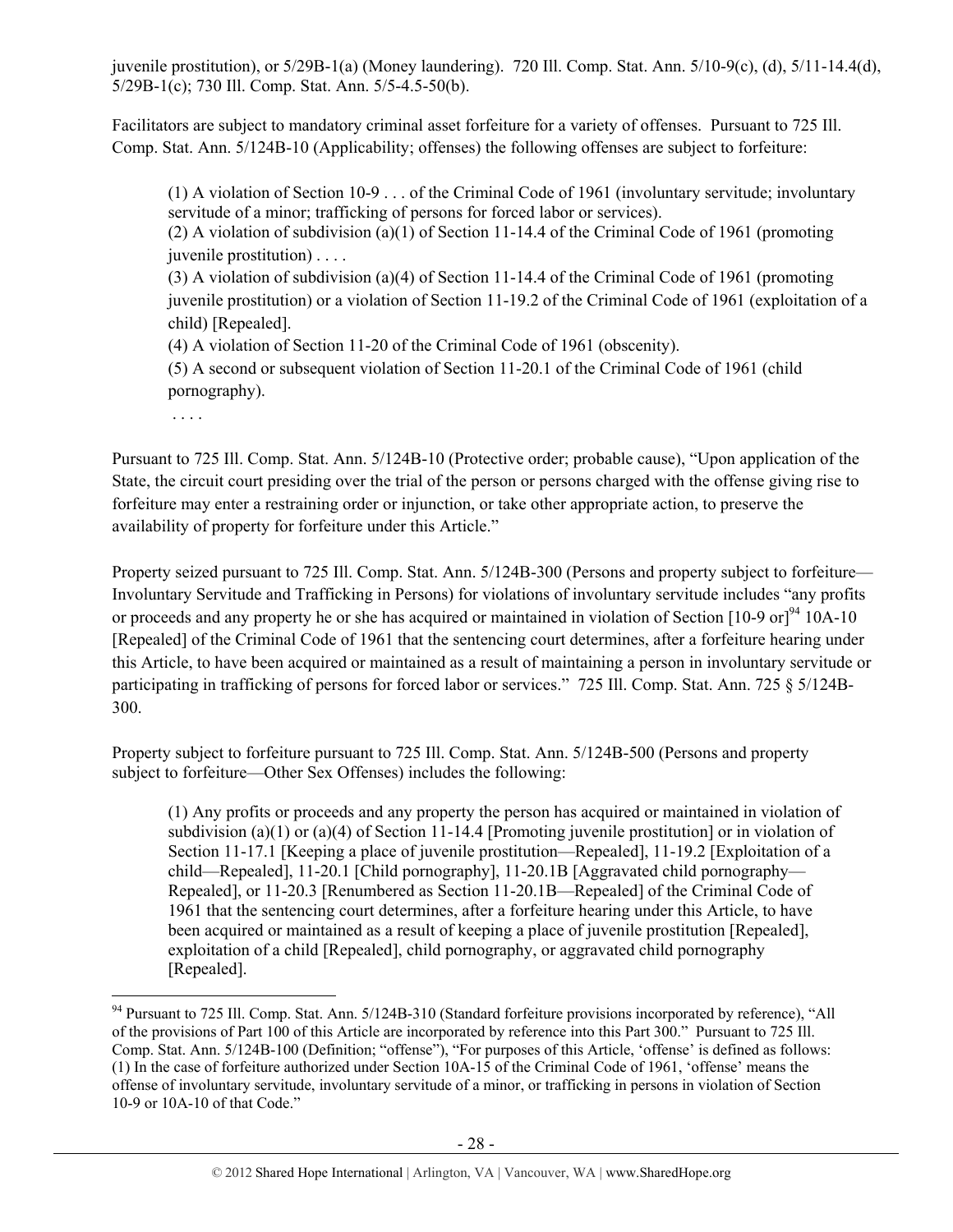juvenile prostitution), or 5/29B-1(a) (Money laundering). 720 Ill. Comp. Stat. Ann. 5/10-9(c), (d), 5/11-14.4(d), 5/29B-1(c); 730 Ill. Comp. Stat. Ann. 5/5-4.5-50(b).

Facilitators are subject to mandatory criminal asset forfeiture for a variety of offenses. Pursuant to 725 Ill. Comp. Stat. Ann. 5/124B-10 (Applicability; offenses) the following offenses are subject to forfeiture:

> (1) A violation of Section 10-9 . . . of the Criminal Code of 1961 (involuntary servitude; involuntary servitude of a minor; trafficking of persons for forced labor or services).
> (2) A violation of subdivision (a)(1) of Section 11-14.4 of the Criminal Code of 1961 (promoting juvenile prostitution) . . . .
> (3) A violation of subdivision (a)(4) of Section 11-14.4 of the Criminal Code of 1961 (promoting juvenile prostitution) or a violation of Section 11-19.2 of the Criminal Code of 1961 (exploitation of a child) [Repealed].
> (4) A violation of Section 11-20 of the Criminal Code of 1961 (obscenity).
> (5) A second or subsequent violation of Section 11-20.1 of the Criminal Code of 1961 (child pornography).
> . . . .

Pursuant to 725 Ill. Comp. Stat. Ann. 5/124B-10 (Protective order; probable cause), "Upon application of the State, the circuit court presiding over the trial of the person or persons charged with the offense giving rise to forfeiture may enter a restraining order or injunction, or take other appropriate action, to preserve the availability of property for forfeiture under this Article."

Property seized pursuant to 725 Ill. Comp. Stat. Ann. 5/124B-300 (Persons and property subject to forfeiture—Involuntary Servitude and Trafficking in Persons) for violations of involuntary servitude includes "any profits or proceeds and any property he or she has acquired or maintained in violation of Section [10-9 or][94] 10A-10 [Repealed] of the Criminal Code of 1961 that the sentencing court determines, after a forfeiture hearing under this Article, to have been acquired or maintained as a result of maintaining a person in involuntary servitude or participating in trafficking of persons for forced labor or services." 725 Ill. Comp. Stat. Ann. 725 § 5/124B-300.

Property subject to forfeiture pursuant to 725 Ill. Comp. Stat. Ann. 5/124B-500 (Persons and property subject to forfeiture—Other Sex Offenses) includes the following:

> (1) Any profits or proceeds and any property the person has acquired or maintained in violation of subdivision (a)(1) or (a)(4) of Section 11-14.4 [Promoting juvenile prostitution] or in violation of Section 11-17.1 [Keeping a place of juvenile prostitution—Repealed], 11-19.2 [Exploitation of a child—Repealed], 11-20.1 [Child pornography], 11-20.1B [Aggravated child pornography—Repealed], or 11-20.3 [Renumbered as Section 11-20.1B—Repealed] of the Criminal Code of 1961 that the sentencing court determines, after a forfeiture hearing under this Article, to have been acquired or maintained as a result of keeping a place of juvenile prostitution [Repealed], exploitation of a child [Repealed], child pornography, or aggravated child pornography [Repealed].

---

[94] Pursuant to 725 Ill. Comp. Stat. Ann. 5/124B-310 (Standard forfeiture provisions incorporated by reference), "All of the provisions of Part 100 of this Article are incorporated by reference into this Part 300." Pursuant to 725 Ill. Comp. Stat. Ann. 5/124B-100 (Definition; "offense"), "For purposes of this Article, 'offense' is defined as follows: (1) In the case of forfeiture authorized under Section 10A-15 of the Criminal Code of 1961, 'offense' means the offense of involuntary servitude, involuntary servitude of a minor, or trafficking in persons in violation of Section 10-9 or 10A-10 of that Code."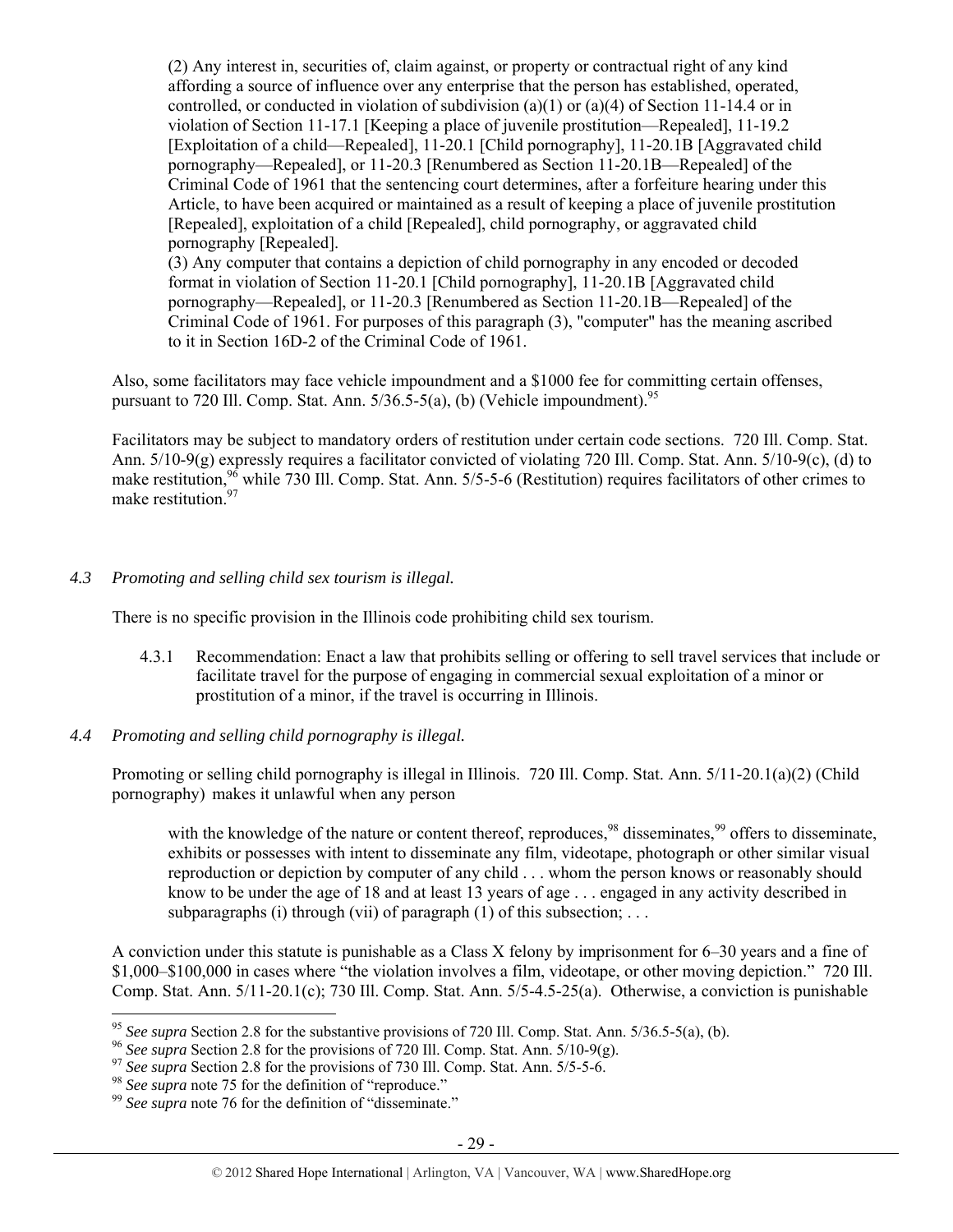(2) Any interest in, securities of, claim against, or property or contractual right of any kind affording a source of influence over any enterprise that the person has established, operated, controlled, or conducted in violation of subdivision (a)(1) or (a)(4) of Section 11-14.4 or in violation of Section 11-17.1 [Keeping a place of juvenile prostitution—Repealed], 11-19.2 [Exploitation of a child—Repealed], 11-20.1 [Child pornography], 11-20.1B [Aggravated child pornography—Repealed], or 11-20.3 [Renumbered as Section 11-20.1B—Repealed] of the Criminal Code of 1961 that the sentencing court determines, after a forfeiture hearing under this Article, to have been acquired or maintained as a result of keeping a place of juvenile prostitution [Repealed], exploitation of a child [Repealed], child pornography, or aggravated child pornography [Repealed].

(3) Any computer that contains a depiction of child pornography in any encoded or decoded format in violation of Section 11-20.1 [Child pornography], 11-20.1B [Aggravated child pornography—Repealed], or 11-20.3 [Renumbered as Section 11-20.1B—Repealed] of the Criminal Code of 1961. For purposes of this paragraph (3), "computer" has the meaning ascribed to it in Section 16D-2 of the Criminal Code of 1961.

Also, some facilitators may face vehicle impoundment and a $1000 fee for committing certain offenses, pursuant to 720 Ill. Comp. Stat. Ann. 5/36.5-5(a), (b) (Vehicle impoundment).[95]

Facilitators may be subject to mandatory orders of restitution under certain code sections. 720 Ill. Comp. Stat. Ann. 5/10-9(g) expressly requires a facilitator convicted of violating 720 Ill. Comp. Stat. Ann. 5/10-9(c), (d) to make restitution,[96] while 730 Ill. Comp. Stat. Ann. 5/5-5-6 (Restitution) requires facilitators of other crimes to make restitution.[97]

*4.3 Promoting and selling child sex tourism is illegal.*

There is no specific provision in the Illinois code prohibiting child sex tourism.

4.3.1 Recommendation: Enact a law that prohibits selling or offering to sell travel services that include or facilitate travel for the purpose of engaging in commercial sexual exploitation of a minor or prostitution of a minor, if the travel is occurring in Illinois.

*4.4 Promoting and selling child pornography is illegal.*

Promoting or selling child pornography is illegal in Illinois. 720 Ill. Comp. Stat. Ann. 5/11-20.1(a)(2) (Child pornography) makes it unlawful when any person

> with the knowledge of the nature or content thereof, reproduces,[98] disseminates,[99] offers to disseminate, exhibits or possesses with intent to disseminate any film, videotape, photograph or other similar visual reproduction or depiction by computer of any child . . . whom the person knows or reasonably should know to be under the age of 18 and at least 13 years of age . . . engaged in any activity described in subparagraphs (i) through (vii) of paragraph (1) of this subsection; . . .

A conviction under this statute is punishable as a Class X felony by imprisonment for 6–30 years and a fine of $1,000–$100,000 in cases where "the violation involves a film, videotape, or other moving depiction." 720 Ill. Comp. Stat. Ann. 5/11-20.1(c); 730 Ill. Comp. Stat. Ann. 5/5-4.5-25(a). Otherwise, a conviction is punishable

---

[95] *See supra* Section 2.8 for the substantive provisions of 720 Ill. Comp. Stat. Ann. 5/36.5-5(a), (b).

[96] *See supra* Section 2.8 for the provisions of 720 Ill. Comp. Stat. Ann. 5/10-9(g).

[97] *See supra* Section 2.8 for the provisions of 730 Ill. Comp. Stat. Ann. 5/5-5-6.

[98] *See supra* note 75 for the definition of "reproduce."

[99] *See supra* note 76 for the definition of "disseminate."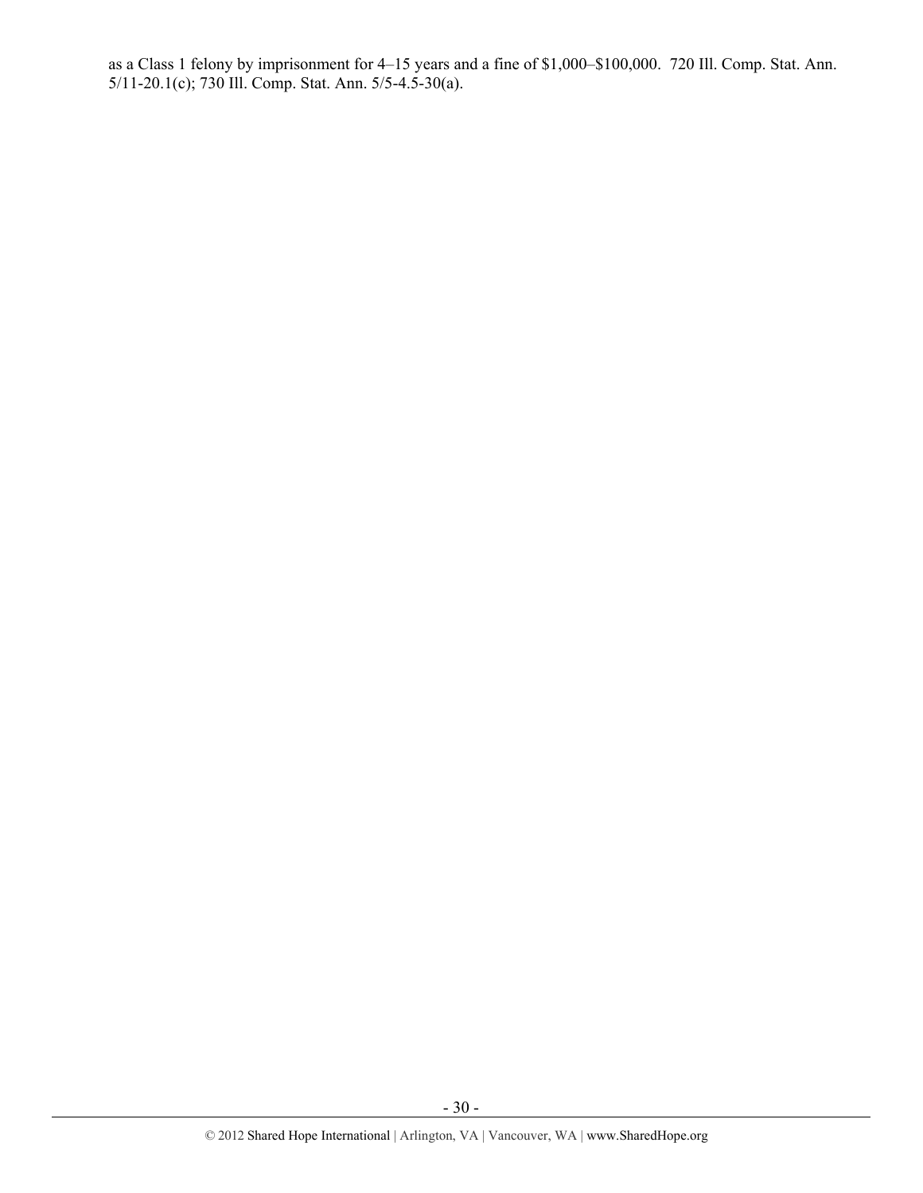as a Class 1 felony by imprisonment for 4–15 years and a fine of $1,000–$100,000. 720 Ill. Comp. Stat. Ann. 5/11-20.1(c); 730 Ill. Comp. Stat. Ann. 5/5-4.5-30(a).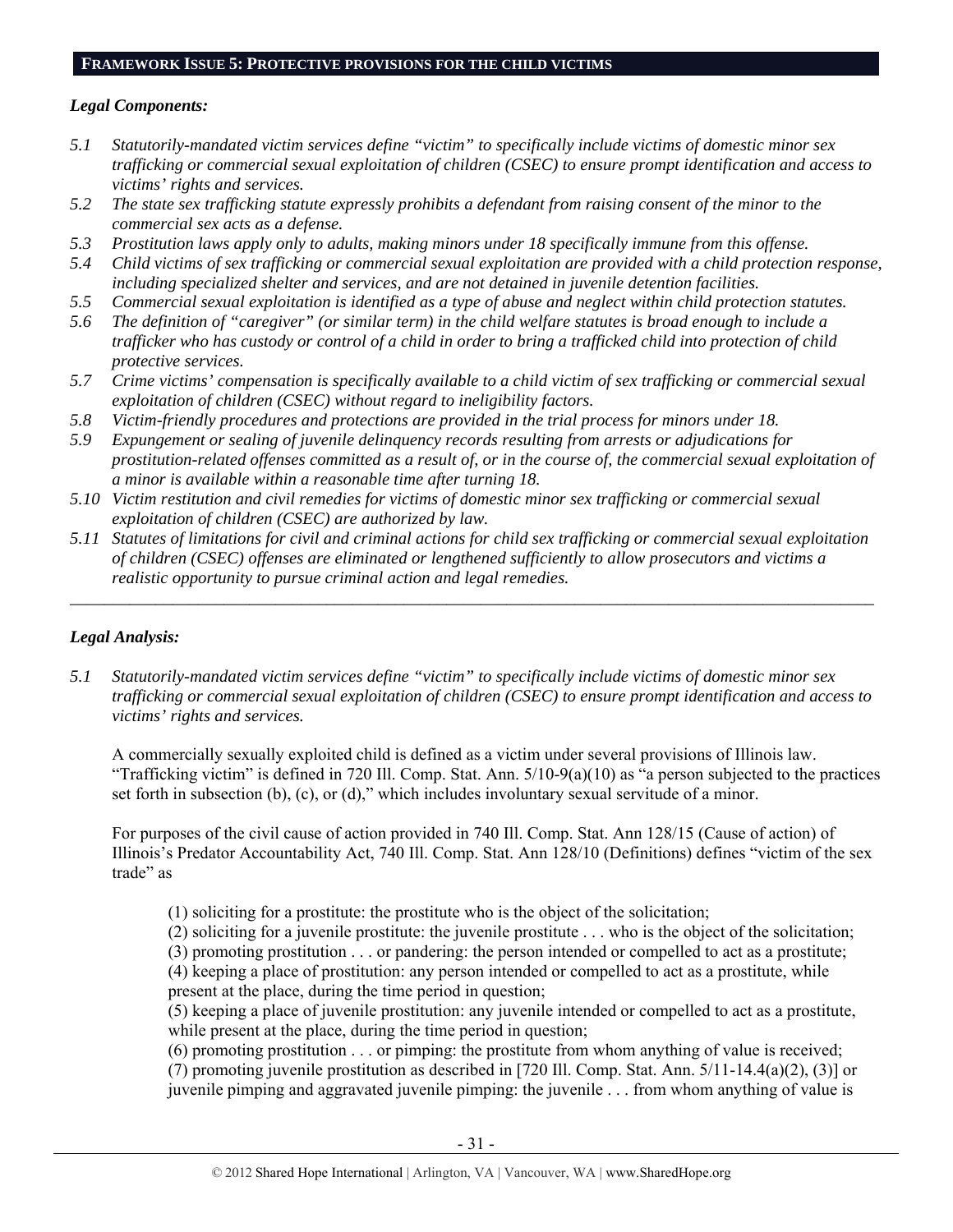## FRAMEWORK ISSUE 5: PROTECTIVE PROVISIONS FOR THE CHILD VICTIMS

***Legal Components:***

*5.1 Statutorily-mandated victim services define "victim" to specifically include victims of domestic minor sex trafficking or commercial sexual exploitation of children (CSEC) to ensure prompt identification and access to victims' rights and services.*

*5.2 The state sex trafficking statute expressly prohibits a defendant from raising consent of the minor to the commercial sex acts as a defense.*

*5.3 Prostitution laws apply only to adults, making minors under 18 specifically immune from this offense.*

*5.4 Child victims of sex trafficking or commercial sexual exploitation are provided with a child protection response, including specialized shelter and services, and are not detained in juvenile detention facilities.*

*5.5 Commercial sexual exploitation is identified as a type of abuse and neglect within child protection statutes.*

*5.6 The definition of "caregiver" (or similar term) in the child welfare statutes is broad enough to include a trafficker who has custody or control of a child in order to bring a trafficked child into protection of child protective services.*

*5.7 Crime victims' compensation is specifically available to a child victim of sex trafficking or commercial sexual exploitation of children (CSEC) without regard to ineligibility factors.*

*5.8 Victim-friendly procedures and protections are provided in the trial process for minors under 18.*

*5.9 Expungement or sealing of juvenile delinquency records resulting from arrests or adjudications for prostitution-related offenses committed as a result of, or in the course of, the commercial sexual exploitation of a minor is available within a reasonable time after turning 18.*

*5.10 Victim restitution and civil remedies for victims of domestic minor sex trafficking or commercial sexual exploitation of children (CSEC) are authorized by law.*

*5.11 Statutes of limitations for civil and criminal actions for child sex trafficking or commercial sexual exploitation of children (CSEC) offenses are eliminated or lengthened sufficiently to allow prosecutors and victims a realistic opportunity to pursue criminal action and legal remedies.*

---

***Legal Analysis:***

*5.1 Statutorily-mandated victim services define "victim" to specifically include victims of domestic minor sex trafficking or commercial sexual exploitation of children (CSEC) to ensure prompt identification and access to victims' rights and services.*

A commercially sexually exploited child is defined as a victim under several provisions of Illinois law. "Trafficking victim" is defined in 720 Ill. Comp. Stat. Ann. 5/10-9(a)(10) as "a person subjected to the practices set forth in subsection (b), (c), or (d)," which includes involuntary sexual servitude of a minor.

For purposes of the civil cause of action provided in 740 Ill. Comp. Stat. Ann 128/15 (Cause of action) of Illinois's Predator Accountability Act, 740 Ill. Comp. Stat. Ann 128/10 (Definitions) defines "victim of the sex trade" as

> (1) soliciting for a prostitute: the prostitute who is the object of the solicitation;
> (2) soliciting for a juvenile prostitute: the juvenile prostitute . . . who is the object of the solicitation;
> (3) promoting prostitution . . . or pandering: the person intended or compelled to act as a prostitute;
> (4) keeping a place of prostitution: any person intended or compelled to act as a prostitute, while present at the place, during the time period in question;
> (5) keeping a place of juvenile prostitution: any juvenile intended or compelled to act as a prostitute, while present at the place, during the time period in question;
> (6) promoting prostitution . . . or pimping: the prostitute from whom anything of value is received;
> (7) promoting juvenile prostitution as described in [720 Ill. Comp. Stat. Ann. 5/11-14.4(a)(2), (3)] or juvenile pimping and aggravated juvenile pimping: the juvenile . . . from whom anything of value is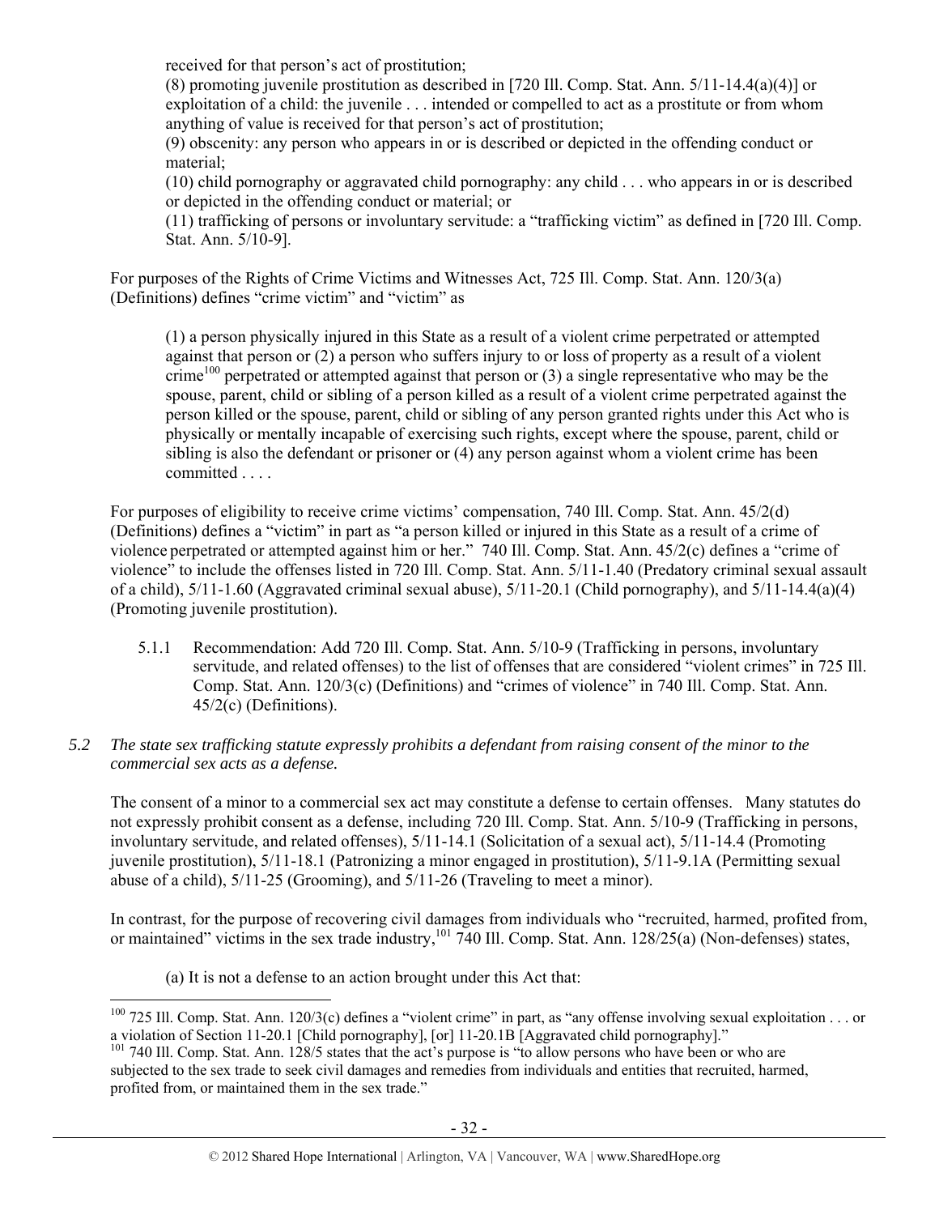received for that person's act of prostitution;

(8) promoting juvenile prostitution as described in [720 Ill. Comp. Stat. Ann. 5/11-14.4(a)(4)] or exploitation of a child: the juvenile . . . intended or compelled to act as a prostitute or from whom anything of value is received for that person's act of prostitution;

(9) obscenity: any person who appears in or is described or depicted in the offending conduct or material;

(10) child pornography or aggravated child pornography: any child . . . who appears in or is described or depicted in the offending conduct or material; or

(11) trafficking of persons or involuntary servitude: a "trafficking victim" as defined in [720 Ill. Comp. Stat. Ann. 5/10-9].

For purposes of the Rights of Crime Victims and Witnesses Act, 725 Ill. Comp. Stat. Ann. 120/3(a) (Definitions) defines "crime victim" and "victim" as

> (1) a person physically injured in this State as a result of a violent crime perpetrated or attempted against that person or (2) a person who suffers injury to or loss of property as a result of a violent crime[100] perpetrated or attempted against that person or (3) a single representative who may be the spouse, parent, child or sibling of a person killed as a result of a violent crime perpetrated against the person killed or the spouse, parent, child or sibling of any person granted rights under this Act who is physically or mentally incapable of exercising such rights, except where the spouse, parent, child or sibling is also the defendant or prisoner or (4) any person against whom a violent crime has been committed . . . .

For purposes of eligibility to receive crime victims' compensation, 740 Ill. Comp. Stat. Ann. 45/2(d) (Definitions) defines a "victim" in part as "a person killed or injured in this State as a result of a crime of violence perpetrated or attempted against him or her." 740 Ill. Comp. Stat. Ann. 45/2(c) defines a "crime of violence" to include the offenses listed in 720 Ill. Comp. Stat. Ann. 5/11-1.40 (Predatory criminal sexual assault of a child), 5/11-1.60 (Aggravated criminal sexual abuse), 5/11-20.1 (Child pornography), and 5/11-14.4(a)(4) (Promoting juvenile prostitution).

5.1.1 Recommendation: Add 720 Ill. Comp. Stat. Ann. 5/10-9 (Trafficking in persons, involuntary servitude, and related offenses) to the list of offenses that are considered "violent crimes" in 725 Ill. Comp. Stat. Ann. 120/3(c) (Definitions) and "crimes of violence" in 740 Ill. Comp. Stat. Ann. 45/2(c) (Definitions).

*5.2 The state sex trafficking statute expressly prohibits a defendant from raising consent of the minor to the commercial sex acts as a defense.*

The consent of a minor to a commercial sex act may constitute a defense to certain offenses. Many statutes do not expressly prohibit consent as a defense, including 720 Ill. Comp. Stat. Ann. 5/10-9 (Trafficking in persons, involuntary servitude, and related offenses), 5/11-14.1 (Solicitation of a sexual act), 5/11-14.4 (Promoting juvenile prostitution), 5/11-18.1 (Patronizing a minor engaged in prostitution), 5/11-9.1A (Permitting sexual abuse of a child), 5/11-25 (Grooming), and 5/11-26 (Traveling to meet a minor).

In contrast, for the purpose of recovering civil damages from individuals who "recruited, harmed, profited from, or maintained" victims in the sex trade industry,[101] 740 Ill. Comp. Stat. Ann. 128/25(a) (Non-defenses) states,

> (a) It is not a defense to an action brought under this Act that:

---

[100] 725 Ill. Comp. Stat. Ann. 120/3(c) defines a "violent crime" in part, as "any offense involving sexual exploitation . . . or a violation of Section 11-20.1 [Child pornography], [or] 11-20.1B [Aggravated child pornography]."

[101] 740 Ill. Comp. Stat. Ann. 128/5 states that the act's purpose is "to allow persons who have been or who are subjected to the sex trade to seek civil damages and remedies from individuals and entities that recruited, harmed, profited from, or maintained them in the sex trade."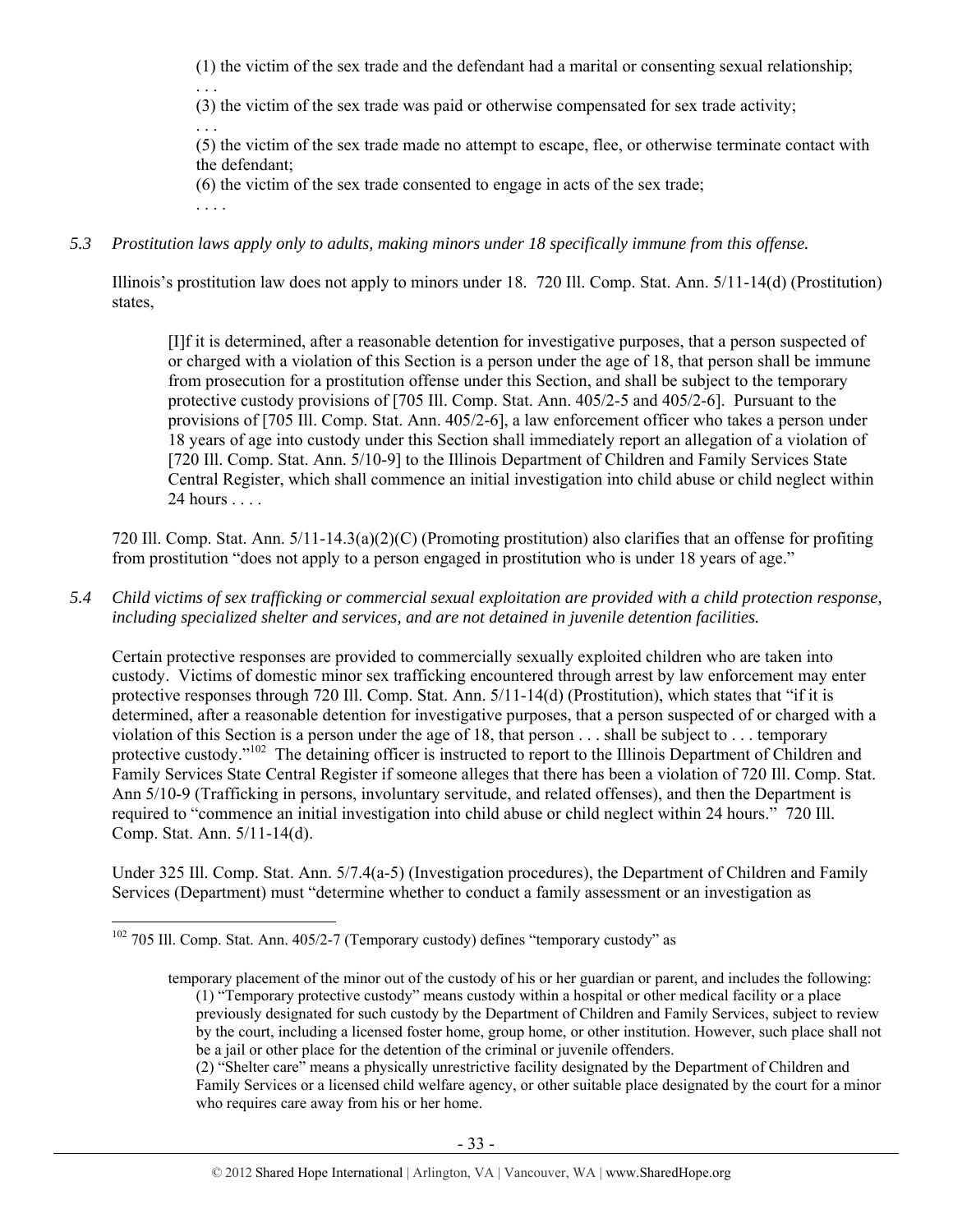> (1) the victim of the sex trade and the defendant had a marital or consenting sexual relationship;
> . . .
> (3) the victim of the sex trade was paid or otherwise compensated for sex trade activity;
> . . .
> (5) the victim of the sex trade made no attempt to escape, flee, or otherwise terminate contact with the defendant;
> (6) the victim of the sex trade consented to engage in acts of the sex trade;
> . . . .

*5.3 Prostitution laws apply only to adults, making minors under 18 specifically immune from this offense.*

Illinois's prostitution law does not apply to minors under 18. 720 Ill. Comp. Stat. Ann. 5/11-14(d) (Prostitution) states,

> [I]f it is determined, after a reasonable detention for investigative purposes, that a person suspected of or charged with a violation of this Section is a person under the age of 18, that person shall be immune from prosecution for a prostitution offense under this Section, and shall be subject to the temporary protective custody provisions of [705 Ill. Comp. Stat. Ann. 405/2-5 and 405/2-6]. Pursuant to the provisions of [705 Ill. Comp. Stat. Ann. 405/2-6], a law enforcement officer who takes a person under 18 years of age into custody under this Section shall immediately report an allegation of a violation of [720 Ill. Comp. Stat. Ann. 5/10-9] to the Illinois Department of Children and Family Services State Central Register, which shall commence an initial investigation into child abuse or child neglect within 24 hours . . . .

720 Ill. Comp. Stat. Ann. 5/11-14.3(a)(2)(C) (Promoting prostitution) also clarifies that an offense for profiting from prostitution "does not apply to a person engaged in prostitution who is under 18 years of age."

*5.4 Child victims of sex trafficking or commercial sexual exploitation are provided with a child protection response, including specialized shelter and services, and are not detained in juvenile detention facilities.*

Certain protective responses are provided to commercially sexually exploited children who are taken into custody. Victims of domestic minor sex trafficking encountered through arrest by law enforcement may enter protective responses through 720 Ill. Comp. Stat. Ann. 5/11-14(d) (Prostitution), which states that "if it is determined, after a reasonable detention for investigative purposes, that a person suspected of or charged with a violation of this Section is a person under the age of 18, that person . . . shall be subject to . . . temporary protective custody."[102] The detaining officer is instructed to report to the Illinois Department of Children and Family Services State Central Register if someone alleges that there has been a violation of 720 Ill. Comp. Stat. Ann 5/10-9 (Trafficking in persons, involuntary servitude, and related offenses), and then the Department is required to "commence an initial investigation into child abuse or child neglect within 24 hours." 720 Ill. Comp. Stat. Ann. 5/11-14(d).

Under 325 Ill. Comp. Stat. Ann. 5/7.4(a-5) (Investigation procedures), the Department of Children and Family Services (Department) must "determine whether to conduct a family assessment or an investigation as

---

[102] 705 Ill. Comp. Stat. Ann. 405/2-7 (Temporary custody) defines "temporary custody" as

> temporary placement of the minor out of the custody of his or her guardian or parent, and includes the following:
> (1) "Temporary protective custody" means custody within a hospital or other medical facility or a place previously designated for such custody by the Department of Children and Family Services, subject to review by the court, including a licensed foster home, group home, or other institution. However, such place shall not be a jail or other place for the detention of the criminal or juvenile offenders.
> (2) "Shelter care" means a physically unrestrictive facility designated by the Department of Children and Family Services or a licensed child welfare agency, or other suitable place designated by the court for a minor who requires care away from his or her home.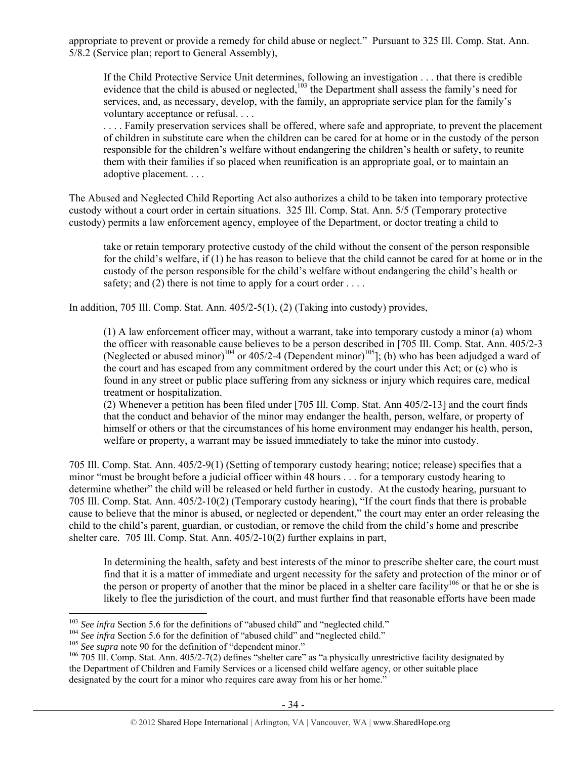appropriate to prevent or provide a remedy for child abuse or neglect." Pursuant to 325 Ill. Comp. Stat. Ann. 5/8.2 (Service plan; report to General Assembly),

> If the Child Protective Service Unit determines, following an investigation . . . that there is credible evidence that the child is abused or neglected,[103] the Department shall assess the family's need for services, and, as necessary, develop, with the family, an appropriate service plan for the family's voluntary acceptance or refusal. . . .
>
> . . . . Family preservation services shall be offered, where safe and appropriate, to prevent the placement of children in substitute care when the children can be cared for at home or in the custody of the person responsible for the children's welfare without endangering the children's health or safety, to reunite them with their families if so placed when reunification is an appropriate goal, or to maintain an adoptive placement. . . .

The Abused and Neglected Child Reporting Act also authorizes a child to be taken into temporary protective custody without a court order in certain situations. 325 Ill. Comp. Stat. Ann. 5/5 (Temporary protective custody) permits a law enforcement agency, employee of the Department, or doctor treating a child to

> take or retain temporary protective custody of the child without the consent of the person responsible for the child's welfare, if (1) he has reason to believe that the child cannot be cared for at home or in the custody of the person responsible for the child's welfare without endangering the child's health or safety; and (2) there is not time to apply for a court order . . . .

In addition, 705 Ill. Comp. Stat. Ann. 405/2-5(1), (2) (Taking into custody) provides,

> (1) A law enforcement officer may, without a warrant, take into temporary custody a minor (a) whom the officer with reasonable cause believes to be a person described in [705 Ill. Comp. Stat. Ann. 405/2-3 (Neglected or abused minor)[104] or 405/2-4 (Dependent minor)[105]]; (b) who has been adjudged a ward of the court and has escaped from any commitment ordered by the court under this Act; or (c) who is found in any street or public place suffering from any sickness or injury which requires care, medical treatment or hospitalization.
> (2) Whenever a petition has been filed under [705 Ill. Comp. Stat. Ann 405/2-13] and the court finds that the conduct and behavior of the minor may endanger the health, person, welfare, or property of himself or others or that the circumstances of his home environment may endanger his health, person, welfare or property, a warrant may be issued immediately to take the minor into custody.

705 Ill. Comp. Stat. Ann. 405/2-9(1) (Setting of temporary custody hearing; notice; release) specifies that a minor "must be brought before a judicial officer within 48 hours . . . for a temporary custody hearing to determine whether" the child will be released or held further in custody. At the custody hearing, pursuant to 705 Ill. Comp. Stat. Ann. 405/2-10(2) (Temporary custody hearing), "If the court finds that there is probable cause to believe that the minor is abused, or neglected or dependent," the court may enter an order releasing the child to the child's parent, guardian, or custodian, or remove the child from the child's home and prescribe shelter care. 705 Ill. Comp. Stat. Ann. 405/2-10(2) further explains in part,

> In determining the health, safety and best interests of the minor to prescribe shelter care, the court must find that it is a matter of immediate and urgent necessity for the safety and protection of the minor or of the person or property of another that the minor be placed in a shelter care facility[106] or that he or she is likely to flee the jurisdiction of the court, and must further find that reasonable efforts have been made

---

[103] *See infra* Section 5.6 for the definitions of "abused child" and "neglected child."

[104] *See infra* Section 5.6 for the definition of "abused child" and "neglected child."

[105] *See supra* note 90 for the definition of "dependent minor."

[106] 705 Ill. Comp. Stat. Ann. 405/2-7(2) defines "shelter care" as "a physically unrestrictive facility designated by the Department of Children and Family Services or a licensed child welfare agency, or other suitable place designated by the court for a minor who requires care away from his or her home."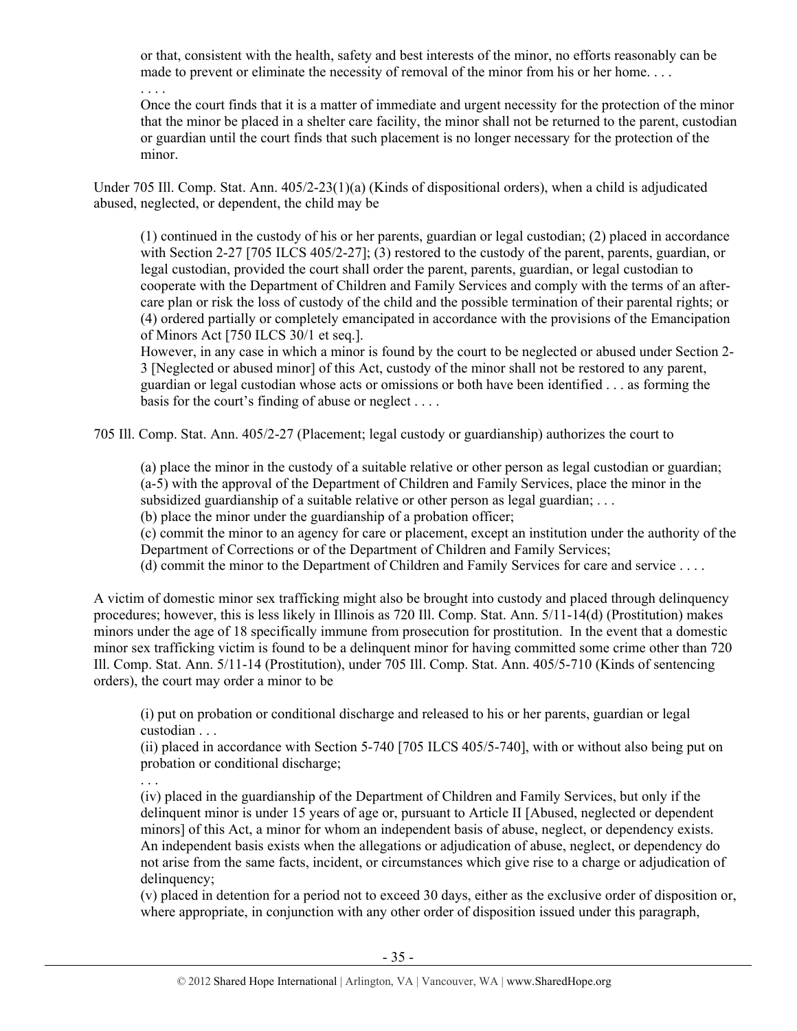> or that, consistent with the health, safety and best interests of the minor, no efforts reasonably can be made to prevent or eliminate the necessity of removal of the minor from his or her home. . . .
>
> . . . .
>
> Once the court finds that it is a matter of immediate and urgent necessity for the protection of the minor that the minor be placed in a shelter care facility, the minor shall not be returned to the parent, custodian or guardian until the court finds that such placement is no longer necessary for the protection of the minor.

Under 705 Ill. Comp. Stat. Ann. 405/2-23(1)(a) (Kinds of dispositional orders), when a child is adjudicated abused, neglected, or dependent, the child may be

> (1) continued in the custody of his or her parents, guardian or legal custodian; (2) placed in accordance with Section 2-27 [705 ILCS 405/2-27]; (3) restored to the custody of the parent, parents, guardian, or legal custodian, provided the court shall order the parent, parents, guardian, or legal custodian to cooperate with the Department of Children and Family Services and comply with the terms of an after-care plan or risk the loss of custody of the child and the possible termination of their parental rights; or (4) ordered partially or completely emancipated in accordance with the provisions of the Emancipation of Minors Act [750 ILCS 30/1 et seq.].
>
> However, in any case in which a minor is found by the court to be neglected or abused under Section 2-3 [Neglected or abused minor] of this Act, custody of the minor shall not be restored to any parent, guardian or legal custodian whose acts or omissions or both have been identified . . . as forming the basis for the court's finding of abuse or neglect . . . .

705 Ill. Comp. Stat. Ann. 405/2-27 (Placement; legal custody or guardianship) authorizes the court to

> (a) place the minor in the custody of a suitable relative or other person as legal custodian or guardian;
> (a-5) with the approval of the Department of Children and Family Services, place the minor in the subsidized guardianship of a suitable relative or other person as legal guardian; . . .
> (b) place the minor under the guardianship of a probation officer;
> (c) commit the minor to an agency for care or placement, except an institution under the authority of the Department of Corrections or of the Department of Children and Family Services;
> (d) commit the minor to the Department of Children and Family Services for care and service . . . .

A victim of domestic minor sex trafficking might also be brought into custody and placed through delinquency procedures; however, this is less likely in Illinois as 720 Ill. Comp. Stat. Ann. 5/11-14(d) (Prostitution) makes minors under the age of 18 specifically immune from prosecution for prostitution. In the event that a domestic minor sex trafficking victim is found to be a delinquent minor for having committed some crime other than 720 Ill. Comp. Stat. Ann. 5/11-14 (Prostitution), under 705 Ill. Comp. Stat. Ann. 405/5-710 (Kinds of sentencing orders), the court may order a minor to be

> (i) put on probation or conditional discharge and released to his or her parents, guardian or legal custodian . . .
> (ii) placed in accordance with Section 5-740 [705 ILCS 405/5-740], with or without also being put on probation or conditional discharge;
>
> . . .
>
> (iv) placed in the guardianship of the Department of Children and Family Services, but only if the delinquent minor is under 15 years of age or, pursuant to Article II [Abused, neglected or dependent minors] of this Act, a minor for whom an independent basis of abuse, neglect, or dependency exists. An independent basis exists when the allegations or adjudication of abuse, neglect, or dependency do not arise from the same facts, incident, or circumstances which give rise to a charge or adjudication of delinquency;
> (v) placed in detention for a period not to exceed 30 days, either as the exclusive order of disposition or, where appropriate, in conjunction with any other order of disposition issued under this paragraph,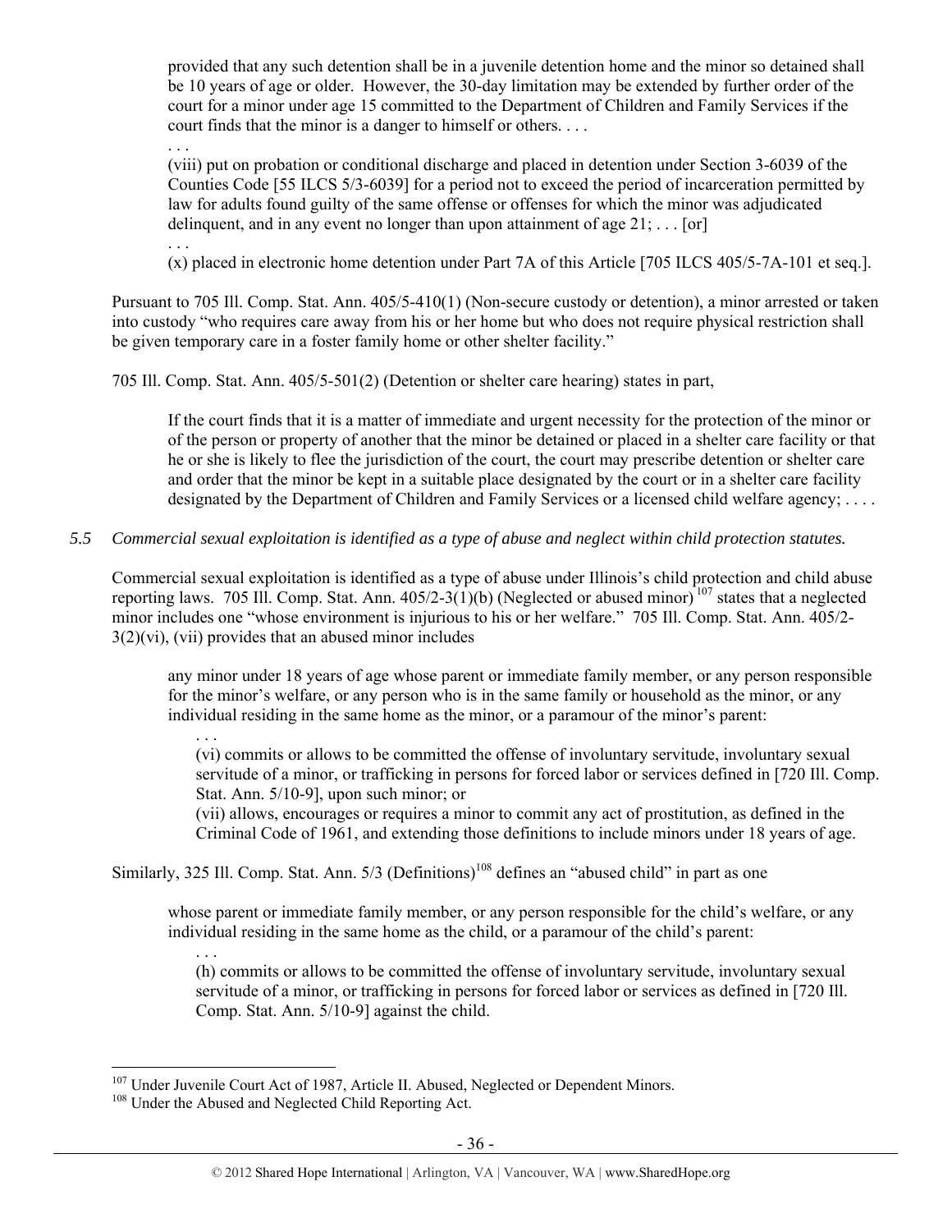> provided that any such detention shall be in a juvenile detention home and the minor so detained shall be 10 years of age or older. However, the 30-day limitation may be extended by further order of the court for a minor under age 15 committed to the Department of Children and Family Services if the court finds that the minor is a danger to himself or others. . . .
>
> . . .
>
> (viii) put on probation or conditional discharge and placed in detention under Section 3-6039 of the Counties Code [55 ILCS 5/3-6039] for a period not to exceed the period of incarceration permitted by law for adults found guilty of the same offense or offenses for which the minor was adjudicated delinquent, and in any event no longer than upon attainment of age 21; . . . [or]
>
> . . .
>
> (x) placed in electronic home detention under Part 7A of this Article [705 ILCS 405/5-7A-101 et seq.].

Pursuant to 705 Ill. Comp. Stat. Ann. 405/5-410(1) (Non-secure custody or detention), a minor arrested or taken into custody "who requires care away from his or her home but who does not require physical restriction shall be given temporary care in a foster family home or other shelter facility."

705 Ill. Comp. Stat. Ann. 405/5-501(2) (Detention or shelter care hearing) states in part,

> If the court finds that it is a matter of immediate and urgent necessity for the protection of the minor or of the person or property of another that the minor be detained or placed in a shelter care facility or that he or she is likely to flee the jurisdiction of the court, the court may prescribe detention or shelter care and order that the minor be kept in a suitable place designated by the court or in a shelter care facility designated by the Department of Children and Family Services or a licensed child welfare agency; . . . .

*5.5 Commercial sexual exploitation is identified as a type of abuse and neglect within child protection statutes.*

Commercial sexual exploitation is identified as a type of abuse under Illinois's child protection and child abuse reporting laws. 705 Ill. Comp. Stat. Ann. 405/2-3(1)(b) (Neglected or abused minor)[107] states that a neglected minor includes one "whose environment is injurious to his or her welfare." 705 Ill. Comp. Stat. Ann. 405/2-3(2)(vi), (vii) provides that an abused minor includes

> any minor under 18 years of age whose parent or immediate family member, or any person responsible for the minor's welfare, or any person who is in the same family or household as the minor, or any individual residing in the same home as the minor, or a paramour of the minor's parent:
>
> . . .
>
> (vi) commits or allows to be committed the offense of involuntary servitude, involuntary sexual servitude of a minor, or trafficking in persons for forced labor or services defined in [720 Ill. Comp. Stat. Ann. 5/10-9], upon such minor; or
>
> (vii) allows, encourages or requires a minor to commit any act of prostitution, as defined in the Criminal Code of 1961, and extending those definitions to include minors under 18 years of age.

Similarly, 325 Ill. Comp. Stat. Ann. 5/3 (Definitions)[108] defines an "abused child" in part as one

> whose parent or immediate family member, or any person responsible for the child's welfare, or any individual residing in the same home as the child, or a paramour of the child's parent:
>
> . . .
>
> (h) commits or allows to be committed the offense of involuntary servitude, involuntary sexual servitude of a minor, or trafficking in persons for forced labor or services as defined in [720 Ill. Comp. Stat. Ann. 5/10-9] against the child.

---

[107] Under Juvenile Court Act of 1987, Article II. Abused, Neglected or Dependent Minors.

[108] Under the Abused and Neglected Child Reporting Act.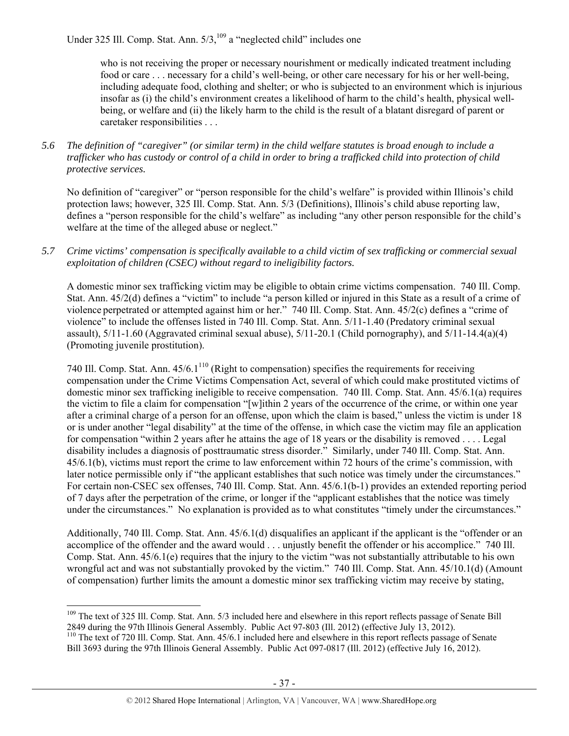Under 325 Ill. Comp. Stat. Ann. 5/3,[109] a "neglected child" includes one

> who is not receiving the proper or necessary nourishment or medically indicated treatment including food or care . . . necessary for a child's well-being, or other care necessary for his or her well-being, including adequate food, clothing and shelter; or who is subjected to an environment which is injurious insofar as (i) the child's environment creates a likelihood of harm to the child's health, physical well-being, or welfare and (ii) the likely harm to the child is the result of a blatant disregard of parent or caretaker responsibilities . . .

*5.6 The definition of "caregiver" (or similar term) in the child welfare statutes is broad enough to include a trafficker who has custody or control of a child in order to bring a trafficked child into protection of child protective services.*

No definition of "caregiver" or "person responsible for the child's welfare" is provided within Illinois's child protection laws; however, 325 Ill. Comp. Stat. Ann. 5/3 (Definitions), Illinois's child abuse reporting law, defines a "person responsible for the child's welfare" as including "any other person responsible for the child's welfare at the time of the alleged abuse or neglect."

*5.7 Crime victims' compensation is specifically available to a child victim of sex trafficking or commercial sexual exploitation of children (CSEC) without regard to ineligibility factors.*

A domestic minor sex trafficking victim may be eligible to obtain crime victims compensation. 740 Ill. Comp. Stat. Ann. 45/2(d) defines a "victim" to include "a person killed or injured in this State as a result of a crime of violence perpetrated or attempted against him or her." 740 Ill. Comp. Stat. Ann. 45/2(c) defines a "crime of violence" to include the offenses listed in 740 Ill. Comp. Stat. Ann. 5/11-1.40 (Predatory criminal sexual assault), 5/11-1.60 (Aggravated criminal sexual abuse), 5/11-20.1 (Child pornography), and 5/11-14.4(a)(4) (Promoting juvenile prostitution).

740 Ill. Comp. Stat. Ann. 45/6.1[110] (Right to compensation) specifies the requirements for receiving compensation under the Crime Victims Compensation Act, several of which could make prostituted victims of domestic minor sex trafficking ineligible to receive compensation. 740 Ill. Comp. Stat. Ann. 45/6.1(a) requires the victim to file a claim for compensation "[w]ithin 2 years of the occurrence of the crime, or within one year after a criminal charge of a person for an offense, upon which the claim is based," unless the victim is under 18 or is under another "legal disability" at the time of the offense, in which case the victim may file an application for compensation "within 2 years after he attains the age of 18 years or the disability is removed . . . . Legal disability includes a diagnosis of posttraumatic stress disorder." Similarly, under 740 Ill. Comp. Stat. Ann. 45/6.1(b), victims must report the crime to law enforcement within 72 hours of the crime's commission, with later notice permissible only if "the applicant establishes that such notice was timely under the circumstances." For certain non-CSEC sex offenses, 740 Ill. Comp. Stat. Ann. 45/6.1(b-1) provides an extended reporting period of 7 days after the perpetration of the crime, or longer if the "applicant establishes that the notice was timely under the circumstances." No explanation is provided as to what constitutes "timely under the circumstances."

Additionally, 740 Ill. Comp. Stat. Ann. 45/6.1(d) disqualifies an applicant if the applicant is the "offender or an accomplice of the offender and the award would . . . unjustly benefit the offender or his accomplice." 740 Ill. Comp. Stat. Ann. 45/6.1(e) requires that the injury to the victim "was not substantially attributable to his own wrongful act and was not substantially provoked by the victim." 740 Ill. Comp. Stat. Ann. 45/10.1(d) (Amount of compensation) further limits the amount a domestic minor sex trafficking victim may receive by stating,

---

[109] The text of 325 Ill. Comp. Stat. Ann. 5/3 included here and elsewhere in this report reflects passage of Senate Bill 2849 during the 97th Illinois General Assembly. Public Act 97-803 (Ill. 2012) (effective July 13, 2012).

[110] The text of 720 Ill. Comp. Stat. Ann. 45/6.1 included here and elsewhere in this report reflects passage of Senate Bill 3693 during the 97th Illinois General Assembly. Public Act 097-0817 (Ill. 2012) (effective July 16, 2012).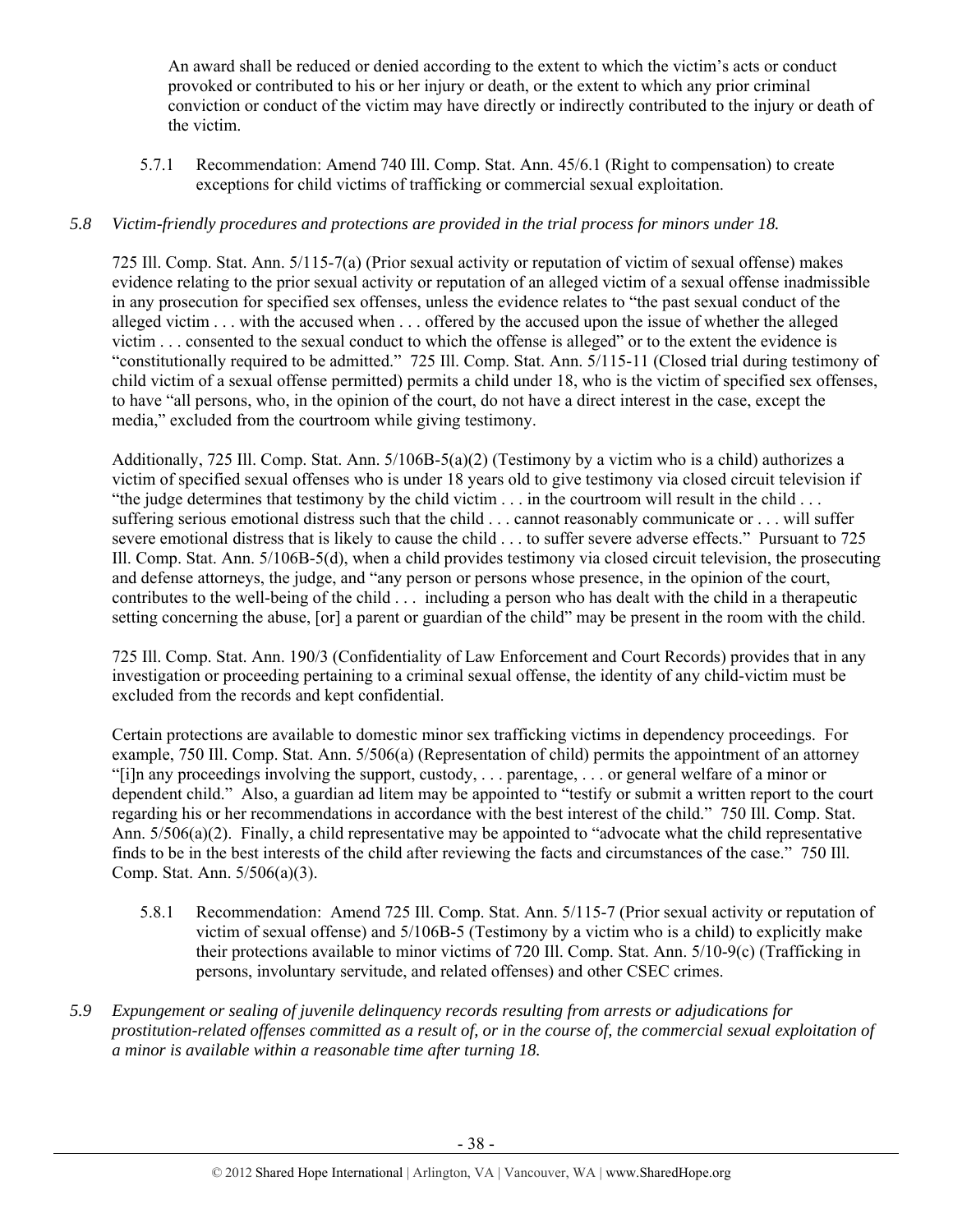An award shall be reduced or denied according to the extent to which the victim's acts or conduct provoked or contributed to his or her injury or death, or the extent to which any prior criminal conviction or conduct of the victim may have directly or indirectly contributed to the injury or death of the victim.

5.7.1 Recommendation: Amend 740 Ill. Comp. Stat. Ann. 45/6.1 (Right to compensation) to create exceptions for child victims of trafficking or commercial sexual exploitation.

*5.8 Victim-friendly procedures and protections are provided in the trial process for minors under 18.*

725 Ill. Comp. Stat. Ann. 5/115-7(a) (Prior sexual activity or reputation of victim of sexual offense) makes evidence relating to the prior sexual activity or reputation of an alleged victim of a sexual offense inadmissible in any prosecution for specified sex offenses, unless the evidence relates to "the past sexual conduct of the alleged victim . . . with the accused when . . . offered by the accused upon the issue of whether the alleged victim . . . consented to the sexual conduct to which the offense is alleged" or to the extent the evidence is "constitutionally required to be admitted." 725 Ill. Comp. Stat. Ann. 5/115-11 (Closed trial during testimony of child victim of a sexual offense permitted) permits a child under 18, who is the victim of specified sex offenses, to have "all persons, who, in the opinion of the court, do not have a direct interest in the case, except the media," excluded from the courtroom while giving testimony.

Additionally, 725 Ill. Comp. Stat. Ann. 5/106B-5(a)(2) (Testimony by a victim who is a child) authorizes a victim of specified sexual offenses who is under 18 years old to give testimony via closed circuit television if "the judge determines that testimony by the child victim . . . in the courtroom will result in the child . . . suffering serious emotional distress such that the child . . . cannot reasonably communicate or . . . will suffer severe emotional distress that is likely to cause the child . . . to suffer severe adverse effects." Pursuant to 725 Ill. Comp. Stat. Ann. 5/106B-5(d), when a child provides testimony via closed circuit television, the prosecuting and defense attorneys, the judge, and "any person or persons whose presence, in the opinion of the court, contributes to the well-being of the child . . . including a person who has dealt with the child in a therapeutic setting concerning the abuse, [or] a parent or guardian of the child" may be present in the room with the child.

725 Ill. Comp. Stat. Ann. 190/3 (Confidentiality of Law Enforcement and Court Records) provides that in any investigation or proceeding pertaining to a criminal sexual offense, the identity of any child-victim must be excluded from the records and kept confidential.

Certain protections are available to domestic minor sex trafficking victims in dependency proceedings. For example, 750 Ill. Comp. Stat. Ann. 5/506(a) (Representation of child) permits the appointment of an attorney "[i]n any proceedings involving the support, custody, . . . parentage, . . . or general welfare of a minor or dependent child." Also, a guardian ad litem may be appointed to "testify or submit a written report to the court regarding his or her recommendations in accordance with the best interest of the child." 750 Ill. Comp. Stat. Ann. 5/506(a)(2). Finally, a child representative may be appointed to "advocate what the child representative finds to be in the best interests of the child after reviewing the facts and circumstances of the case." 750 Ill. Comp. Stat. Ann. 5/506(a)(3).

5.8.1 Recommendation: Amend 725 Ill. Comp. Stat. Ann. 5/115-7 (Prior sexual activity or reputation of victim of sexual offense) and 5/106B-5 (Testimony by a victim who is a child) to explicitly make their protections available to minor victims of 720 Ill. Comp. Stat. Ann. 5/10-9(c) (Trafficking in persons, involuntary servitude, and related offenses) and other CSEC crimes.

*5.9 Expungement or sealing of juvenile delinquency records resulting from arrests or adjudications for prostitution-related offenses committed as a result of, or in the course of, the commercial sexual exploitation of a minor is available within a reasonable time after turning 18.*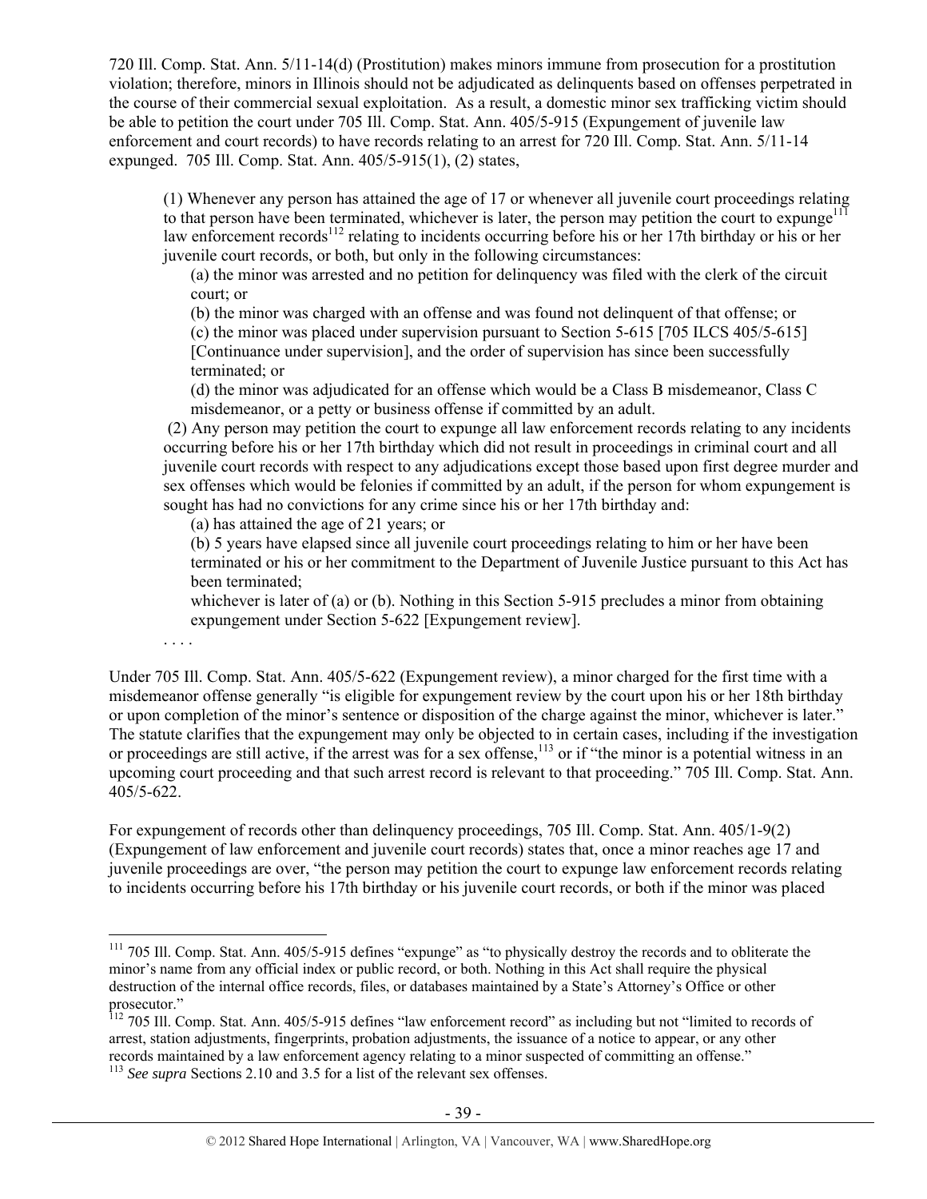720 Ill. Comp. Stat. Ann. 5/11-14(d) (Prostitution) makes minors immune from prosecution for a prostitution violation; therefore, minors in Illinois should not be adjudicated as delinquents based on offenses perpetrated in the course of their commercial sexual exploitation. As a result, a domestic minor sex trafficking victim should be able to petition the court under 705 Ill. Comp. Stat. Ann. 405/5-915 (Expungement of juvenile law enforcement and court records) to have records relating to an arrest for 720 Ill. Comp. Stat. Ann. 5/11-14 expunged. 705 Ill. Comp. Stat. Ann. 405/5-915(1), (2) states,

> (1) Whenever any person has attained the age of 17 or whenever all juvenile court proceedings relating to that person have been terminated, whichever is later, the person may petition the court to expunge[111] law enforcement records[112] relating to incidents occurring before his or her 17th birthday or his or her juvenile court records, or both, but only in the following circumstances:
>
> (a) the minor was arrested and no petition for delinquency was filed with the clerk of the circuit court; or
>
> (b) the minor was charged with an offense and was found not delinquent of that offense; or
>
> (c) the minor was placed under supervision pursuant to Section 5-615 [705 ILCS 405/5-615] [Continuance under supervision], and the order of supervision has since been successfully terminated; or
>
> (d) the minor was adjudicated for an offense which would be a Class B misdemeanor, Class C misdemeanor, or a petty or business offense if committed by an adult.
>
> (2) Any person may petition the court to expunge all law enforcement records relating to any incidents occurring before his or her 17th birthday which did not result in proceedings in criminal court and all juvenile court records with respect to any adjudications except those based upon first degree murder and sex offenses which would be felonies if committed by an adult, if the person for whom expungement is sought has had no convictions for any crime since his or her 17th birthday and:
>
> (a) has attained the age of 21 years; or
>
> (b) 5 years have elapsed since all juvenile court proceedings relating to him or her have been terminated or his or her commitment to the Department of Juvenile Justice pursuant to this Act has been terminated;
>
> whichever is later of (a) or (b). Nothing in this Section 5-915 precludes a minor from obtaining expungement under Section 5-622 [Expungement review].
>
> . . . .

Under 705 Ill. Comp. Stat. Ann. 405/5-622 (Expungement review), a minor charged for the first time with a misdemeanor offense generally "is eligible for expungement review by the court upon his or her 18th birthday or upon completion of the minor's sentence or disposition of the charge against the minor, whichever is later." The statute clarifies that the expungement may only be objected to in certain cases, including if the investigation or proceedings are still active, if the arrest was for a sex offense,[113] or if "the minor is a potential witness in an upcoming court proceeding and that such arrest record is relevant to that proceeding." 705 Ill. Comp. Stat. Ann. 405/5-622.

For expungement of records other than delinquency proceedings, 705 Ill. Comp. Stat. Ann. 405/1-9(2) (Expungement of law enforcement and juvenile court records) states that, once a minor reaches age 17 and juvenile proceedings are over, "the person may petition the court to expunge law enforcement records relating to incidents occurring before his 17th birthday or his juvenile court records, or both if the minor was placed

---

[111] 705 Ill. Comp. Stat. Ann. 405/5-915 defines "expunge" as "to physically destroy the records and to obliterate the minor's name from any official index or public record, or both. Nothing in this Act shall require the physical destruction of the internal office records, files, or databases maintained by a State's Attorney's Office or other prosecutor."

[112] 705 Ill. Comp. Stat. Ann. 405/5-915 defines "law enforcement record" as including but not "limited to records of arrest, station adjustments, fingerprints, probation adjustments, the issuance of a notice to appear, or any other records maintained by a law enforcement agency relating to a minor suspected of committing an offense."

[113] *See supra* Sections 2.10 and 3.5 for a list of the relevant sex offenses.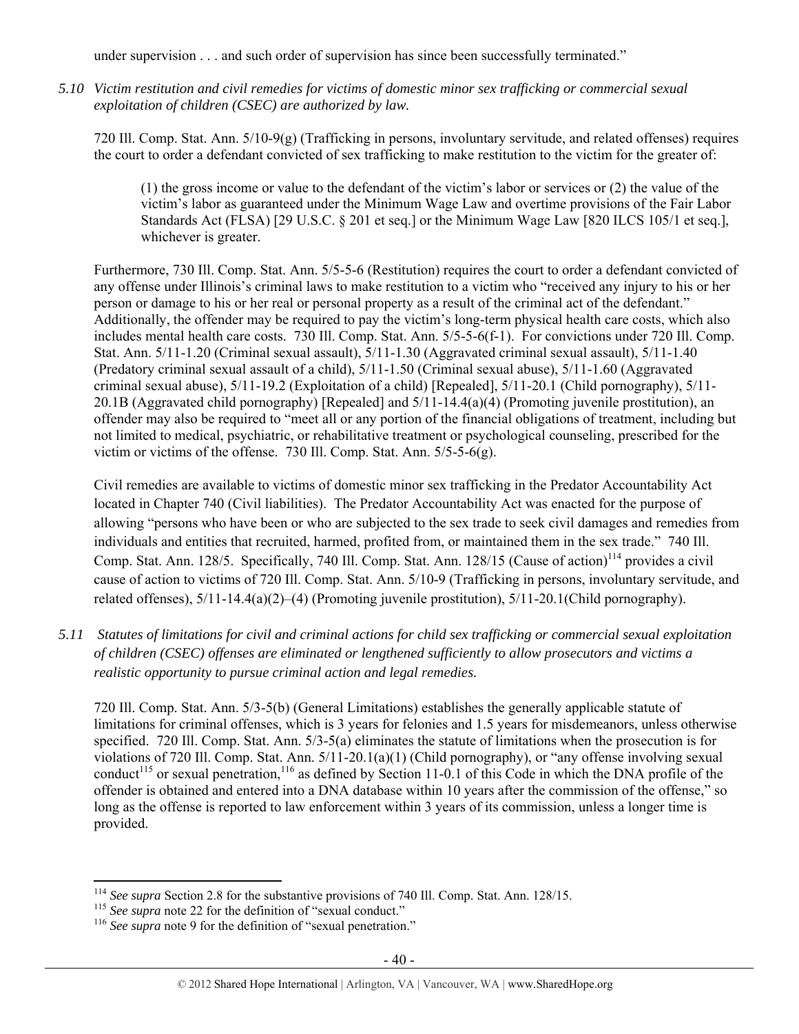under supervision . . . and such order of supervision has since been successfully terminated."

*5.10 Victim restitution and civil remedies for victims of domestic minor sex trafficking or commercial sexual exploitation of children (CSEC) are authorized by law.*

720 Ill. Comp. Stat. Ann. 5/10-9(g) (Trafficking in persons, involuntary servitude, and related offenses) requires the court to order a defendant convicted of sex trafficking to make restitution to the victim for the greater of:

> (1) the gross income or value to the defendant of the victim's labor or services or (2) the value of the victim's labor as guaranteed under the Minimum Wage Law and overtime provisions of the Fair Labor Standards Act (FLSA) [29 U.S.C. § 201 et seq.] or the Minimum Wage Law [820 ILCS 105/1 et seq.], whichever is greater.

Furthermore, 730 Ill. Comp. Stat. Ann. 5/5-5-6 (Restitution) requires the court to order a defendant convicted of any offense under Illinois's criminal laws to make restitution to a victim who "received any injury to his or her person or damage to his or her real or personal property as a result of the criminal act of the defendant." Additionally, the offender may be required to pay the victim's long-term physical health care costs, which also includes mental health care costs. 730 Ill. Comp. Stat. Ann. 5/5-5-6(f-1). For convictions under 720 Ill. Comp. Stat. Ann. 5/11-1.20 (Criminal sexual assault), 5/11-1.30 (Aggravated criminal sexual assault), 5/11-1.40 (Predatory criminal sexual assault of a child), 5/11-1.50 (Criminal sexual abuse), 5/11-1.60 (Aggravated criminal sexual abuse), 5/11-19.2 (Exploitation of a child) [Repealed], 5/11-20.1 (Child pornography), 5/11-20.1B (Aggravated child pornography) [Repealed] and 5/11-14.4(a)(4) (Promoting juvenile prostitution), an offender may also be required to "meet all or any portion of the financial obligations of treatment, including but not limited to medical, psychiatric, or rehabilitative treatment or psychological counseling, prescribed for the victim or victims of the offense. 730 Ill. Comp. Stat. Ann. 5/5-5-6(g).

Civil remedies are available to victims of domestic minor sex trafficking in the Predator Accountability Act located in Chapter 740 (Civil liabilities). The Predator Accountability Act was enacted for the purpose of allowing "persons who have been or who are subjected to the sex trade to seek civil damages and remedies from individuals and entities that recruited, harmed, profited from, or maintained them in the sex trade." 740 Ill. Comp. Stat. Ann. 128/5. Specifically, 740 Ill. Comp. Stat. Ann. 128/15 (Cause of action)[114] provides a civil cause of action to victims of 720 Ill. Comp. Stat. Ann. 5/10-9 (Trafficking in persons, involuntary servitude, and related offenses), 5/11-14.4(a)(2)–(4) (Promoting juvenile prostitution), 5/11-20.1(Child pornography).

*5.11 Statutes of limitations for civil and criminal actions for child sex trafficking or commercial sexual exploitation of children (CSEC) offenses are eliminated or lengthened sufficiently to allow prosecutors and victims a realistic opportunity to pursue criminal action and legal remedies.*

720 Ill. Comp. Stat. Ann. 5/3-5(b) (General Limitations) establishes the generally applicable statute of limitations for criminal offenses, which is 3 years for felonies and 1.5 years for misdemeanors, unless otherwise specified. 720 Ill. Comp. Stat. Ann. 5/3-5(a) eliminates the statute of limitations when the prosecution is for violations of 720 Ill. Comp. Stat. Ann. 5/11-20.1(a)(1) (Child pornography), or "any offense involving sexual conduct[115] or sexual penetration,[116] as defined by Section 11-0.1 of this Code in which the DNA profile of the offender is obtained and entered into a DNA database within 10 years after the commission of the offense," so long as the offense is reported to law enforcement within 3 years of its commission, unless a longer time is provided.

---

[114] *See supra* Section 2.8 for the substantive provisions of 740 Ill. Comp. Stat. Ann. 128/15.

[115] *See supra* note 22 for the definition of "sexual conduct."

[116] *See supra* note 9 for the definition of "sexual penetration."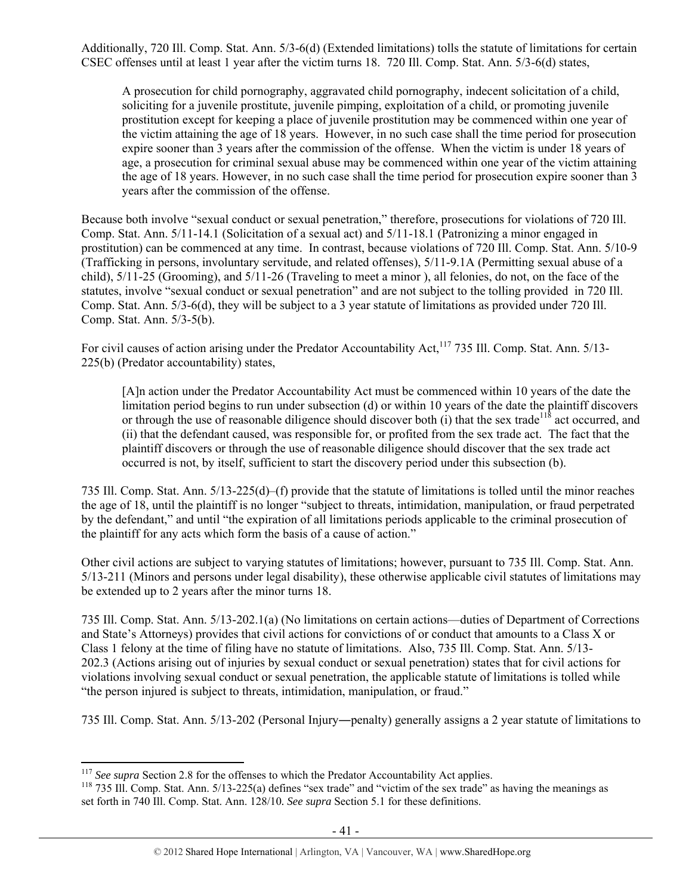Additionally, 720 Ill. Comp. Stat. Ann. 5/3-6(d) (Extended limitations) tolls the statute of limitations for certain CSEC offenses until at least 1 year after the victim turns 18. 720 Ill. Comp. Stat. Ann. 5/3-6(d) states,

> A prosecution for child pornography, aggravated child pornography, indecent solicitation of a child, soliciting for a juvenile prostitute, juvenile pimping, exploitation of a child, or promoting juvenile prostitution except for keeping a place of juvenile prostitution may be commenced within one year of the victim attaining the age of 18 years. However, in no such case shall the time period for prosecution expire sooner than 3 years after the commission of the offense. When the victim is under 18 years of age, a prosecution for criminal sexual abuse may be commenced within one year of the victim attaining the age of 18 years. However, in no such case shall the time period for prosecution expire sooner than 3 years after the commission of the offense.

Because both involve "sexual conduct or sexual penetration," therefore, prosecutions for violations of 720 Ill. Comp. Stat. Ann. 5/11-14.1 (Solicitation of a sexual act) and 5/11-18.1 (Patronizing a minor engaged in prostitution) can be commenced at any time. In contrast, because violations of 720 Ill. Comp. Stat. Ann. 5/10-9 (Trafficking in persons, involuntary servitude, and related offenses), 5/11-9.1A (Permitting sexual abuse of a child), 5/11-25 (Grooming), and 5/11-26 (Traveling to meet a minor ), all felonies, do not, on the face of the statutes, involve "sexual conduct or sexual penetration" and are not subject to the tolling provided in 720 Ill. Comp. Stat. Ann. 5/3-6(d), they will be subject to a 3 year statute of limitations as provided under 720 Ill. Comp. Stat. Ann. 5/3-5(b).

For civil causes of action arising under the Predator Accountability Act,[117] 735 Ill. Comp. Stat. Ann. 5/13-225(b) (Predator accountability) states,

> [A]n action under the Predator Accountability Act must be commenced within 10 years of the date the limitation period begins to run under subsection (d) or within 10 years of the date the plaintiff discovers or through the use of reasonable diligence should discover both (i) that the sex trade[118] act occurred, and (ii) that the defendant caused, was responsible for, or profited from the sex trade act. The fact that the plaintiff discovers or through the use of reasonable diligence should discover that the sex trade act occurred is not, by itself, sufficient to start the discovery period under this subsection (b).

735 Ill. Comp. Stat. Ann. 5/13-225(d)–(f) provide that the statute of limitations is tolled until the minor reaches the age of 18, until the plaintiff is no longer "subject to threats, intimidation, manipulation, or fraud perpetrated by the defendant," and until "the expiration of all limitations periods applicable to the criminal prosecution of the plaintiff for any acts which form the basis of a cause of action."

Other civil actions are subject to varying statutes of limitations; however, pursuant to 735 Ill. Comp. Stat. Ann. 5/13-211 (Minors and persons under legal disability), these otherwise applicable civil statutes of limitations may be extended up to 2 years after the minor turns 18.

735 Ill. Comp. Stat. Ann. 5/13-202.1(a) (No limitations on certain actions—duties of Department of Corrections and State's Attorneys) provides that civil actions for convictions of or conduct that amounts to a Class X or Class 1 felony at the time of filing have no statute of limitations. Also, 735 Ill. Comp. Stat. Ann. 5/13-202.3 (Actions arising out of injuries by sexual conduct or sexual penetration) states that for civil actions for violations involving sexual conduct or sexual penetration, the applicable statute of limitations is tolled while "the person injured is subject to threats, intimidation, manipulation, or fraud."

735 Ill. Comp. Stat. Ann. 5/13-202 (Personal Injury―penalty) generally assigns a 2 year statute of limitations to

---

[117] *See supra* Section 2.8 for the offenses to which the Predator Accountability Act applies.

[118] 735 Ill. Comp. Stat. Ann. 5/13-225(a) defines "sex trade" and "victim of the sex trade" as having the meanings as set forth in 740 Ill. Comp. Stat. Ann. 128/10. *See supra* Section 5.1 for these definitions.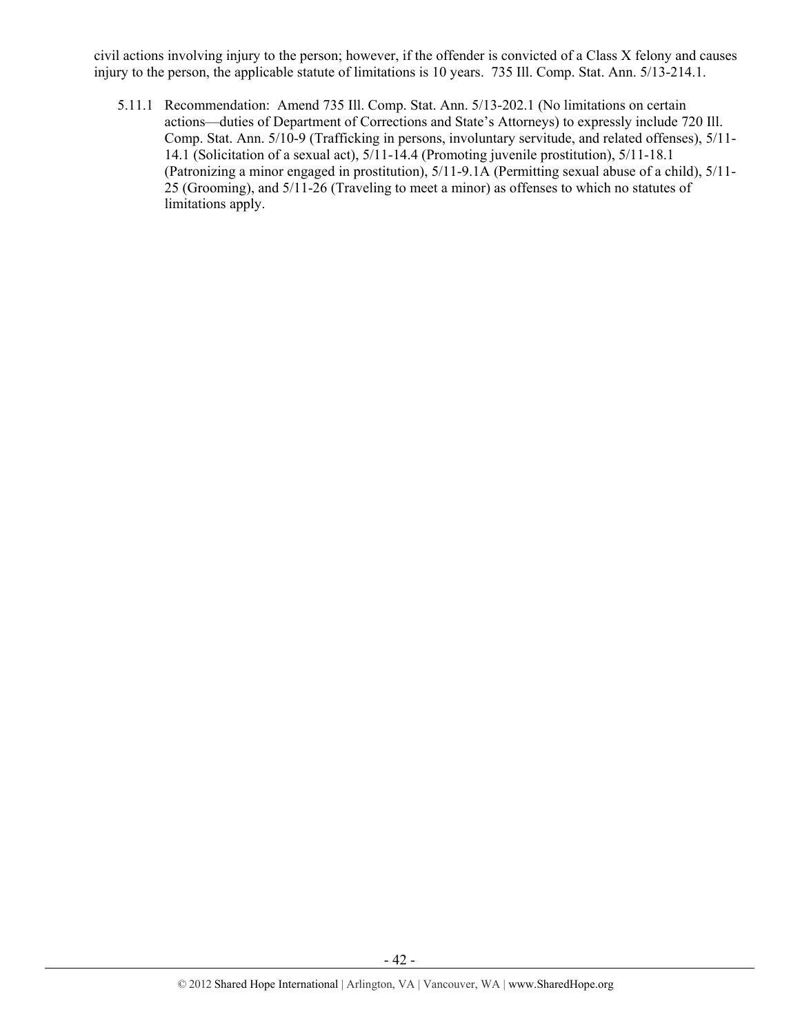civil actions involving injury to the person; however, if the offender is convicted of a Class X felony and causes injury to the person, the applicable statute of limitations is 10 years. 735 Ill. Comp. Stat. Ann. 5/13-214.1.

5.11.1 Recommendation: Amend 735 Ill. Comp. Stat. Ann. 5/13-202.1 (No limitations on certain actions—duties of Department of Corrections and State's Attorneys) to expressly include 720 Ill. Comp. Stat. Ann. 5/10-9 (Trafficking in persons, involuntary servitude, and related offenses), 5/11-14.1 (Solicitation of a sexual act), 5/11-14.4 (Promoting juvenile prostitution), 5/11-18.1 (Patronizing a minor engaged in prostitution), 5/11-9.1A (Permitting sexual abuse of a child), 5/11-25 (Grooming), and 5/11-26 (Traveling to meet a minor) as offenses to which no statutes of limitations apply.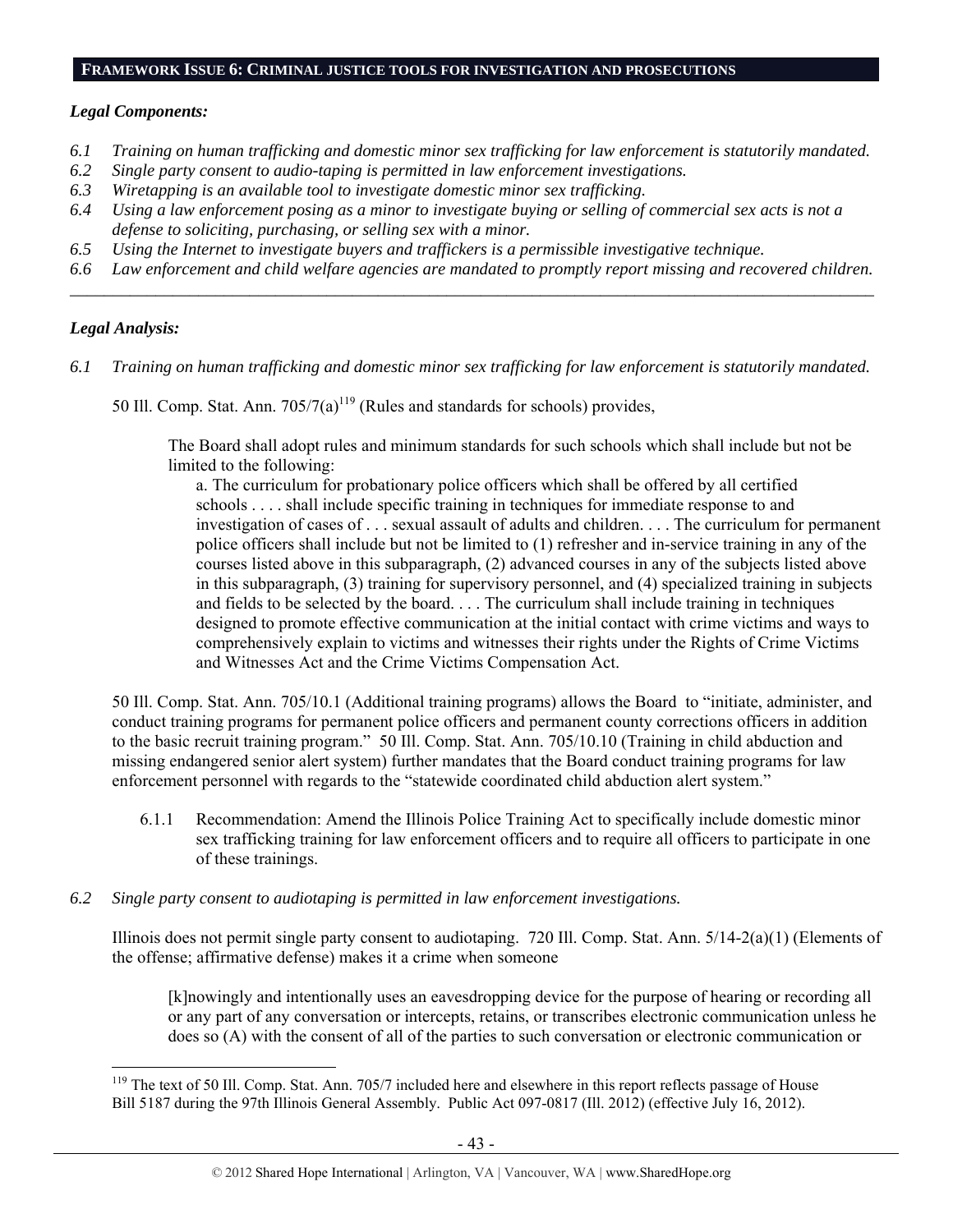## FRAMEWORK ISSUE 6: CRIMINAL JUSTICE TOOLS FOR INVESTIGATION AND PROSECUTIONS

### *Legal Components:*

*6.1 Training on human trafficking and domestic minor sex trafficking for law enforcement is statutorily mandated.*
*6.2 Single party consent to audio-taping is permitted in law enforcement investigations.*
*6.3 Wiretapping is an available tool to investigate domestic minor sex trafficking.*
*6.4 Using a law enforcement posing as a minor to investigate buying or selling of commercial sex acts is not a defense to soliciting, purchasing, or selling sex with a minor.*
*6.5 Using the Internet to investigate buyers and traffickers is a permissible investigative technique.*
*6.6 Law enforcement and child welfare agencies are mandated to promptly report missing and recovered children.*

---

### *Legal Analysis:*

*6.1 Training on human trafficking and domestic minor sex trafficking for law enforcement is statutorily mandated.*

50 Ill. Comp. Stat. Ann. 705/7(a)[119] (Rules and standards for schools) provides,

> The Board shall adopt rules and minimum standards for such schools which shall include but not be limited to the following:
>
> a. The curriculum for probationary police officers which shall be offered by all certified schools . . . . shall include specific training in techniques for immediate response to and investigation of cases of . . . sexual assault of adults and children. . . . The curriculum for permanent police officers shall include but not be limited to (1) refresher and in-service training in any of the courses listed above in this subparagraph, (2) advanced courses in any of the subjects listed above in this subparagraph, (3) training for supervisory personnel, and (4) specialized training in subjects and fields to be selected by the board. . . . The curriculum shall include training in techniques designed to promote effective communication at the initial contact with crime victims and ways to comprehensively explain to victims and witnesses their rights under the Rights of Crime Victims and Witnesses Act and the Crime Victims Compensation Act.

50 Ill. Comp. Stat. Ann. 705/10.1 (Additional training programs) allows the Board to "initiate, administer, and conduct training programs for permanent police officers and permanent county corrections officers in addition to the basic recruit training program." 50 Ill. Comp. Stat. Ann. 705/10.10 (Training in child abduction and missing endangered senior alert system) further mandates that the Board conduct training programs for law enforcement personnel with regards to the "statewide coordinated child abduction alert system."

6.1.1 Recommendation: Amend the Illinois Police Training Act to specifically include domestic minor sex trafficking training for law enforcement officers and to require all officers to participate in one of these trainings.

*6.2 Single party consent to audiotaping is permitted in law enforcement investigations.*

Illinois does not permit single party consent to audiotaping. 720 Ill. Comp. Stat. Ann. 5/14-2(a)(1) (Elements of the offense; affirmative defense) makes it a crime when someone

> [k]nowingly and intentionally uses an eavesdropping device for the purpose of hearing or recording all or any part of any conversation or intercepts, retains, or transcribes electronic communication unless he does so (A) with the consent of all of the parties to such conversation or electronic communication or

---

[119] The text of 50 Ill. Comp. Stat. Ann. 705/7 included here and elsewhere in this report reflects passage of House Bill 5187 during the 97th Illinois General Assembly. Public Act 097-0817 (Ill. 2012) (effective July 16, 2012).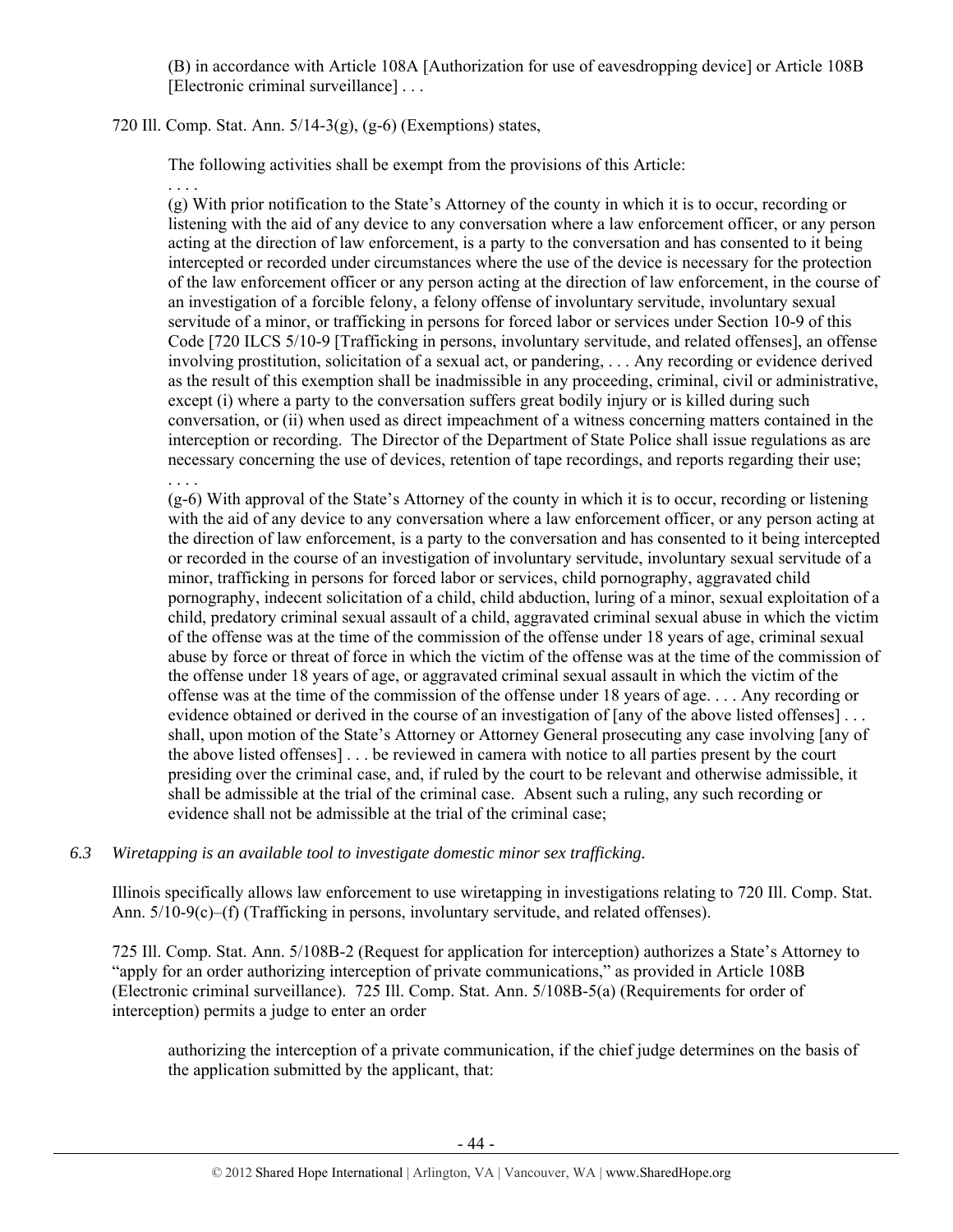(B) in accordance with Article 108A [Authorization for use of eavesdropping device] or Article 108B [Electronic criminal surveillance] . . .

720 Ill. Comp. Stat. Ann. 5/14-3(g), (g-6) (Exemptions) states,

> The following activities shall be exempt from the provisions of this Article:
>
> . . . .
>
> (g) With prior notification to the State's Attorney of the county in which it is to occur, recording or listening with the aid of any device to any conversation where a law enforcement officer, or any person acting at the direction of law enforcement, is a party to the conversation and has consented to it being intercepted or recorded under circumstances where the use of the device is necessary for the protection of the law enforcement officer or any person acting at the direction of law enforcement, in the course of an investigation of a forcible felony, a felony offense of involuntary servitude, involuntary sexual servitude of a minor, or trafficking in persons for forced labor or services under Section 10-9 of this Code [720 ILCS 5/10-9 [Trafficking in persons, involuntary servitude, and related offenses], an offense involving prostitution, solicitation of a sexual act, or pandering, . . . Any recording or evidence derived as the result of this exemption shall be inadmissible in any proceeding, criminal, civil or administrative, except (i) where a party to the conversation suffers great bodily injury or is killed during such conversation, or (ii) when used as direct impeachment of a witness concerning matters contained in the interception or recording. The Director of the Department of State Police shall issue regulations as are necessary concerning the use of devices, retention of tape recordings, and reports regarding their use;
>
> . . . .
>
> (g-6) With approval of the State's Attorney of the county in which it is to occur, recording or listening with the aid of any device to any conversation where a law enforcement officer, or any person acting at the direction of law enforcement, is a party to the conversation and has consented to it being intercepted or recorded in the course of an investigation of involuntary servitude, involuntary sexual servitude of a minor, trafficking in persons for forced labor or services, child pornography, aggravated child pornography, indecent solicitation of a child, child abduction, luring of a minor, sexual exploitation of a child, predatory criminal sexual assault of a child, aggravated criminal sexual abuse in which the victim of the offense was at the time of the commission of the offense under 18 years of age, criminal sexual abuse by force or threat of force in which the victim of the offense was at the time of the commission of the offense under 18 years of age, or aggravated criminal sexual assault in which the victim of the offense was at the time of the commission of the offense under 18 years of age. . . . Any recording or evidence obtained or derived in the course of an investigation of [any of the above listed offenses] . . . shall, upon motion of the State's Attorney or Attorney General prosecuting any case involving [any of the above listed offenses] . . . be reviewed in camera with notice to all parties present by the court presiding over the criminal case, and, if ruled by the court to be relevant and otherwise admissible, it shall be admissible at the trial of the criminal case. Absent such a ruling, any such recording or evidence shall not be admissible at the trial of the criminal case;

*6.3 Wiretapping is an available tool to investigate domestic minor sex trafficking.*

Illinois specifically allows law enforcement to use wiretapping in investigations relating to 720 Ill. Comp. Stat. Ann. 5/10-9(c)–(f) (Trafficking in persons, involuntary servitude, and related offenses).

725 Ill. Comp. Stat. Ann. 5/108B-2 (Request for application for interception) authorizes a State's Attorney to "apply for an order authorizing interception of private communications," as provided in Article 108B (Electronic criminal surveillance). 725 Ill. Comp. Stat. Ann. 5/108B-5(a) (Requirements for order of interception) permits a judge to enter an order

> authorizing the interception of a private communication, if the chief judge determines on the basis of the application submitted by the applicant, that: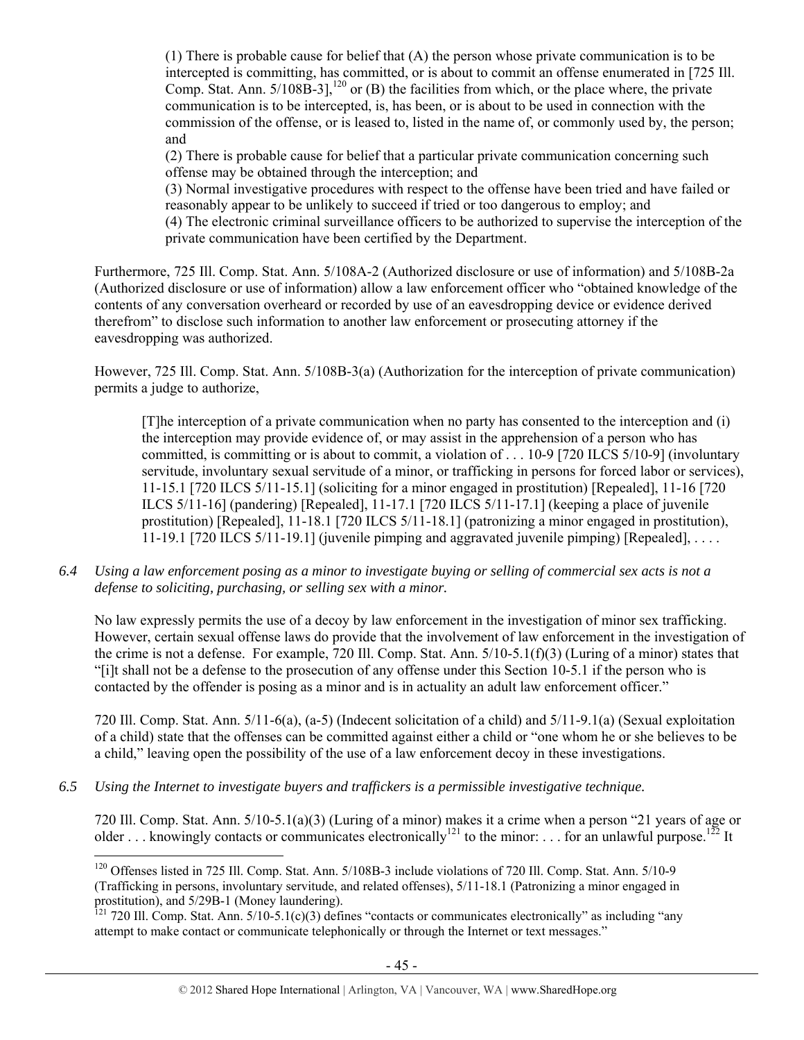> (1) There is probable cause for belief that (A) the person whose private communication is to be intercepted is committing, has committed, or is about to commit an offense enumerated in [725 Ill. Comp. Stat. Ann. 5/108B-3],[120] or (B) the facilities from which, or the place where, the private communication is to be intercepted, is, has been, or is about to be used in connection with the commission of the offense, or is leased to, listed in the name of, or commonly used by, the person; and
>
> (2) There is probable cause for belief that a particular private communication concerning such offense may be obtained through the interception; and
>
> (3) Normal investigative procedures with respect to the offense have been tried and have failed or reasonably appear to be unlikely to succeed if tried or too dangerous to employ; and
>
> (4) The electronic criminal surveillance officers to be authorized to supervise the interception of the private communication have been certified by the Department.

Furthermore, 725 Ill. Comp. Stat. Ann. 5/108A-2 (Authorized disclosure or use of information) and 5/108B-2a (Authorized disclosure or use of information) allow a law enforcement officer who "obtained knowledge of the contents of any conversation overheard or recorded by use of an eavesdropping device or evidence derived therefrom" to disclose such information to another law enforcement or prosecuting attorney if the eavesdropping was authorized.

However, 725 Ill. Comp. Stat. Ann. 5/108B-3(a) (Authorization for the interception of private communication) permits a judge to authorize,

> [T]he interception of a private communication when no party has consented to the interception and (i) the interception may provide evidence of, or may assist in the apprehension of a person who has committed, is committing or is about to commit, a violation of . . . 10-9 [720 ILCS 5/10-9] (involuntary servitude, involuntary sexual servitude of a minor, or trafficking in persons for forced labor or services), 11-15.1 [720 ILCS 5/11-15.1] (soliciting for a minor engaged in prostitution) [Repealed], 11-16 [720 ILCS 5/11-16] (pandering) [Repealed], 11-17.1 [720 ILCS 5/11-17.1] (keeping a place of juvenile prostitution) [Repealed], 11-18.1 [720 ILCS 5/11-18.1] (patronizing a minor engaged in prostitution), 11-19.1 [720 ILCS 5/11-19.1] (juvenile pimping and aggravated juvenile pimping) [Repealed], . . . .

*6.4 Using a law enforcement posing as a minor to investigate buying or selling of commercial sex acts is not a defense to soliciting, purchasing, or selling sex with a minor.*

No law expressly permits the use of a decoy by law enforcement in the investigation of minor sex trafficking. However, certain sexual offense laws do provide that the involvement of law enforcement in the investigation of the crime is not a defense. For example, 720 Ill. Comp. Stat. Ann. 5/10-5.1(f)(3) (Luring of a minor) states that "[i]t shall not be a defense to the prosecution of any offense under this Section 10-5.1 if the person who is contacted by the offender is posing as a minor and is in actuality an adult law enforcement officer."

720 Ill. Comp. Stat. Ann. 5/11-6(a), (a-5) (Indecent solicitation of a child) and 5/11-9.1(a) (Sexual exploitation of a child) state that the offenses can be committed against either a child or "one whom he or she believes to be a child," leaving open the possibility of the use of a law enforcement decoy in these investigations.

*6.5 Using the Internet to investigate buyers and traffickers is a permissible investigative technique.*

720 Ill. Comp. Stat. Ann. 5/10-5.1(a)(3) (Luring of a minor) makes it a crime when a person "21 years of age or older . . . knowingly contacts or communicates electronically[121] to the minor: . . . for an unlawful purpose.[122] It

---

[120] Offenses listed in 725 Ill. Comp. Stat. Ann. 5/108B-3 include violations of 720 Ill. Comp. Stat. Ann. 5/10-9 (Trafficking in persons, involuntary servitude, and related offenses), 5/11-18.1 (Patronizing a minor engaged in prostitution), and 5/29B-1 (Money laundering).

[121] 720 Ill. Comp. Stat. Ann. 5/10-5.1(c)(3) defines "contacts or communicates electronically" as including "any attempt to make contact or communicate telephonically or through the Internet or text messages."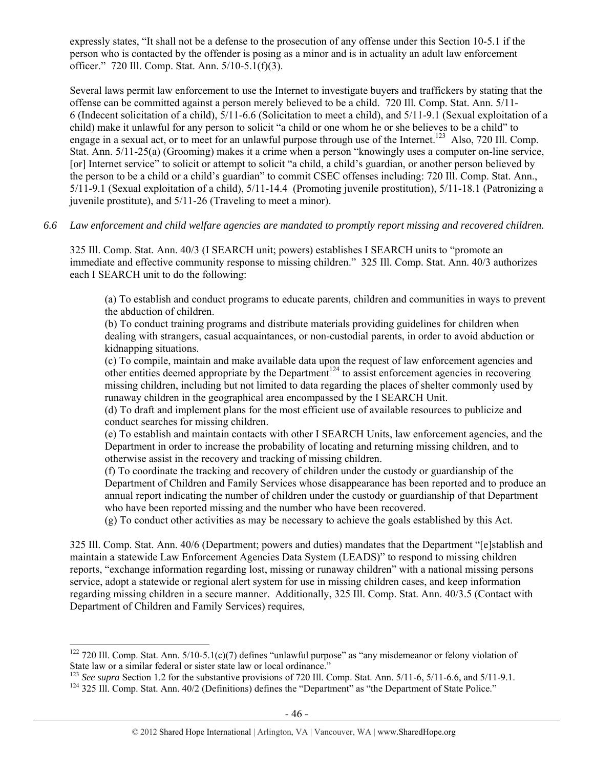expressly states, "It shall not be a defense to the prosecution of any offense under this Section 10-5.1 if the person who is contacted by the offender is posing as a minor and is in actuality an adult law enforcement officer." 720 Ill. Comp. Stat. Ann. 5/10-5.1(f)(3).

Several laws permit law enforcement to use the Internet to investigate buyers and traffickers by stating that the offense can be committed against a person merely believed to be a child. 720 Ill. Comp. Stat. Ann. 5/11-6 (Indecent solicitation of a child), 5/11-6.6 (Solicitation to meet a child), and 5/11-9.1 (Sexual exploitation of a child) make it unlawful for any person to solicit "a child or one whom he or she believes to be a child" to engage in a sexual act, or to meet for an unlawful purpose through use of the Internet.[123] Also, 720 Ill. Comp. Stat. Ann. 5/11-25(a) (Grooming) makes it a crime when a person "knowingly uses a computer on-line service, [or] Internet service" to solicit or attempt to solicit "a child, a child's guardian, or another person believed by the person to be a child or a child's guardian" to commit CSEC offenses including: 720 Ill. Comp. Stat. Ann., 5/11-9.1 (Sexual exploitation of a child), 5/11-14.4 (Promoting juvenile prostitution), 5/11-18.1 (Patronizing a juvenile prostitute), and 5/11-26 (Traveling to meet a minor).

*6.6 Law enforcement and child welfare agencies are mandated to promptly report missing and recovered children.*

325 Ill. Comp. Stat. Ann. 40/3 (I SEARCH unit; powers) establishes I SEARCH units to "promote an immediate and effective community response to missing children." 325 Ill. Comp. Stat. Ann. 40/3 authorizes each I SEARCH unit to do the following:

> (a) To establish and conduct programs to educate parents, children and communities in ways to prevent the abduction of children.
> (b) To conduct training programs and distribute materials providing guidelines for children when dealing with strangers, casual acquaintances, or non-custodial parents, in order to avoid abduction or kidnapping situations.
> (c) To compile, maintain and make available data upon the request of law enforcement agencies and other entities deemed appropriate by the Department[124] to assist enforcement agencies in recovering missing children, including but not limited to data regarding the places of shelter commonly used by runaway children in the geographical area encompassed by the I SEARCH Unit.
> (d) To draft and implement plans for the most efficient use of available resources to publicize and conduct searches for missing children.
> (e) To establish and maintain contacts with other I SEARCH Units, law enforcement agencies, and the Department in order to increase the probability of locating and returning missing children, and to otherwise assist in the recovery and tracking of missing children.
> (f) To coordinate the tracking and recovery of children under the custody or guardianship of the Department of Children and Family Services whose disappearance has been reported and to produce an annual report indicating the number of children under the custody or guardianship of that Department who have been reported missing and the number who have been recovered.
> (g) To conduct other activities as may be necessary to achieve the goals established by this Act.

325 Ill. Comp. Stat. Ann. 40/6 (Department; powers and duties) mandates that the Department "[e]stablish and maintain a statewide Law Enforcement Agencies Data System (LEADS)" to respond to missing children reports, "exchange information regarding lost, missing or runaway children" with a national missing persons service, adopt a statewide or regional alert system for use in missing children cases, and keep information regarding missing children in a secure manner. Additionally, 325 Ill. Comp. Stat. Ann. 40/3.5 (Contact with Department of Children and Family Services) requires,

---

[122] 720 Ill. Comp. Stat. Ann. 5/10-5.1(c)(7) defines "unlawful purpose" as "any misdemeanor or felony violation of State law or a similar federal or sister state law or local ordinance."

[123] *See supra* Section 1.2 for the substantive provisions of 720 Ill. Comp. Stat. Ann. 5/11-6, 5/11-6.6, and 5/11-9.1.

[124] 325 Ill. Comp. Stat. Ann. 40/2 (Definitions) defines the "Department" as "the Department of State Police."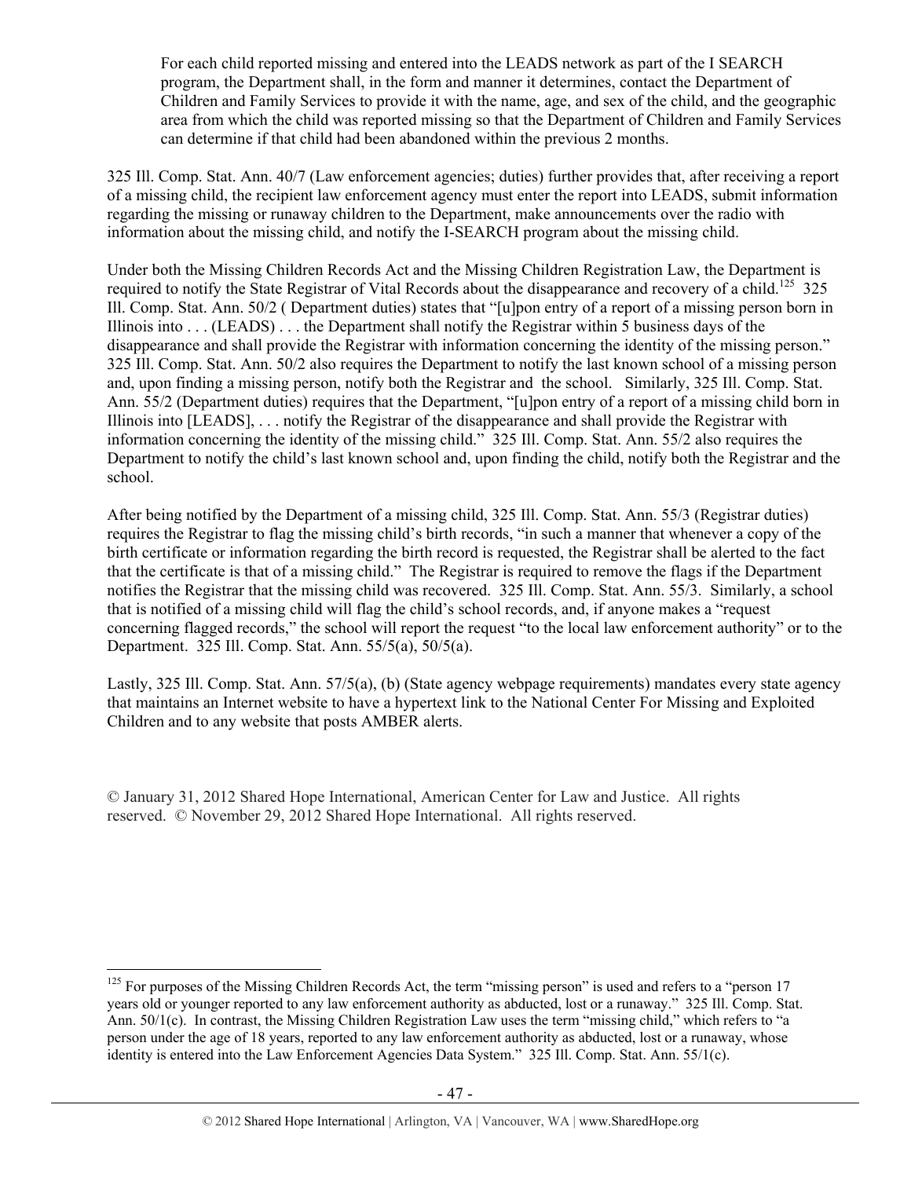> For each child reported missing and entered into the LEADS network as part of the I SEARCH program, the Department shall, in the form and manner it determines, contact the Department of Children and Family Services to provide it with the name, age, and sex of the child, and the geographic area from which the child was reported missing so that the Department of Children and Family Services can determine if that child had been abandoned within the previous 2 months.

325 Ill. Comp. Stat. Ann. 40/7 (Law enforcement agencies; duties) further provides that, after receiving a report of a missing child, the recipient law enforcement agency must enter the report into LEADS, submit information regarding the missing or runaway children to the Department, make announcements over the radio with information about the missing child, and notify the I-SEARCH program about the missing child.

Under both the Missing Children Records Act and the Missing Children Registration Law, the Department is required to notify the State Registrar of Vital Records about the disappearance and recovery of a child.[125] 325 Ill. Comp. Stat. Ann. 50/2 ( Department duties) states that "[u]pon entry of a report of a missing person born in Illinois into . . . (LEADS) . . . the Department shall notify the Registrar within 5 business days of the disappearance and shall provide the Registrar with information concerning the identity of the missing person." 325 Ill. Comp. Stat. Ann. 50/2 also requires the Department to notify the last known school of a missing person and, upon finding a missing person, notify both the Registrar and the school. Similarly, 325 Ill. Comp. Stat. Ann. 55/2 (Department duties) requires that the Department, "[u]pon entry of a report of a missing child born in Illinois into [LEADS], . . . notify the Registrar of the disappearance and shall provide the Registrar with information concerning the identity of the missing child." 325 Ill. Comp. Stat. Ann. 55/2 also requires the Department to notify the child's last known school and, upon finding the child, notify both the Registrar and the school.

After being notified by the Department of a missing child, 325 Ill. Comp. Stat. Ann. 55/3 (Registrar duties) requires the Registrar to flag the missing child's birth records, "in such a manner that whenever a copy of the birth certificate or information regarding the birth record is requested, the Registrar shall be alerted to the fact that the certificate is that of a missing child." The Registrar is required to remove the flags if the Department notifies the Registrar that the missing child was recovered. 325 Ill. Comp. Stat. Ann. 55/3. Similarly, a school that is notified of a missing child will flag the child's school records, and, if anyone makes a "request concerning flagged records," the school will report the request "to the local law enforcement authority" or to the Department. 325 Ill. Comp. Stat. Ann. 55/5(a), 50/5(a).

Lastly, 325 Ill. Comp. Stat. Ann. 57/5(a), (b) (State agency webpage requirements) mandates every state agency that maintains an Internet website to have a hypertext link to the National Center For Missing and Exploited Children and to any website that posts AMBER alerts.

© January 31, 2012 Shared Hope International, American Center for Law and Justice. All rights reserved. © November 29, 2012 Shared Hope International. All rights reserved.

---

[125] For purposes of the Missing Children Records Act, the term "missing person" is used and refers to a "person 17 years old or younger reported to any law enforcement authority as abducted, lost or a runaway." 325 Ill. Comp. Stat. Ann. 50/1(c). In contrast, the Missing Children Registration Law uses the term "missing child," which refers to "a person under the age of 18 years, reported to any law enforcement authority as abducted, lost or a runaway, whose identity is entered into the Law Enforcement Agencies Data System." 325 Ill. Comp. Stat. Ann. 55/1(c).